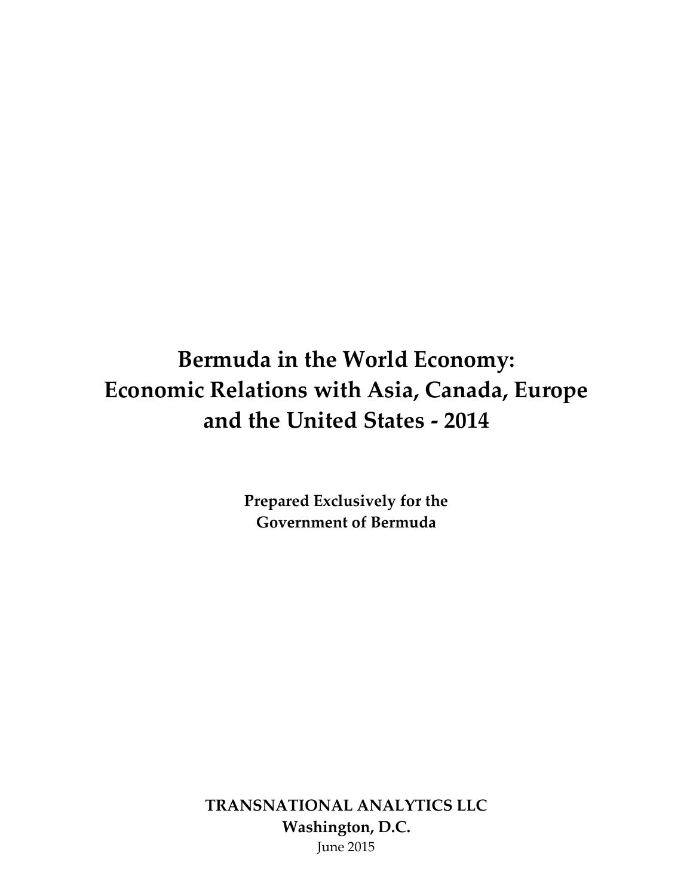# Bermuda in the World Economy: Economic Relations with Asia, Canada, Europe and the United States - 2014

**Prepared Exclusively for the Government of Bermuda**

**TRANSNATIONAL ANALYTICS LLC**
**Washington, D.C.**
June 2015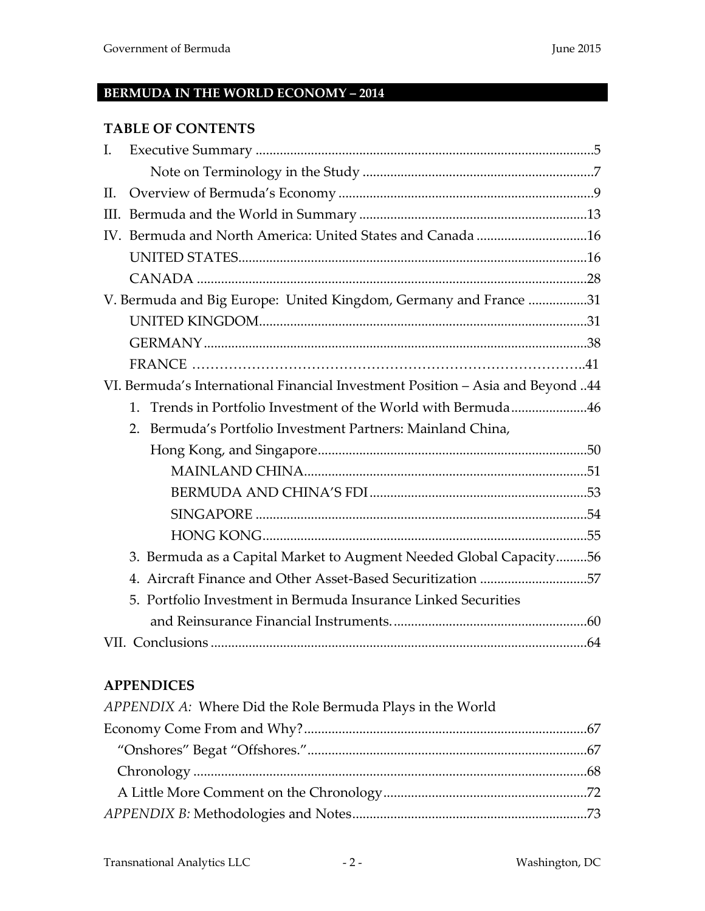## BERMUDA IN THE WORLD ECONOMY – 2014

### TABLE OF CONTENTS

I. Executive Summary .......... 5
  Note on Terminology in the Study .......... 7
II. Overview of Bermuda's Economy .......... 9
III. Bermuda and the World in Summary .......... 13
IV. Bermuda and North America: United States and Canada .......... 16
  UNITED STATES .......... 16
  CANADA .......... 28
V. Bermuda and Big Europe: United Kingdom, Germany and France .......... 31
  UNITED KINGDOM .......... 31
  GERMANY .......... 38
  FRANCE .......... 41
VI. Bermuda's International Financial Investment Position – Asia and Beyond .. 44
  1. Trends in Portfolio Investment of the World with Bermuda .......... 46
  2. Bermuda's Portfolio Investment Partners: Mainland China, Hong Kong, and Singapore .......... 50
    MAINLAND CHINA .......... 51
    BERMUDA AND CHINA'S FDI .......... 53
    SINGAPORE .......... 54
    HONG KONG .......... 55
  3. Bermuda as a Capital Market to Augment Needed Global Capacity .......... 56
  4. Aircraft Finance and Other Asset-Based Securitization .......... 57
  5. Portfolio Investment in Bermuda Insurance Linked Securities and Reinsurance Financial Instruments. .......... 60
VII. Conclusions .......... 64

### APPENDICES

*APPENDIX A:* Where Did the Role Bermuda Plays in the World Economy Come From and Why? .......... 67
  "Onshores" Begat "Offshores." .......... 67
  Chronology .......... 68
  A Little More Comment on the Chronology .......... 72
*APPENDIX B:* Methodologies and Notes .......... 73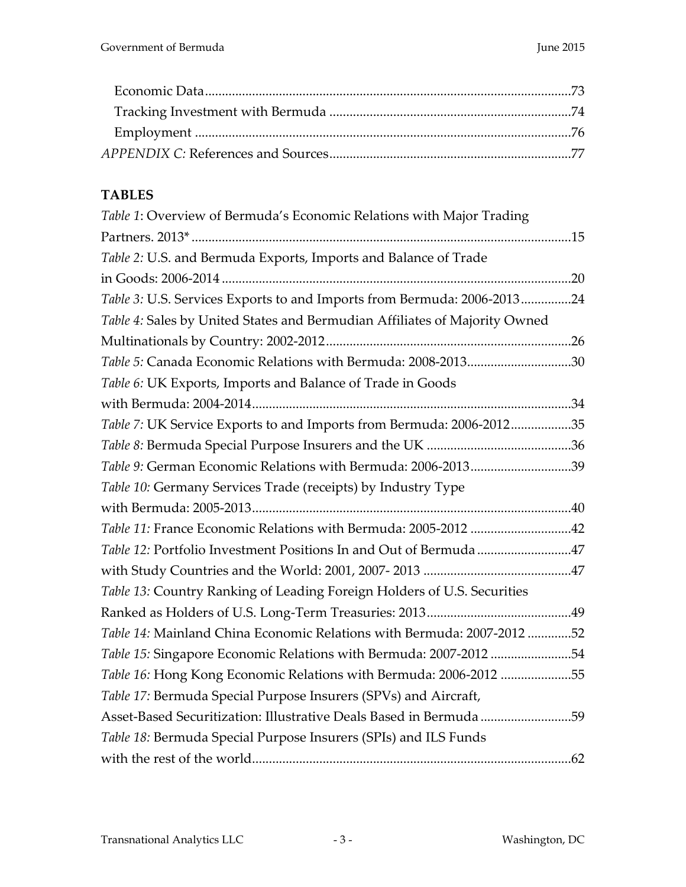Economic Data........................................................................................................73
Tracking Investment with Bermuda ........................................................................74
Employment ..............................................................................................................76
*APPENDIX C:* References and Sources.........................................................................77

**TABLES**

*Table 1*: Overview of Bermuda's Economic Relations with Major Trading Partners. 2013* ..............................................................................................................15
*Table 2:* U.S. and Bermuda Exports, Imports and Balance of Trade in Goods: 2006-2014 ......................................................................................................20
*Table 3:* U.S. Services Exports to and Imports from Bermuda: 2006-2013...............24
*Table 4:* Sales by United States and Bermudian Affiliates of Majority Owned Multinationals by Country: 2002-2012.........................................................................26
*Table 5:* Canada Economic Relations with Bermuda: 2008-2013..............................30
*Table 6:* UK Exports, Imports and Balance of Trade in Goods with Bermuda: 2004-2014.............................................................................................34
*Table 7:* UK Service Exports to and Imports from Bermuda: 2006-2012..................35
*Table 8:* Bermuda Special Purpose Insurers and the UK ..........................................36
*Table 9:* German Economic Relations with Bermuda: 2006-2013..............................39
*Table 10:* Germany Services Trade (receipts) by Industry Type with Bermuda: 2005-2013..............................................................................................40
*Table 11:* France Economic Relations with Bermuda: 2005-2012 .............................42
*Table 12:* Portfolio Investment Positions In and Out of Bermuda ............................47
with Study Countries and the World: 2001, 2007- 2013 ............................................47
*Table 13:* Country Ranking of Leading Foreign Holders of U.S. Securities Ranked as Holders of U.S. Long-Term Treasuries: 2013...........................................49
*Table 14:* Mainland China Economic Relations with Bermuda: 2007-2012 .............52
*Table 15:* Singapore Economic Relations with Bermuda: 2007-2012 ........................54
*Table 16:* Hong Kong Economic Relations with Bermuda: 2006-2012 .....................55
*Table 17:* Bermuda Special Purpose Insurers (SPVs) and Aircraft, Asset-Based Securitization: Illustrative Deals Based in Bermuda ...........................59
*Table 18:* Bermuda Special Purpose Insurers (SPIs) and ILS Funds with the rest of the world...............................................................................................62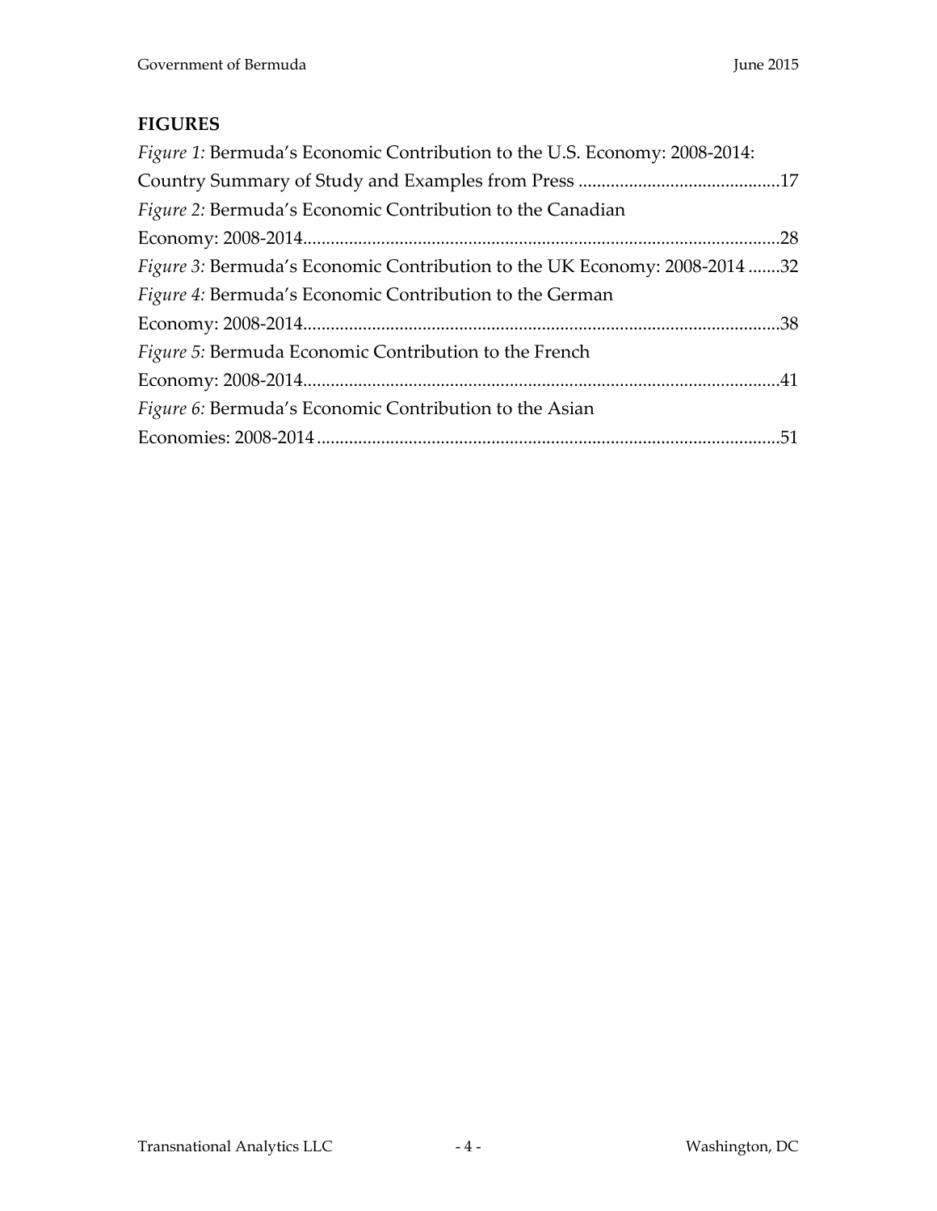## FIGURES

*Figure 1:* Bermuda's Economic Contribution to the U.S. Economy: 2008-2014: Country Summary of Study and Examples from Press ............................................17

*Figure 2:* Bermuda's Economic Contribution to the Canadian Economy: 2008-2014.......................................................................................................28

*Figure 3:* Bermuda's Economic Contribution to the UK Economy: 2008-2014 .......32

*Figure 4:* Bermuda's Economic Contribution to the German Economy: 2008-2014.......................................................................................................38

*Figure 5:* Bermuda Economic Contribution to the French Economy: 2008-2014.......................................................................................................41

*Figure 6:* Bermuda's Economic Contribution to the Asian Economies: 2008-2014....................................................................................................51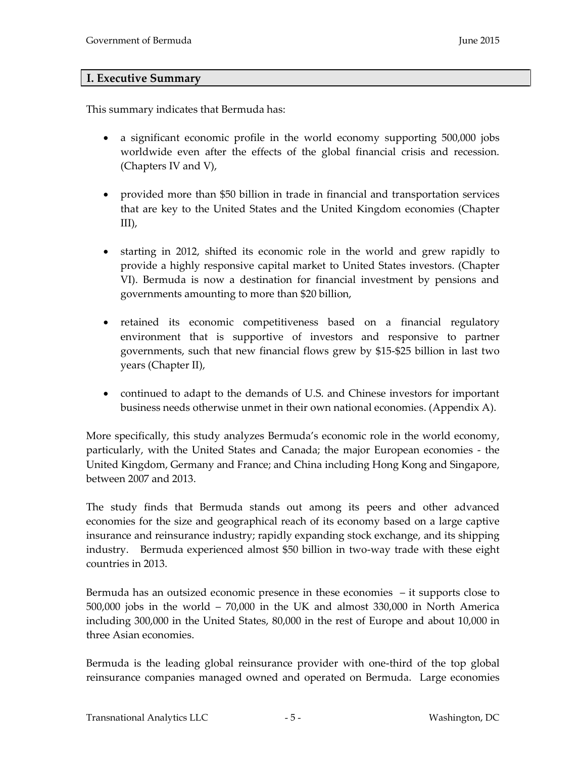## I. Executive Summary

This summary indicates that Bermuda has:

- a significant economic profile in the world economy supporting 500,000 jobs worldwide even after the effects of the global financial crisis and recession. (Chapters IV and V),
- provided more than $50 billion in trade in financial and transportation services that are key to the United States and the United Kingdom economies (Chapter III),
- starting in 2012, shifted its economic role in the world and grew rapidly to provide a highly responsive capital market to United States investors. (Chapter VI). Bermuda is now a destination for financial investment by pensions and governments amounting to more than $20 billion,
- retained its economic competitiveness based on a financial regulatory environment that is supportive of investors and responsive to partner governments, such that new financial flows grew by $15-$25 billion in last two years (Chapter II),
- continued to adapt to the demands of U.S. and Chinese investors for important business needs otherwise unmet in their own national economies. (Appendix A).

More specifically, this study analyzes Bermuda's economic role in the world economy, particularly, with the United States and Canada; the major European economies - the United Kingdom, Germany and France; and China including Hong Kong and Singapore, between 2007 and 2013.

The study finds that Bermuda stands out among its peers and other advanced economies for the size and geographical reach of its economy based on a large captive insurance and reinsurance industry; rapidly expanding stock exchange, and its shipping industry. Bermuda experienced almost $50 billion in two-way trade with these eight countries in 2013.

Bermuda has an outsized economic presence in these economies – it supports close to 500,000 jobs in the world – 70,000 in the UK and almost 330,000 in North America including 300,000 in the United States, 80,000 in the rest of Europe and about 10,000 in three Asian economies.

Bermuda is the leading global reinsurance provider with one-third of the top global reinsurance companies managed owned and operated on Bermuda. Large economies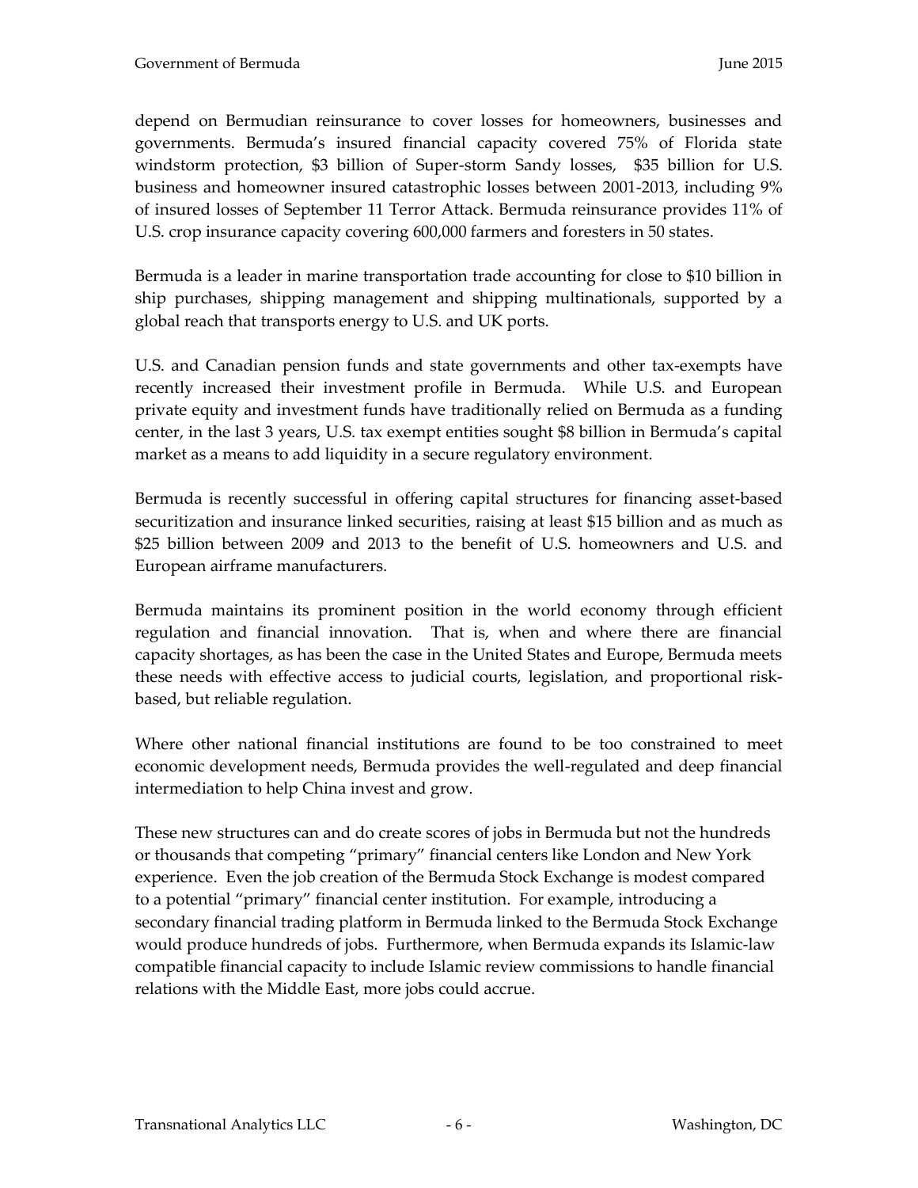depend on Bermudian reinsurance to cover losses for homeowners, businesses and governments. Bermuda's insured financial capacity covered 75% of Florida state windstorm protection, $3 billion of Super-storm Sandy losses, $35 billion for U.S. business and homeowner insured catastrophic losses between 2001-2013, including 9% of insured losses of September 11 Terror Attack. Bermuda reinsurance provides 11% of U.S. crop insurance capacity covering 600,000 farmers and foresters in 50 states.

Bermuda is a leader in marine transportation trade accounting for close to $10 billion in ship purchases, shipping management and shipping multinationals, supported by a global reach that transports energy to U.S. and UK ports.

U.S. and Canadian pension funds and state governments and other tax-exempts have recently increased their investment profile in Bermuda. While U.S. and European private equity and investment funds have traditionally relied on Bermuda as a funding center, in the last 3 years, U.S. tax exempt entities sought $8 billion in Bermuda's capital market as a means to add liquidity in a secure regulatory environment.

Bermuda is recently successful in offering capital structures for financing asset-based securitization and insurance linked securities, raising at least $15 billion and as much as $25 billion between 2009 and 2013 to the benefit of U.S. homeowners and U.S. and European airframe manufacturers.

Bermuda maintains its prominent position in the world economy through efficient regulation and financial innovation. That is, when and where there are financial capacity shortages, as has been the case in the United States and Europe, Bermuda meets these needs with effective access to judicial courts, legislation, and proportional risk-based, but reliable regulation.

Where other national financial institutions are found to be too constrained to meet economic development needs, Bermuda provides the well-regulated and deep financial intermediation to help China invest and grow.

These new structures can and do create scores of jobs in Bermuda but not the hundreds or thousands that competing "primary" financial centers like London and New York experience. Even the job creation of the Bermuda Stock Exchange is modest compared to a potential "primary" financial center institution. For example, introducing a secondary financial trading platform in Bermuda linked to the Bermuda Stock Exchange would produce hundreds of jobs. Furthermore, when Bermuda expands its Islamic-law compatible financial capacity to include Islamic review commissions to handle financial relations with the Middle East, more jobs could accrue.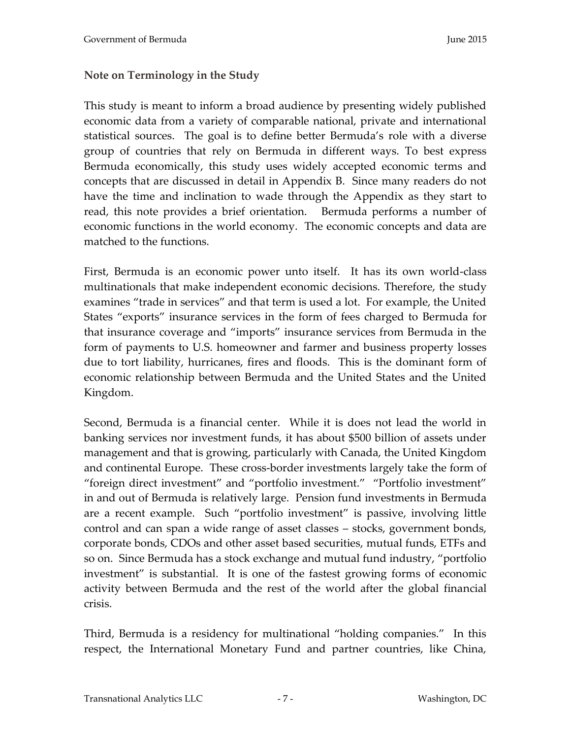### Note on Terminology in the Study

This study is meant to inform a broad audience by presenting widely published economic data from a variety of comparable national, private and international statistical sources. The goal is to define better Bermuda's role with a diverse group of countries that rely on Bermuda in different ways. To best express Bermuda economically, this study uses widely accepted economic terms and concepts that are discussed in detail in Appendix B. Since many readers do not have the time and inclination to wade through the Appendix as they start to read, this note provides a brief orientation. Bermuda performs a number of economic functions in the world economy. The economic concepts and data are matched to the functions.

First, Bermuda is an economic power unto itself. It has its own world-class multinationals that make independent economic decisions. Therefore, the study examines "trade in services" and that term is used a lot. For example, the United States "exports" insurance services in the form of fees charged to Bermuda for that insurance coverage and "imports" insurance services from Bermuda in the form of payments to U.S. homeowner and farmer and business property losses due to tort liability, hurricanes, fires and floods. This is the dominant form of economic relationship between Bermuda and the United States and the United Kingdom.

Second, Bermuda is a financial center. While it is does not lead the world in banking services nor investment funds, it has about $500 billion of assets under management and that is growing, particularly with Canada, the United Kingdom and continental Europe. These cross-border investments largely take the form of "foreign direct investment" and "portfolio investment." "Portfolio investment" in and out of Bermuda is relatively large. Pension fund investments in Bermuda are a recent example. Such "portfolio investment" is passive, involving little control and can span a wide range of asset classes – stocks, government bonds, corporate bonds, CDOs and other asset based securities, mutual funds, ETFs and so on. Since Bermuda has a stock exchange and mutual fund industry, "portfolio investment" is substantial. It is one of the fastest growing forms of economic activity between Bermuda and the rest of the world after the global financial crisis.

Third, Bermuda is a residency for multinational "holding companies." In this respect, the International Monetary Fund and partner countries, like China,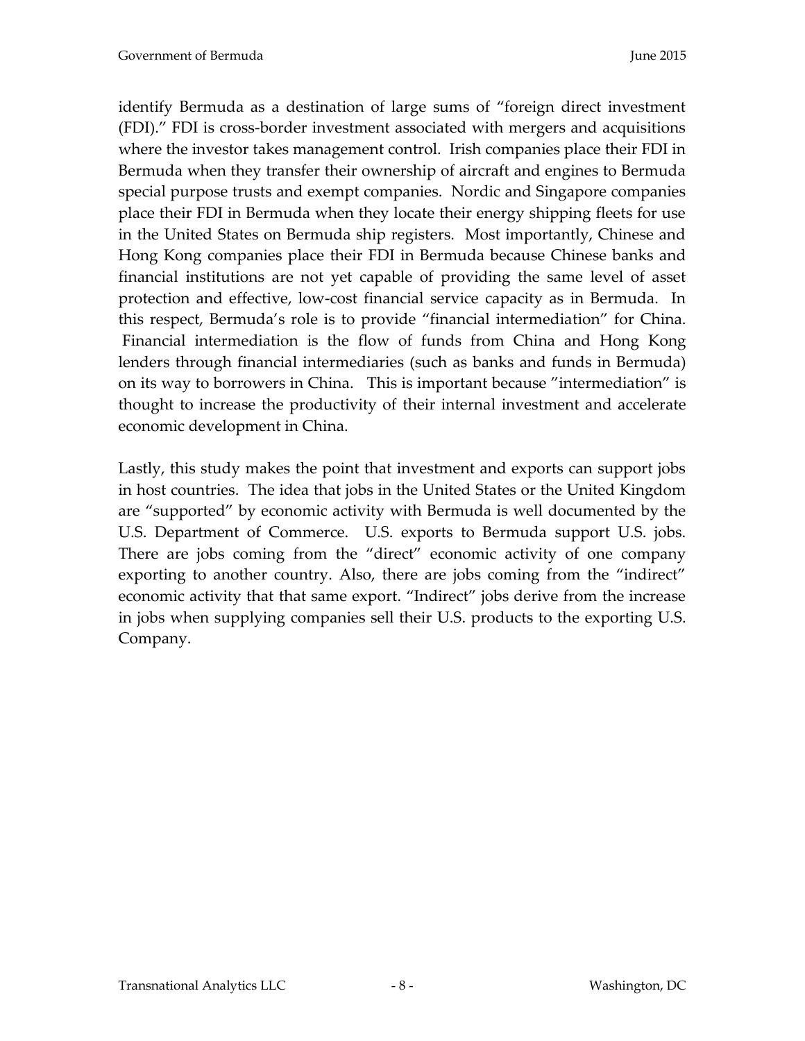identify Bermuda as a destination of large sums of "foreign direct investment (FDI)." FDI is cross-border investment associated with mergers and acquisitions where the investor takes management control. Irish companies place their FDI in Bermuda when they transfer their ownership of aircraft and engines to Bermuda special purpose trusts and exempt companies. Nordic and Singapore companies place their FDI in Bermuda when they locate their energy shipping fleets for use in the United States on Bermuda ship registers. Most importantly, Chinese and Hong Kong companies place their FDI in Bermuda because Chinese banks and financial institutions are not yet capable of providing the same level of asset protection and effective, low-cost financial service capacity as in Bermuda. In this respect, Bermuda's role is to provide "financial intermediation" for China. Financial intermediation is the flow of funds from China and Hong Kong lenders through financial intermediaries (such as banks and funds in Bermuda) on its way to borrowers in China. This is important because "intermediation" is thought to increase the productivity of their internal investment and accelerate economic development in China.

Lastly, this study makes the point that investment and exports can support jobs in host countries. The idea that jobs in the United States or the United Kingdom are "supported" by economic activity with Bermuda is well documented by the U.S. Department of Commerce. U.S. exports to Bermuda support U.S. jobs. There are jobs coming from the "direct" economic activity of one company exporting to another country. Also, there are jobs coming from the "indirect" economic activity that that same export. "Indirect" jobs derive from the increase in jobs when supplying companies sell their U.S. products to the exporting U.S. Company.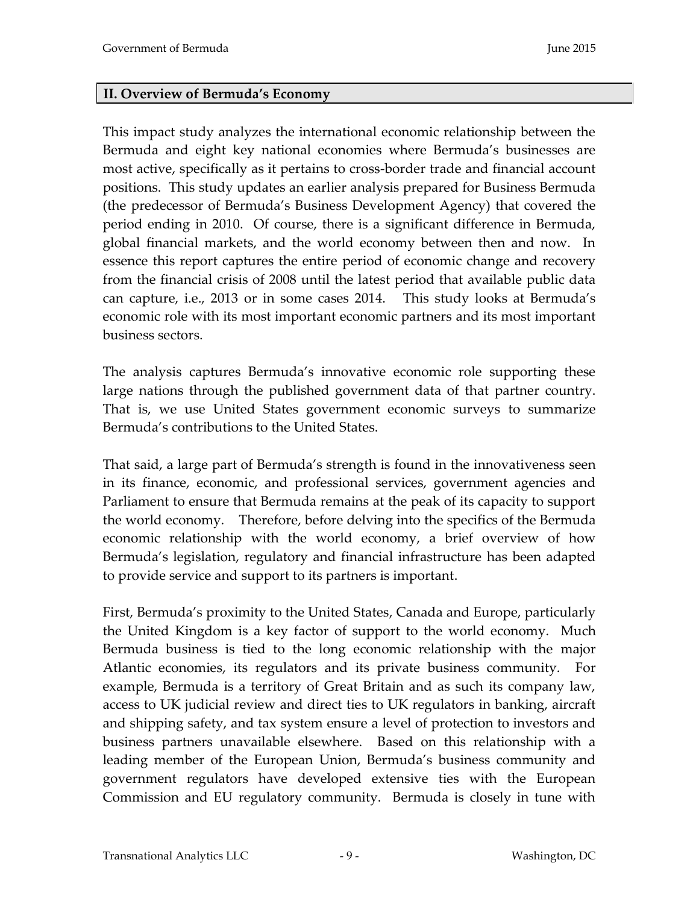## II. Overview of Bermuda's Economy

This impact study analyzes the international economic relationship between the Bermuda and eight key national economies where Bermuda's businesses are most active, specifically as it pertains to cross-border trade and financial account positions. This study updates an earlier analysis prepared for Business Bermuda (the predecessor of Bermuda's Business Development Agency) that covered the period ending in 2010. Of course, there is a significant difference in Bermuda, global financial markets, and the world economy between then and now. In essence this report captures the entire period of economic change and recovery from the financial crisis of 2008 until the latest period that available public data can capture, i.e., 2013 or in some cases 2014. This study looks at Bermuda's economic role with its most important economic partners and its most important business sectors.

The analysis captures Bermuda's innovative economic role supporting these large nations through the published government data of that partner country. That is, we use United States government economic surveys to summarize Bermuda's contributions to the United States.

That said, a large part of Bermuda's strength is found in the innovativeness seen in its finance, economic, and professional services, government agencies and Parliament to ensure that Bermuda remains at the peak of its capacity to support the world economy. Therefore, before delving into the specifics of the Bermuda economic relationship with the world economy, a brief overview of how Bermuda's legislation, regulatory and financial infrastructure has been adapted to provide service and support to its partners is important.

First, Bermuda's proximity to the United States, Canada and Europe, particularly the United Kingdom is a key factor of support to the world economy. Much Bermuda business is tied to the long economic relationship with the major Atlantic economies, its regulators and its private business community. For example, Bermuda is a territory of Great Britain and as such its company law, access to UK judicial review and direct ties to UK regulators in banking, aircraft and shipping safety, and tax system ensure a level of protection to investors and business partners unavailable elsewhere. Based on this relationship with a leading member of the European Union, Bermuda's business community and government regulators have developed extensive ties with the European Commission and EU regulatory community. Bermuda is closely in tune with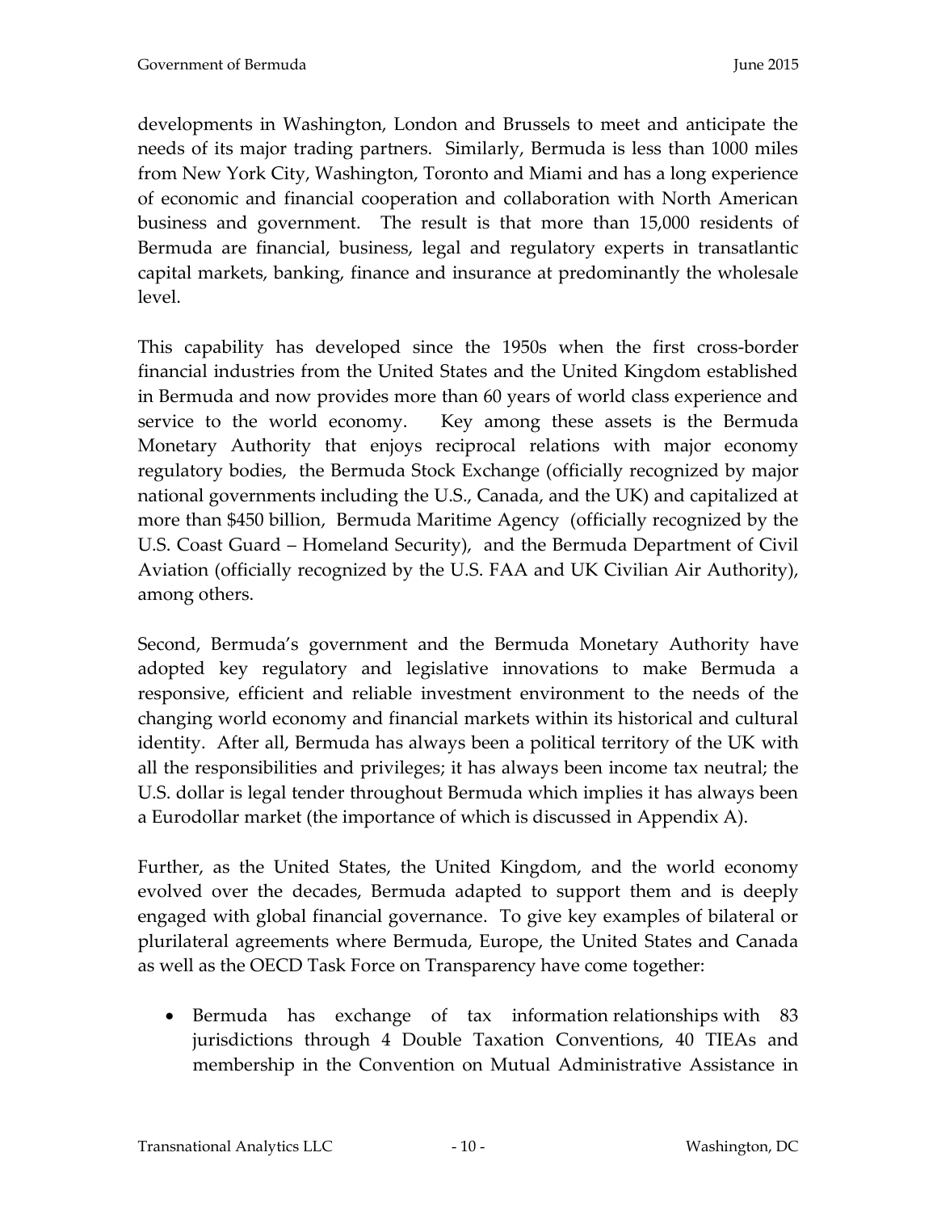developments in Washington, London and Brussels to meet and anticipate the needs of its major trading partners. Similarly, Bermuda is less than 1000 miles from New York City, Washington, Toronto and Miami and has a long experience of economic and financial cooperation and collaboration with North American business and government. The result is that more than 15,000 residents of Bermuda are financial, business, legal and regulatory experts in transatlantic capital markets, banking, finance and insurance at predominantly the wholesale level.

This capability has developed since the 1950s when the first cross-border financial industries from the United States and the United Kingdom established in Bermuda and now provides more than 60 years of world class experience and service to the world economy. Key among these assets is the Bermuda Monetary Authority that enjoys reciprocal relations with major economy regulatory bodies, the Bermuda Stock Exchange (officially recognized by major national governments including the U.S., Canada, and the UK) and capitalized at more than $450 billion, Bermuda Maritime Agency (officially recognized by the U.S. Coast Guard – Homeland Security), and the Bermuda Department of Civil Aviation (officially recognized by the U.S. FAA and UK Civilian Air Authority), among others.

Second, Bermuda's government and the Bermuda Monetary Authority have adopted key regulatory and legislative innovations to make Bermuda a responsive, efficient and reliable investment environment to the needs of the changing world economy and financial markets within its historical and cultural identity. After all, Bermuda has always been a political territory of the UK with all the responsibilities and privileges; it has always been income tax neutral; the U.S. dollar is legal tender throughout Bermuda which implies it has always been a Eurodollar market (the importance of which is discussed in Appendix A).

Further, as the United States, the United Kingdom, and the world economy evolved over the decades, Bermuda adapted to support them and is deeply engaged with global financial governance. To give key examples of bilateral or plurilateral agreements where Bermuda, Europe, the United States and Canada as well as the OECD Task Force on Transparency have come together:

- Bermuda has exchange of tax information relationships with 83 jurisdictions through 4 Double Taxation Conventions, 40 TIEAs and membership in the Convention on Mutual Administrative Assistance in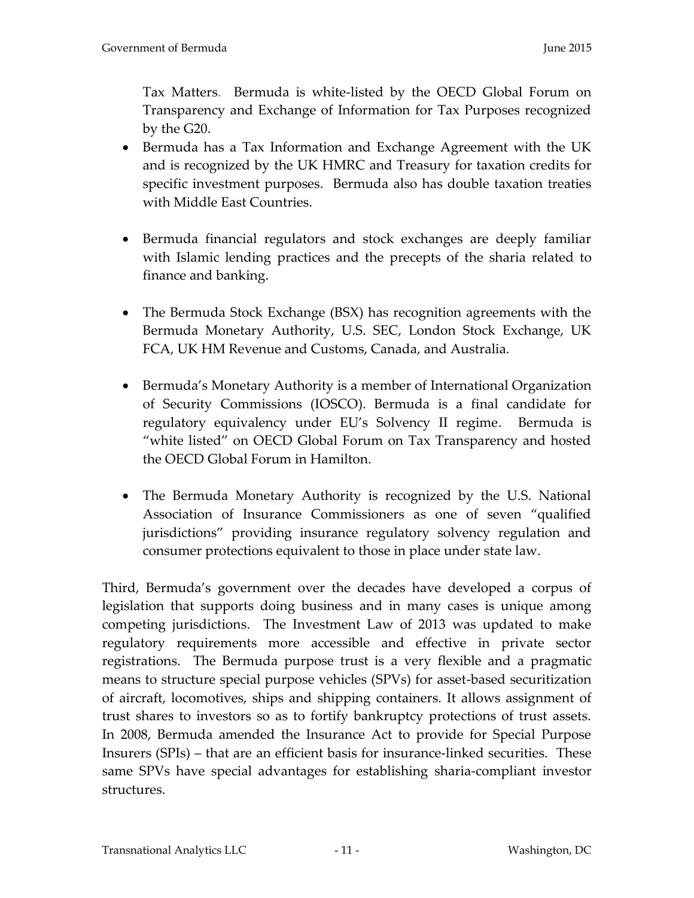Tax Matters. Bermuda is white-listed by the OECD Global Forum on Transparency and Exchange of Information for Tax Purposes recognized by the G20.

- Bermuda has a Tax Information and Exchange Agreement with the UK and is recognized by the UK HMRC and Treasury for taxation credits for specific investment purposes. Bermuda also has double taxation treaties with Middle East Countries.

- Bermuda financial regulators and stock exchanges are deeply familiar with Islamic lending practices and the precepts of the sharia related to finance and banking.

- The Bermuda Stock Exchange (BSX) has recognition agreements with the Bermuda Monetary Authority, U.S. SEC, London Stock Exchange, UK FCA, UK HM Revenue and Customs, Canada, and Australia.

- Bermuda's Monetary Authority is a member of International Organization of Security Commissions (IOSCO). Bermuda is a final candidate for regulatory equivalency under EU's Solvency II regime. Bermuda is "white listed" on OECD Global Forum on Tax Transparency and hosted the OECD Global Forum in Hamilton.

- The Bermuda Monetary Authority is recognized by the U.S. National Association of Insurance Commissioners as one of seven "qualified jurisdictions" providing insurance regulatory solvency regulation and consumer protections equivalent to those in place under state law.

Third, Bermuda's government over the decades have developed a corpus of legislation that supports doing business and in many cases is unique among competing jurisdictions. The Investment Law of 2013 was updated to make regulatory requirements more accessible and effective in private sector registrations. The Bermuda purpose trust is a very flexible and a pragmatic means to structure special purpose vehicles (SPVs) for asset-based securitization of aircraft, locomotives, ships and shipping containers. It allows assignment of trust shares to investors so as to fortify bankruptcy protections of trust assets. In 2008, Bermuda amended the Insurance Act to provide for Special Purpose Insurers (SPIs) – that are an efficient basis for insurance-linked securities. These same SPVs have special advantages for establishing sharia-compliant investor structures.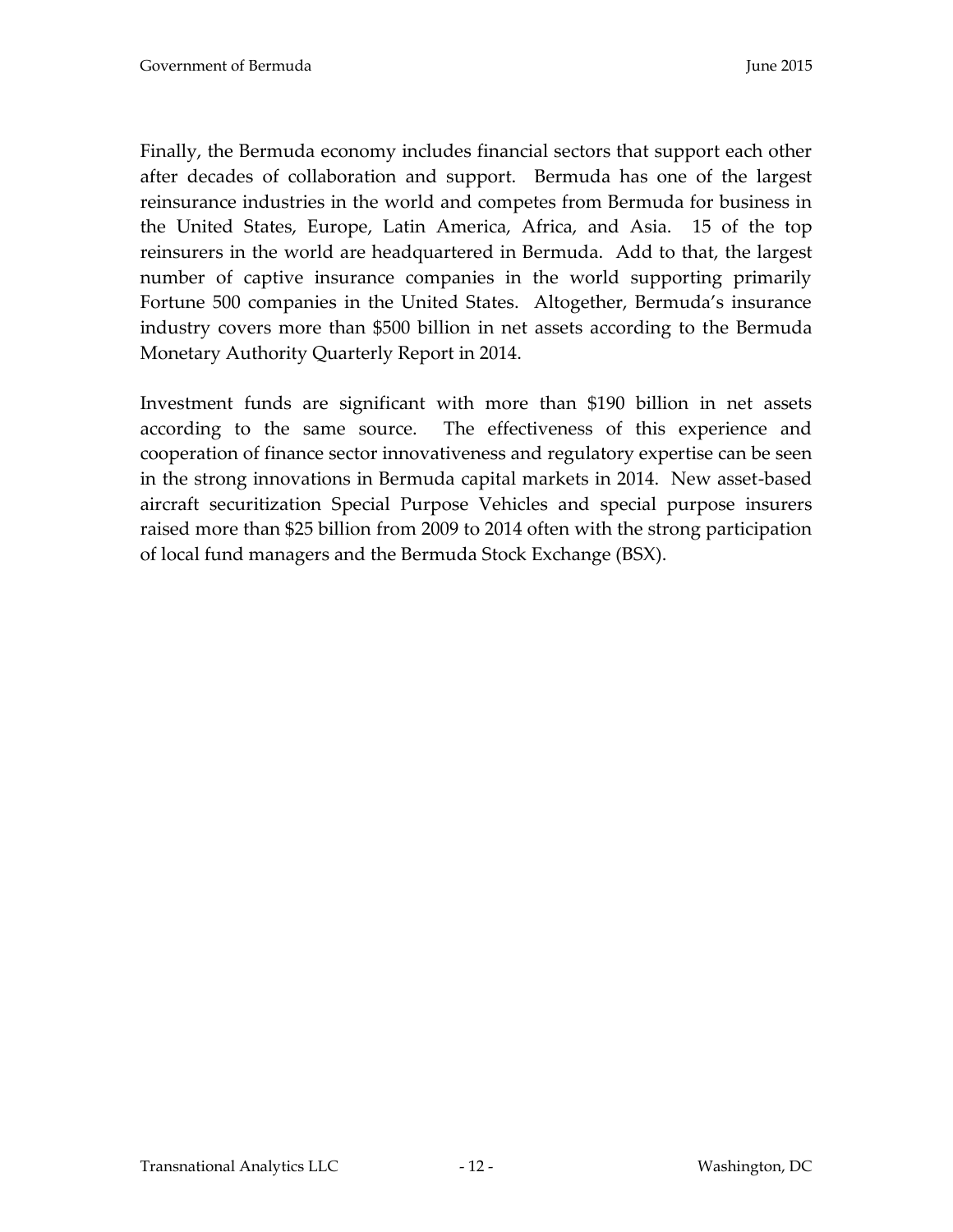Finally, the Bermuda economy includes financial sectors that support each other after decades of collaboration and support. Bermuda has one of the largest reinsurance industries in the world and competes from Bermuda for business in the United States, Europe, Latin America, Africa, and Asia. 15 of the top reinsurers in the world are headquartered in Bermuda. Add to that, the largest number of captive insurance companies in the world supporting primarily Fortune 500 companies in the United States. Altogether, Bermuda's insurance industry covers more than $500 billion in net assets according to the Bermuda Monetary Authority Quarterly Report in 2014.

Investment funds are significant with more than $190 billion in net assets according to the same source. The effectiveness of this experience and cooperation of finance sector innovativeness and regulatory expertise can be seen in the strong innovations in Bermuda capital markets in 2014. New asset-based aircraft securitization Special Purpose Vehicles and special purpose insurers raised more than $25 billion from 2009 to 2014 often with the strong participation of local fund managers and the Bermuda Stock Exchange (BSX).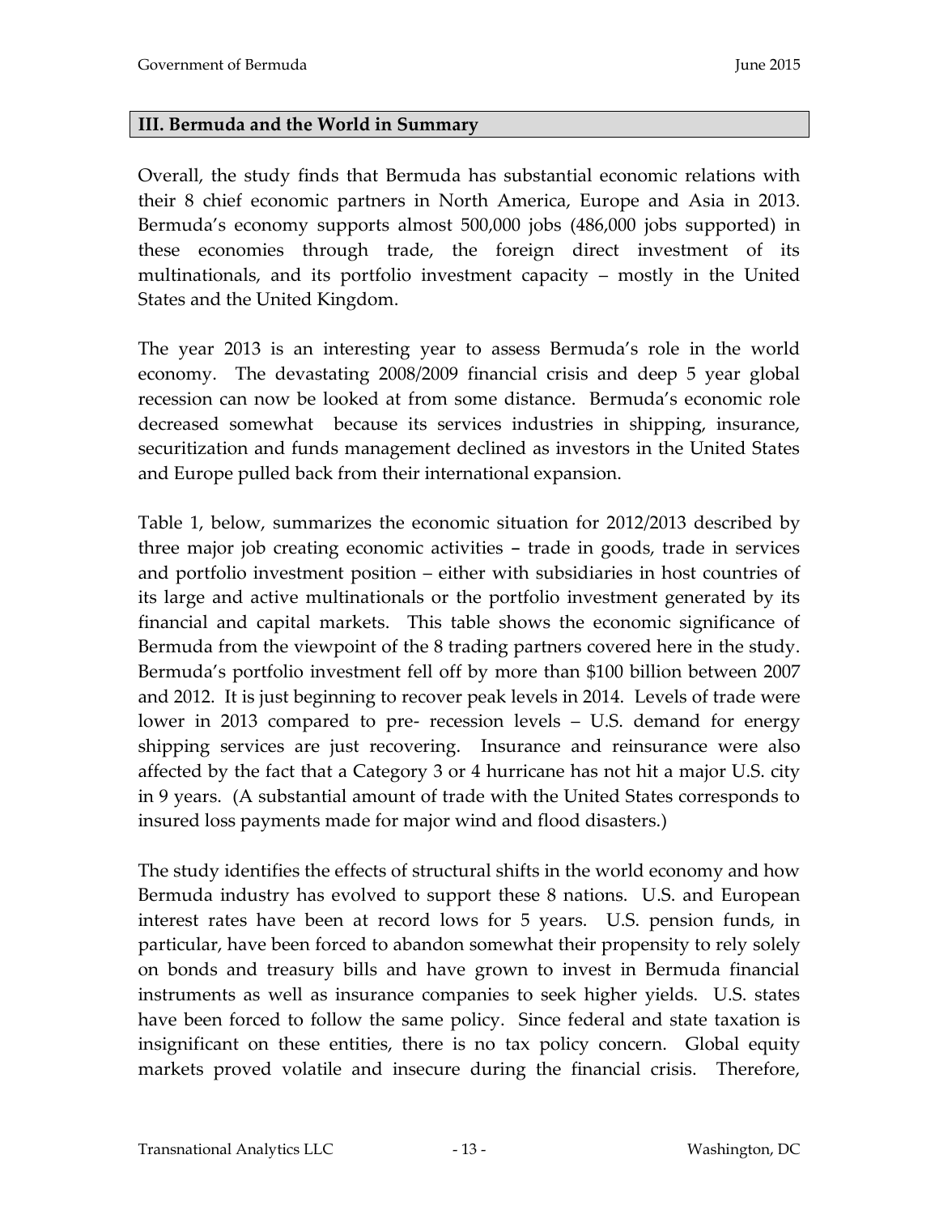## III. Bermuda and the World in Summary

Overall, the study finds that Bermuda has substantial economic relations with their 8 chief economic partners in North America, Europe and Asia in 2013. Bermuda's economy supports almost 500,000 jobs (486,000 jobs supported) in these economies through trade, the foreign direct investment of its multinationals, and its portfolio investment capacity – mostly in the United States and the United Kingdom.

The year 2013 is an interesting year to assess Bermuda's role in the world economy. The devastating 2008/2009 financial crisis and deep 5 year global recession can now be looked at from some distance. Bermuda's economic role decreased somewhat because its services industries in shipping, insurance, securitization and funds management declined as investors in the United States and Europe pulled back from their international expansion.

Table 1, below, summarizes the economic situation for 2012/2013 described by three major job creating economic activities – trade in goods, trade in services and portfolio investment position – either with subsidiaries in host countries of its large and active multinationals or the portfolio investment generated by its financial and capital markets. This table shows the economic significance of Bermuda from the viewpoint of the 8 trading partners covered here in the study. Bermuda's portfolio investment fell off by more than $100 billion between 2007 and 2012. It is just beginning to recover peak levels in 2014. Levels of trade were lower in 2013 compared to pre- recession levels – U.S. demand for energy shipping services are just recovering. Insurance and reinsurance were also affected by the fact that a Category 3 or 4 hurricane has not hit a major U.S. city in 9 years. (A substantial amount of trade with the United States corresponds to insured loss payments made for major wind and flood disasters.)

The study identifies the effects of structural shifts in the world economy and how Bermuda industry has evolved to support these 8 nations. U.S. and European interest rates have been at record lows for 5 years. U.S. pension funds, in particular, have been forced to abandon somewhat their propensity to rely solely on bonds and treasury bills and have grown to invest in Bermuda financial instruments as well as insurance companies to seek higher yields. U.S. states have been forced to follow the same policy. Since federal and state taxation is insignificant on these entities, there is no tax policy concern. Global equity markets proved volatile and insecure during the financial crisis. Therefore,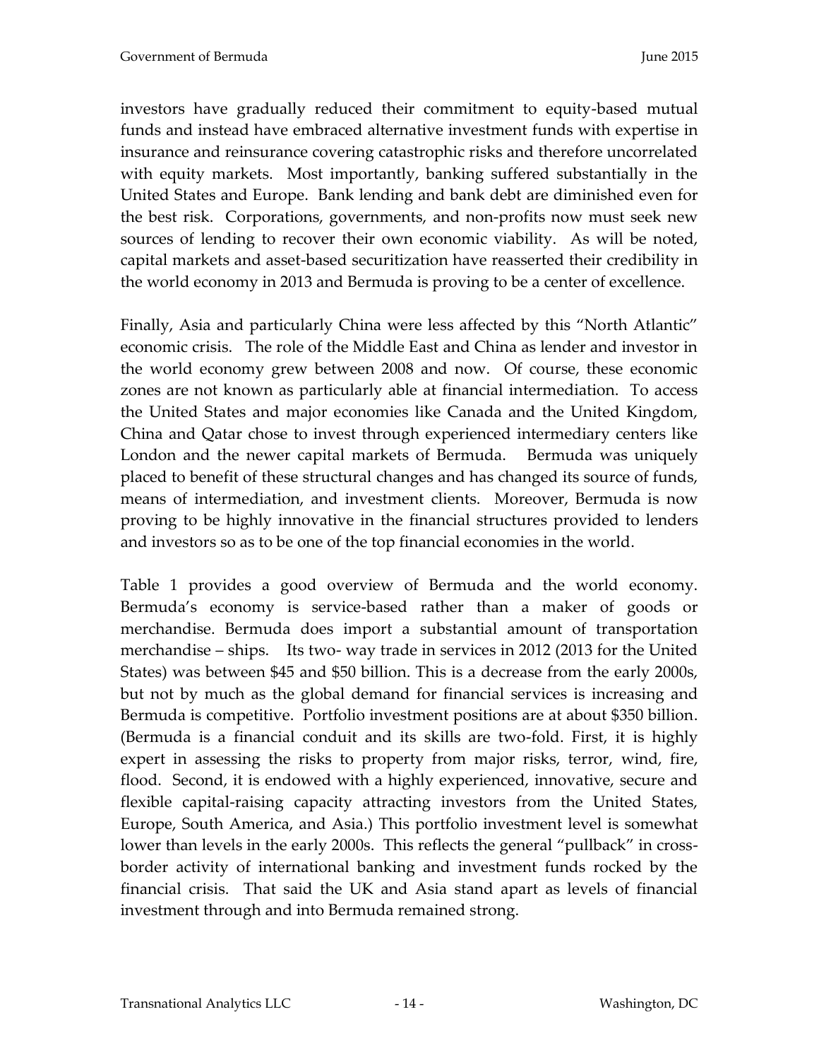investors have gradually reduced their commitment to equity-based mutual funds and instead have embraced alternative investment funds with expertise in insurance and reinsurance covering catastrophic risks and therefore uncorrelated with equity markets. Most importantly, banking suffered substantially in the United States and Europe. Bank lending and bank debt are diminished even for the best risk. Corporations, governments, and non-profits now must seek new sources of lending to recover their own economic viability. As will be noted, capital markets and asset-based securitization have reasserted their credibility in the world economy in 2013 and Bermuda is proving to be a center of excellence.

Finally, Asia and particularly China were less affected by this "North Atlantic" economic crisis. The role of the Middle East and China as lender and investor in the world economy grew between 2008 and now. Of course, these economic zones are not known as particularly able at financial intermediation. To access the United States and major economies like Canada and the United Kingdom, China and Qatar chose to invest through experienced intermediary centers like London and the newer capital markets of Bermuda. Bermuda was uniquely placed to benefit of these structural changes and has changed its source of funds, means of intermediation, and investment clients. Moreover, Bermuda is now proving to be highly innovative in the financial structures provided to lenders and investors so as to be one of the top financial economies in the world.

Table 1 provides a good overview of Bermuda and the world economy. Bermuda's economy is service-based rather than a maker of goods or merchandise. Bermuda does import a substantial amount of transportation merchandise – ships. Its two- way trade in services in 2012 (2013 for the United States) was between $45 and $50 billion. This is a decrease from the early 2000s, but not by much as the global demand for financial services is increasing and Bermuda is competitive. Portfolio investment positions are at about $350 billion. (Bermuda is a financial conduit and its skills are two-fold. First, it is highly expert in assessing the risks to property from major risks, terror, wind, fire, flood. Second, it is endowed with a highly experienced, innovative, secure and flexible capital-raising capacity attracting investors from the United States, Europe, South America, and Asia.) This portfolio investment level is somewhat lower than levels in the early 2000s. This reflects the general "pullback" in cross-border activity of international banking and investment funds rocked by the financial crisis. That said the UK and Asia stand apart as levels of financial investment through and into Bermuda remained strong.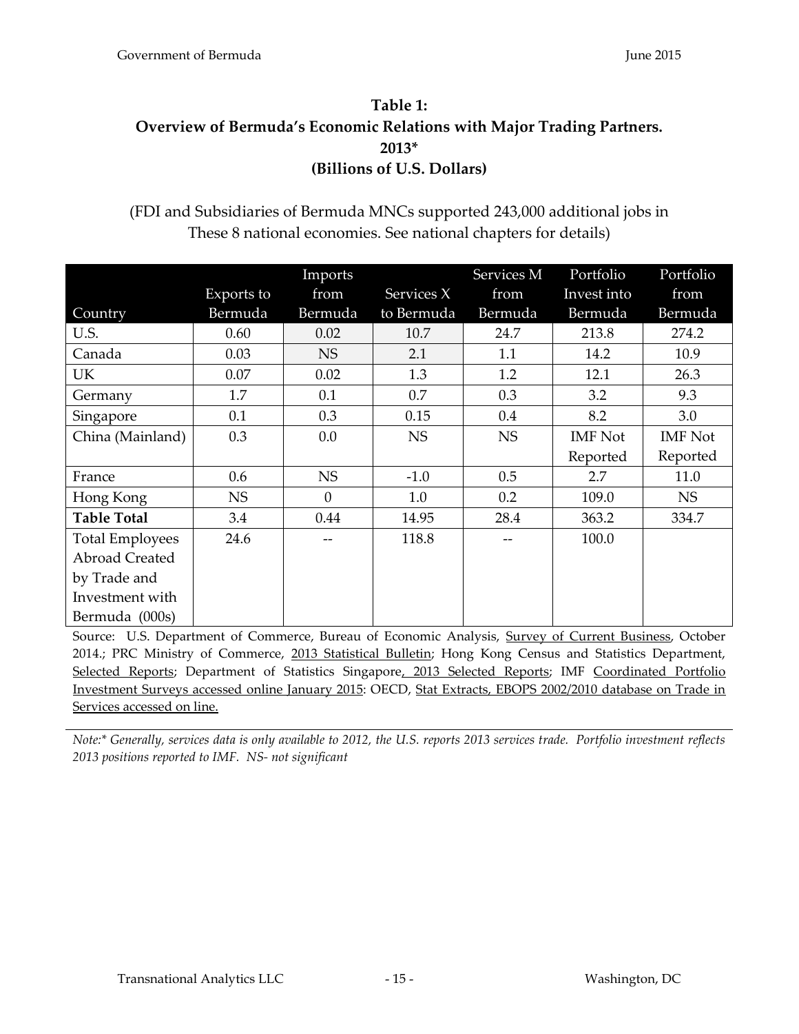**Table 1:**
**Overview of Bermuda's Economic Relations with Major Trading Partners.**
**2013***
**(Billions of U.S. Dollars)**

(FDI and Subsidiaries of Bermuda MNCs supported 243,000 additional jobs in These 8 national economies. See national chapters for details)

| Country | Exports to Bermuda | Imports from Bermuda | Services X to Bermuda | Services M from Bermuda | Portfolio Invest into Bermuda | Portfolio from Bermuda |
|---|---|---|---|---|---|---|
| U.S. | 0.60 | 0.02 | 10.7 | 24.7 | 213.8 | 274.2 |
| Canada | 0.03 | NS | 2.1 | 1.1 | 14.2 | 10.9 |
| UK | 0.07 | 0.02 | 1.3 | 1.2 | 12.1 | 26.3 |
| Germany | 1.7 | 0.1 | 0.7 | 0.3 | 3.2 | 9.3 |
| Singapore | 0.1 | 0.3 | 0.15 | 0.4 | 8.2 | 3.0 |
| China (Mainland) | 0.3 | 0.0 | NS | NS | IMF Not Reported | IMF Not Reported |
| France | 0.6 | NS | -1.0 | 0.5 | 2.7 | 11.0 |
| Hong Kong | NS | 0 | 1.0 | 0.2 | 109.0 | NS |
| **Table Total** | 3.4 | 0.44 | 14.95 | 28.4 | 363.2 | 334.7 |
| Total Employees Abroad Created by Trade and Investment with Bermuda (000s) | 24.6 | -- | 118.8 | -- | 100.0 | |

Source: U.S. Department of Commerce, Bureau of Economic Analysis, Survey of Current Business, October 2014.; PRC Ministry of Commerce, 2013 Statistical Bulletin; Hong Kong Census and Statistics Department, Selected Reports; Department of Statistics Singapore, 2013 Selected Reports; IMF Coordinated Portfolio Investment Surveys accessed online January 2015: OECD, Stat Extracts, EBOPS 2002/2010 database on Trade in Services accessed on line.

*Note:* Generally, services data is only available to 2012, the U.S. reports 2013 services trade. Portfolio investment reflects 2013 positions reported to IMF. NS- not significant*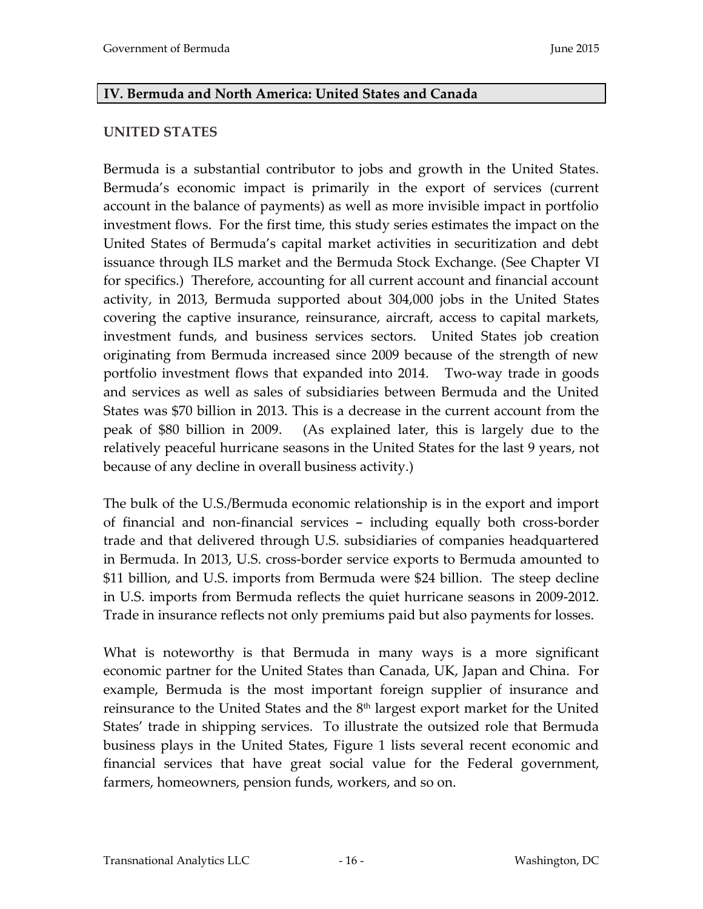## IV. Bermuda and North America: United States and Canada

### UNITED STATES

Bermuda is a substantial contributor to jobs and growth in the United States. Bermuda's economic impact is primarily in the export of services (current account in the balance of payments) as well as more invisible impact in portfolio investment flows. For the first time, this study series estimates the impact on the United States of Bermuda's capital market activities in securitization and debt issuance through ILS market and the Bermuda Stock Exchange. (See Chapter VI for specifics.) Therefore, accounting for all current account and financial account activity, in 2013, Bermuda supported about 304,000 jobs in the United States covering the captive insurance, reinsurance, aircraft, access to capital markets, investment funds, and business services sectors. United States job creation originating from Bermuda increased since 2009 because of the strength of new portfolio investment flows that expanded into 2014. Two-way trade in goods and services as well as sales of subsidiaries between Bermuda and the United States was $70 billion in 2013. This is a decrease in the current account from the peak of $80 billion in 2009. (As explained later, this is largely due to the relatively peaceful hurricane seasons in the United States for the last 9 years, not because of any decline in overall business activity.)

The bulk of the U.S./Bermuda economic relationship is in the export and import of financial and non-financial services – including equally both cross-border trade and that delivered through U.S. subsidiaries of companies headquartered in Bermuda. In 2013, U.S. cross-border service exports to Bermuda amounted to $11 billion, and U.S. imports from Bermuda were $24 billion. The steep decline in U.S. imports from Bermuda reflects the quiet hurricane seasons in 2009-2012. Trade in insurance reflects not only premiums paid but also payments for losses.

What is noteworthy is that Bermuda in many ways is a more significant economic partner for the United States than Canada, UK, Japan and China. For example, Bermuda is the most important foreign supplier of insurance and reinsurance to the United States and the 8th largest export market for the United States' trade in shipping services. To illustrate the outsized role that Bermuda business plays in the United States, Figure 1 lists several recent economic and financial services that have great social value for the Federal government, farmers, homeowners, pension funds, workers, and so on.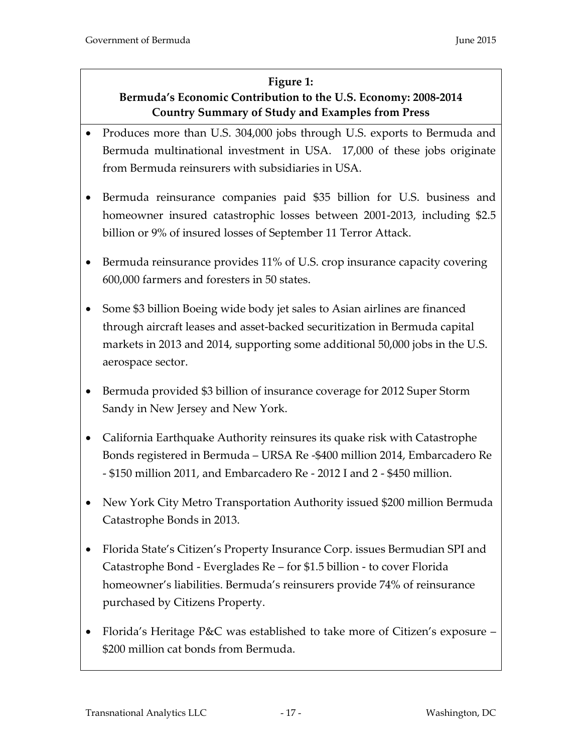**Figure 1:**
**Bermuda's Economic Contribution to the U.S. Economy: 2008-2014**
**Country Summary of Study and Examples from Press**

- Produces more than U.S. 304,000 jobs through U.S. exports to Bermuda and Bermuda multinational investment in USA. 17,000 of these jobs originate from Bermuda reinsurers with subsidiaries in USA.
- Bermuda reinsurance companies paid $35 billion for U.S. business and homeowner insured catastrophic losses between 2001-2013, including $2.5 billion or 9% of insured losses of September 11 Terror Attack.
- Bermuda reinsurance provides 11% of U.S. crop insurance capacity covering 600,000 farmers and foresters in 50 states.
- Some $3 billion Boeing wide body jet sales to Asian airlines are financed through aircraft leases and asset-backed securitization in Bermuda capital markets in 2013 and 2014, supporting some additional 50,000 jobs in the U.S. aerospace sector.
- Bermuda provided $3 billion of insurance coverage for 2012 Super Storm Sandy in New Jersey and New York.
- California Earthquake Authority reinsures its quake risk with Catastrophe Bonds registered in Bermuda – URSA Re -$400 million 2014, Embarcadero Re - $150 million 2011, and Embarcadero Re - 2012 I and 2 - $450 million.
- New York City Metro Transportation Authority issued $200 million Bermuda Catastrophe Bonds in 2013.
- Florida State's Citizen's Property Insurance Corp. issues Bermudian SPI and Catastrophe Bond - Everglades Re – for $1.5 billion - to cover Florida homeowner's liabilities. Bermuda's reinsurers provide 74% of reinsurance purchased by Citizens Property.
- Florida's Heritage P&C was established to take more of Citizen's exposure – $200 million cat bonds from Bermuda.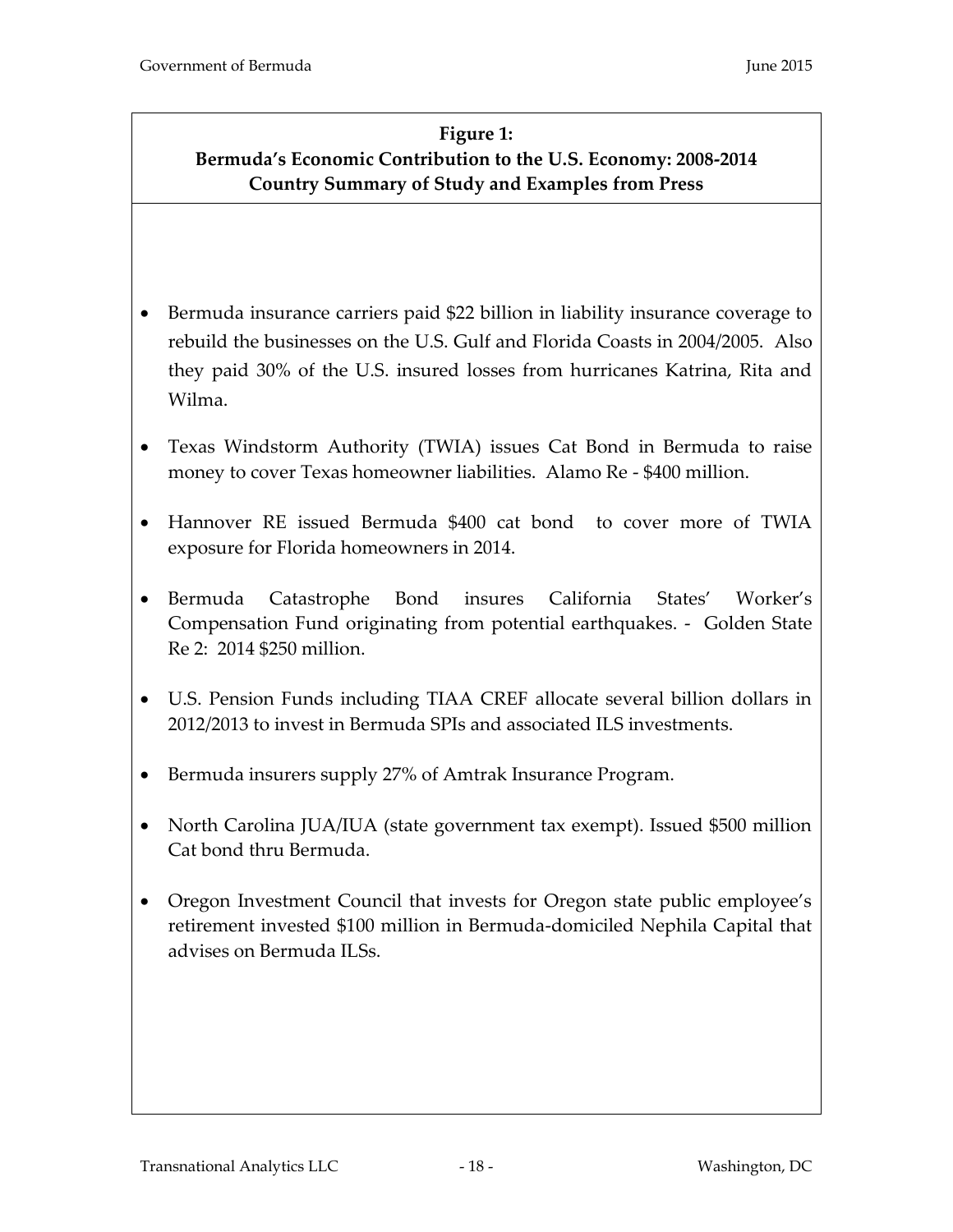**Figure 1:**
**Bermuda's Economic Contribution to the U.S. Economy: 2008-2014**
**Country Summary of Study and Examples from Press**

- Bermuda insurance carriers paid $22 billion in liability insurance coverage to rebuild the businesses on the U.S. Gulf and Florida Coasts in 2004/2005. Also they paid 30% of the U.S. insured losses from hurricanes Katrina, Rita and Wilma.
- Texas Windstorm Authority (TWIA) issues Cat Bond in Bermuda to raise money to cover Texas homeowner liabilities. Alamo Re - $400 million.
- Hannover RE issued Bermuda $400 cat bond to cover more of TWIA exposure for Florida homeowners in 2014.
- Bermuda Catastrophe Bond insures California States' Worker's Compensation Fund originating from potential earthquakes. - Golden State Re 2: 2014 $250 million.
- U.S. Pension Funds including TIAA CREF allocate several billion dollars in 2012/2013 to invest in Bermuda SPIs and associated ILS investments.
- Bermuda insurers supply 27% of Amtrak Insurance Program.
- North Carolina JUA/IUA (state government tax exempt). Issued $500 million Cat bond thru Bermuda.
- Oregon Investment Council that invests for Oregon state public employee's retirement invested $100 million in Bermuda-domiciled Nephila Capital that advises on Bermuda ILSs.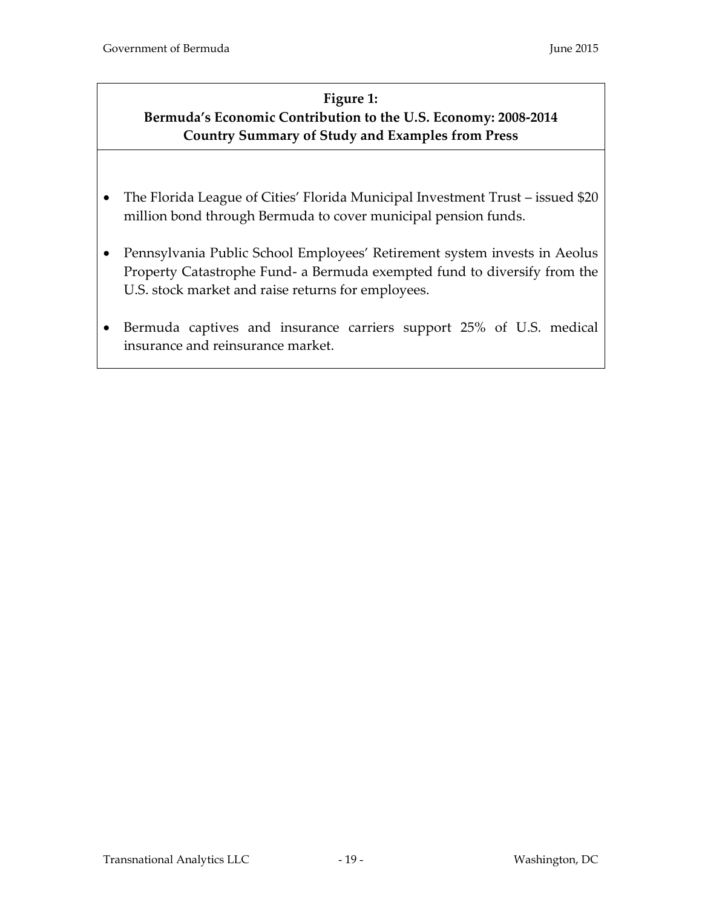**Figure 1:**
**Bermuda's Economic Contribution to the U.S. Economy: 2008-2014**
**Country Summary of Study and Examples from Press**

- The Florida League of Cities' Florida Municipal Investment Trust – issued $20 million bond through Bermuda to cover municipal pension funds.
- Pennsylvania Public School Employees' Retirement system invests in Aeolus Property Catastrophe Fund- a Bermuda exempted fund to diversify from the U.S. stock market and raise returns for employees.
- Bermuda captives and insurance carriers support 25% of U.S. medical insurance and reinsurance market.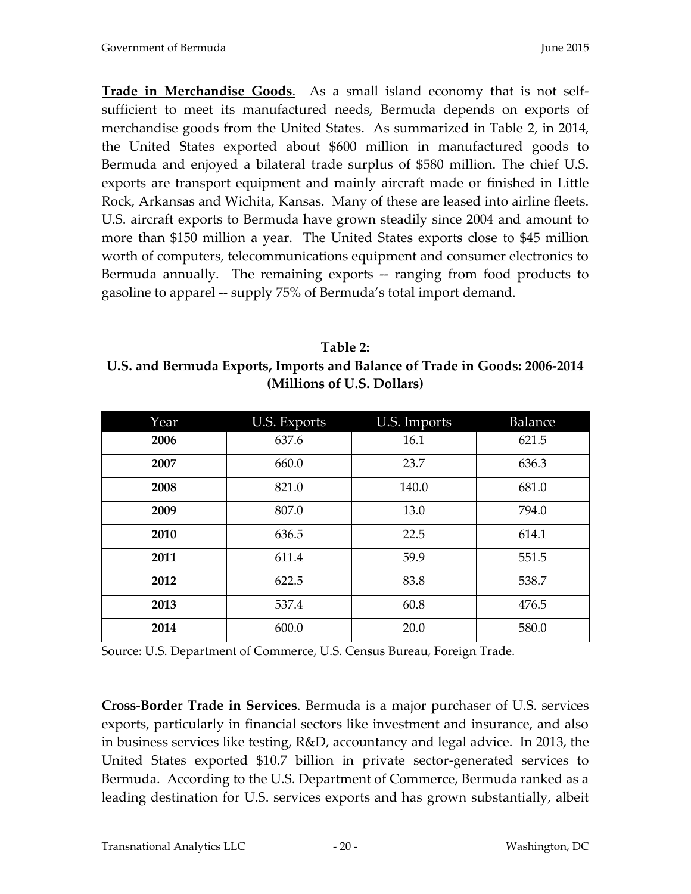**Trade in Merchandise Goods**. As a small island economy that is not self-sufficient to meet its manufactured needs, Bermuda depends on exports of merchandise goods from the United States. As summarized in Table 2, in 2014, the United States exported about $600 million in manufactured goods to Bermuda and enjoyed a bilateral trade surplus of $580 million. The chief U.S. exports are transport equipment and mainly aircraft made or finished in Little Rock, Arkansas and Wichita, Kansas. Many of these are leased into airline fleets. U.S. aircraft exports to Bermuda have grown steadily since 2004 and amount to more than $150 million a year. The United States exports close to $45 million worth of computers, telecommunications equipment and consumer electronics to Bermuda annually. The remaining exports -- ranging from food products to gasoline to apparel -- supply 75% of Bermuda's total import demand.

**Table 2:**
**U.S. and Bermuda Exports, Imports and Balance of Trade in Goods: 2006-2014**
**(Millions of U.S. Dollars)**

| Year | U.S. Exports | U.S. Imports | Balance |
|---|---|---|---|
| **2006** | 637.6 | 16.1 | 621.5 |
| **2007** | 660.0 | 23.7 | 636.3 |
| **2008** | 821.0 | 140.0 | 681.0 |
| **2009** | 807.0 | 13.0 | 794.0 |
| **2010** | 636.5 | 22.5 | 614.1 |
| **2011** | 611.4 | 59.9 | 551.5 |
| **2012** | 622.5 | 83.8 | 538.7 |
| **2013** | 537.4 | 60.8 | 476.5 |
| **2014** | 600.0 | 20.0 | 580.0 |

Source: U.S. Department of Commerce, U.S. Census Bureau, Foreign Trade.

**Cross-Border Trade in Services**. Bermuda is a major purchaser of U.S. services exports, particularly in financial sectors like investment and insurance, and also in business services like testing, R&D, accountancy and legal advice. In 2013, the United States exported $10.7 billion in private sector-generated services to Bermuda. According to the U.S. Department of Commerce, Bermuda ranked as a leading destination for U.S. services exports and has grown substantially, albeit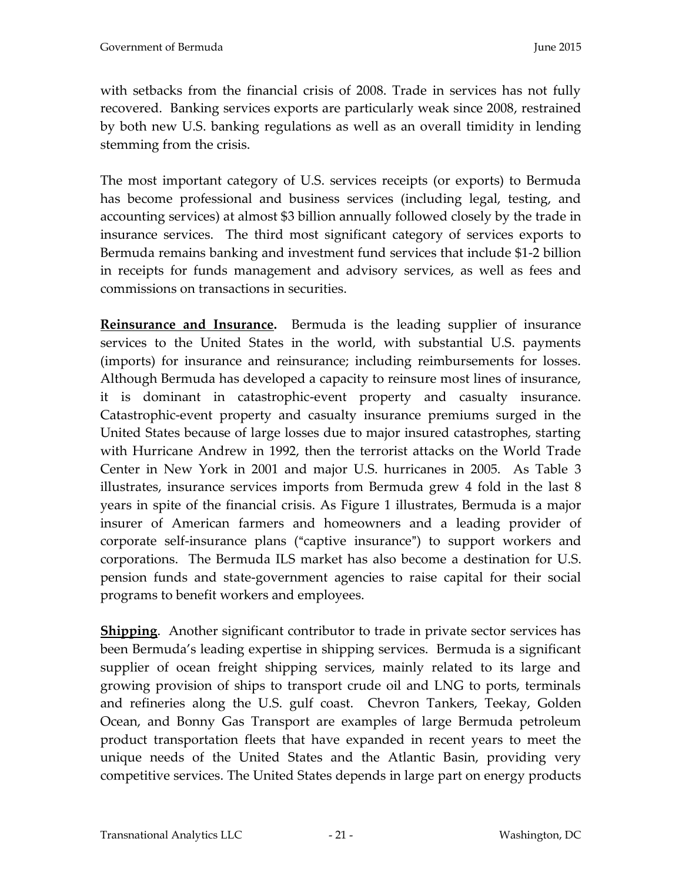with setbacks from the financial crisis of 2008. Trade in services has not fully recovered. Banking services exports are particularly weak since 2008, restrained by both new U.S. banking regulations as well as an overall timidity in lending stemming from the crisis.

The most important category of U.S. services receipts (or exports) to Bermuda has become professional and business services (including legal, testing, and accounting services) at almost $3 billion annually followed closely by the trade in insurance services. The third most significant category of services exports to Bermuda remains banking and investment fund services that include $1-2 billion in receipts for funds management and advisory services, as well as fees and commissions on transactions in securities.

**Reinsurance and Insurance.** Bermuda is the leading supplier of insurance services to the United States in the world, with substantial U.S. payments (imports) for insurance and reinsurance; including reimbursements for losses. Although Bermuda has developed a capacity to reinsure most lines of insurance, it is dominant in catastrophic-event property and casualty insurance. Catastrophic-event property and casualty insurance premiums surged in the United States because of large losses due to major insured catastrophes, starting with Hurricane Andrew in 1992, then the terrorist attacks on the World Trade Center in New York in 2001 and major U.S. hurricanes in 2005. As Table 3 illustrates, insurance services imports from Bermuda grew 4 fold in the last 8 years in spite of the financial crisis. As Figure 1 illustrates, Bermuda is a major insurer of American farmers and homeowners and a leading provider of corporate self-insurance plans ("captive insurance") to support workers and corporations. The Bermuda ILS market has also become a destination for U.S. pension funds and state-government agencies to raise capital for their social programs to benefit workers and employees.

**Shipping**. Another significant contributor to trade in private sector services has been Bermuda's leading expertise in shipping services. Bermuda is a significant supplier of ocean freight shipping services, mainly related to its large and growing provision of ships to transport crude oil and LNG to ports, terminals and refineries along the U.S. gulf coast. Chevron Tankers, Teekay, Golden Ocean, and Bonny Gas Transport are examples of large Bermuda petroleum product transportation fleets that have expanded in recent years to meet the unique needs of the United States and the Atlantic Basin, providing very competitive services. The United States depends in large part on energy products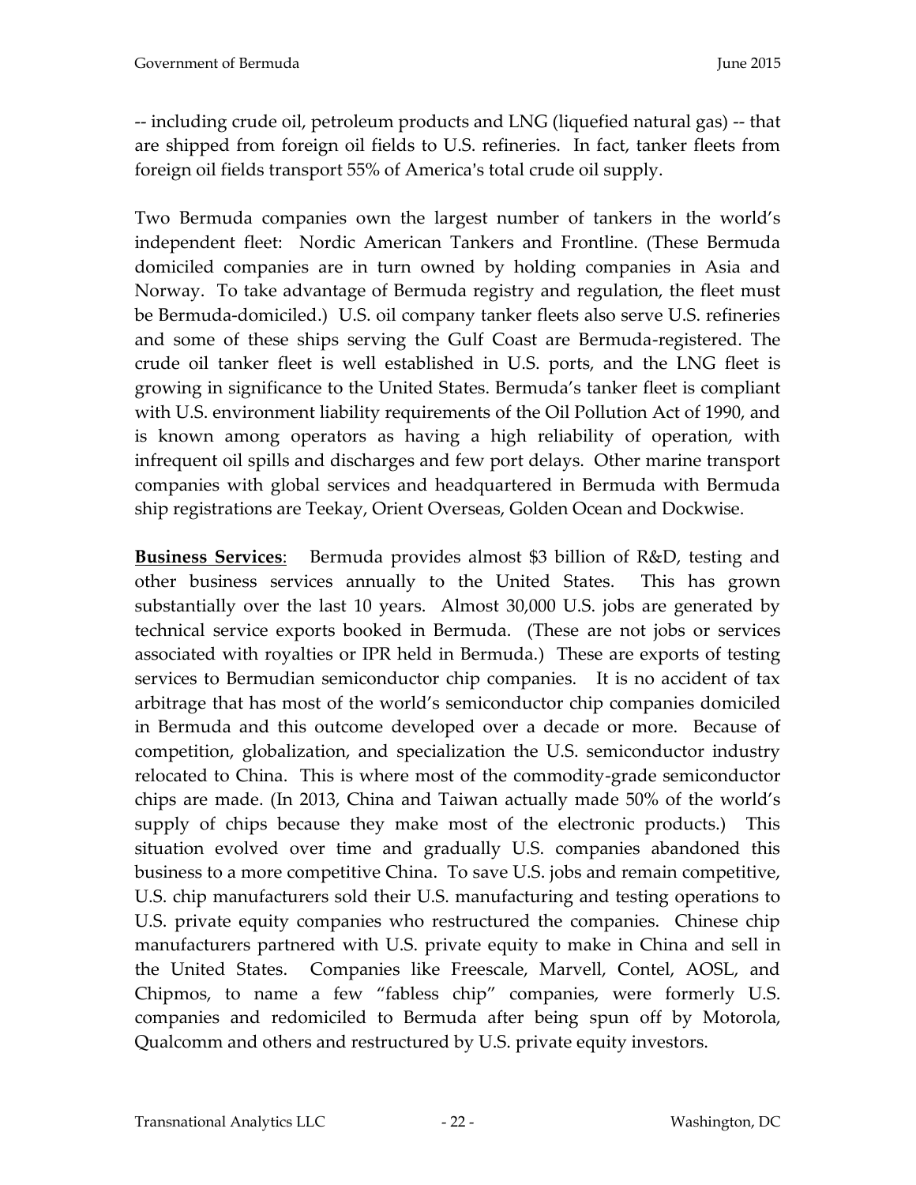-- including crude oil, petroleum products and LNG (liquefied natural gas) -- that are shipped from foreign oil fields to U.S. refineries. In fact, tanker fleets from foreign oil fields transport 55% of America's total crude oil supply.

Two Bermuda companies own the largest number of tankers in the world's independent fleet: Nordic American Tankers and Frontline. (These Bermuda domiciled companies are in turn owned by holding companies in Asia and Norway. To take advantage of Bermuda registry and regulation, the fleet must be Bermuda-domiciled.) U.S. oil company tanker fleets also serve U.S. refineries and some of these ships serving the Gulf Coast are Bermuda-registered. The crude oil tanker fleet is well established in U.S. ports, and the LNG fleet is growing in significance to the United States. Bermuda's tanker fleet is compliant with U.S. environment liability requirements of the Oil Pollution Act of 1990, and is known among operators as having a high reliability of operation, with infrequent oil spills and discharges and few port delays. Other marine transport companies with global services and headquartered in Bermuda with Bermuda ship registrations are Teekay, Orient Overseas, Golden Ocean and Dockwise.

**Business Services**: Bermuda provides almost $3 billion of R&D, testing and other business services annually to the United States. This has grown substantially over the last 10 years. Almost 30,000 U.S. jobs are generated by technical service exports booked in Bermuda. (These are not jobs or services associated with royalties or IPR held in Bermuda.) These are exports of testing services to Bermudian semiconductor chip companies. It is no accident of tax arbitrage that has most of the world's semiconductor chip companies domiciled in Bermuda and this outcome developed over a decade or more. Because of competition, globalization, and specialization the U.S. semiconductor industry relocated to China. This is where most of the commodity-grade semiconductor chips are made. (In 2013, China and Taiwan actually made 50% of the world's supply of chips because they make most of the electronic products.) This situation evolved over time and gradually U.S. companies abandoned this business to a more competitive China. To save U.S. jobs and remain competitive, U.S. chip manufacturers sold their U.S. manufacturing and testing operations to U.S. private equity companies who restructured the companies. Chinese chip manufacturers partnered with U.S. private equity to make in China and sell in the United States. Companies like Freescale, Marvell, Contel, AOSL, and Chipmos, to name a few "fabless chip" companies, were formerly U.S. companies and redomiciled to Bermuda after being spun off by Motorola, Qualcomm and others and restructured by U.S. private equity investors.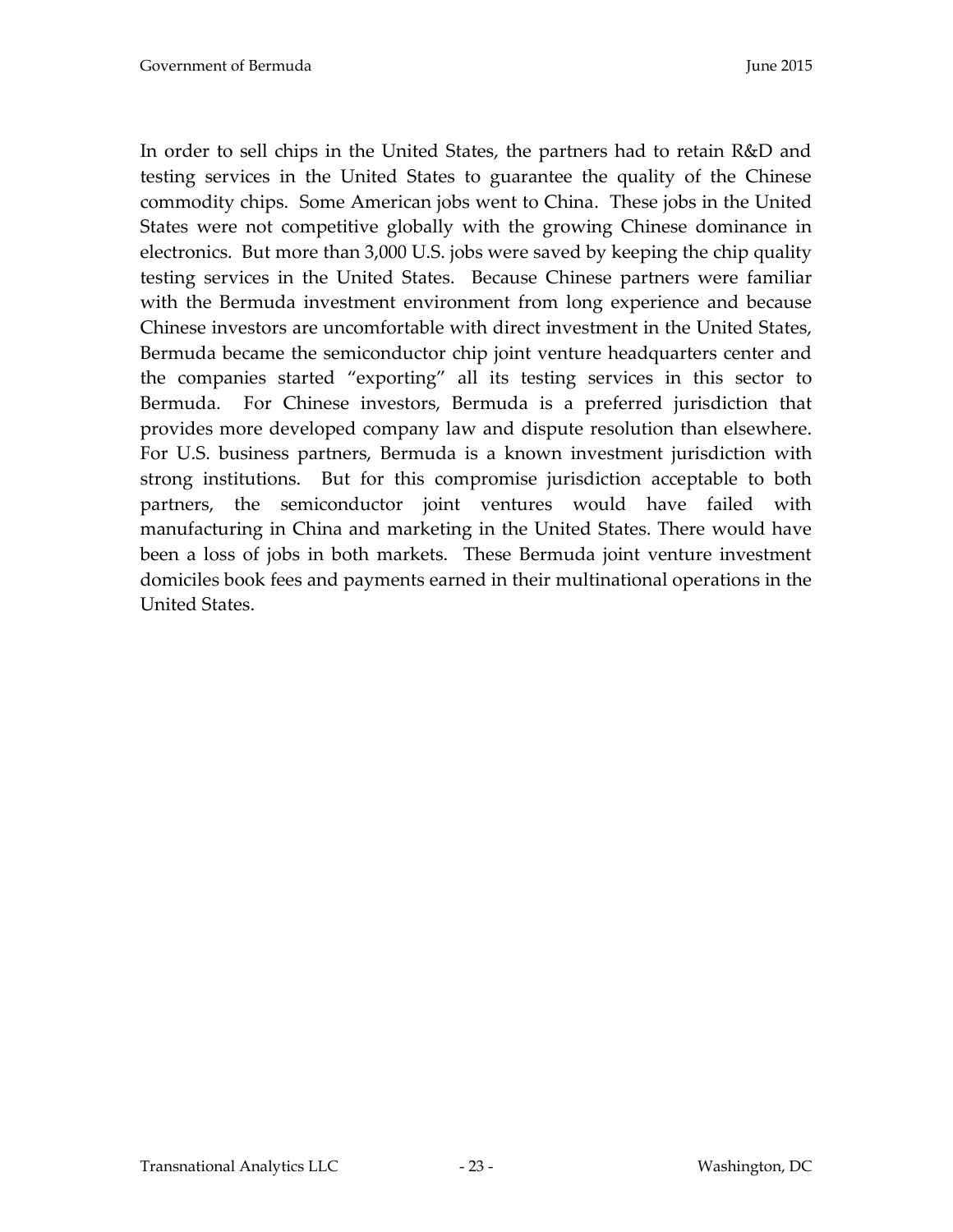In order to sell chips in the United States, the partners had to retain R&D and testing services in the United States to guarantee the quality of the Chinese commodity chips. Some American jobs went to China. These jobs in the United States were not competitive globally with the growing Chinese dominance in electronics. But more than 3,000 U.S. jobs were saved by keeping the chip quality testing services in the United States. Because Chinese partners were familiar with the Bermuda investment environment from long experience and because Chinese investors are uncomfortable with direct investment in the United States, Bermuda became the semiconductor chip joint venture headquarters center and the companies started "exporting" all its testing services in this sector to Bermuda. For Chinese investors, Bermuda is a preferred jurisdiction that provides more developed company law and dispute resolution than elsewhere. For U.S. business partners, Bermuda is a known investment jurisdiction with strong institutions. But for this compromise jurisdiction acceptable to both partners, the semiconductor joint ventures would have failed with manufacturing in China and marketing in the United States. There would have been a loss of jobs in both markets. These Bermuda joint venture investment domiciles book fees and payments earned in their multinational operations in the United States.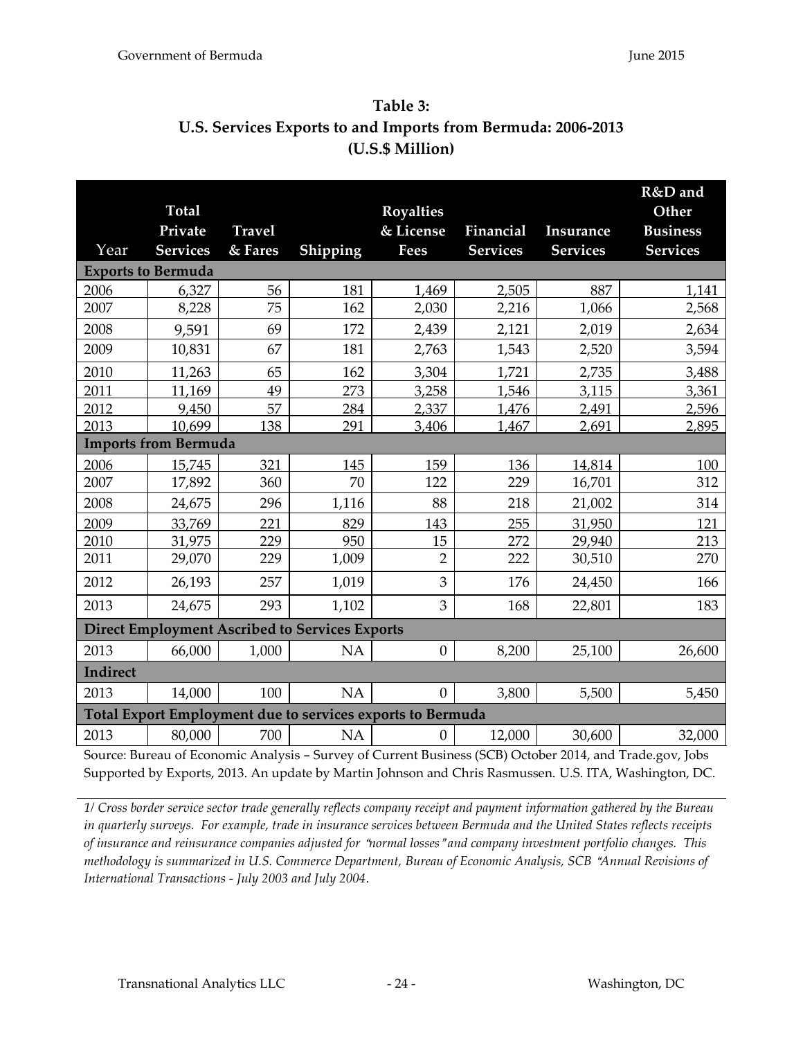**Table 3:**
**U.S. Services Exports to and Imports from Bermuda: 2006-2013**
**(U.S.$ Million)**

| Year | Total Private Services | Travel & Fares | Shipping | Royalties & License Fees | Financial Services | Insurance Services | R&D and Other Business Services |
|---|---|---|---|---|---|---|---|
| **Exports to Bermuda** | | | | | | | |
| 2006 | 6,327 | 56 | 181 | 1,469 | 2,505 | 887 | 1,141 |
| 2007 | 8,228 | 75 | 162 | 2,030 | 2,216 | 1,066 | 2,568 |
| 2008 | 9,591 | 69 | 172 | 2,439 | 2,121 | 2,019 | 2,634 |
| 2009 | 10,831 | 67 | 181 | 2,763 | 1,543 | 2,520 | 3,594 |
| 2010 | 11,263 | 65 | 162 | 3,304 | 1,721 | 2,735 | 3,488 |
| 2011 | 11,169 | 49 | 273 | 3,258 | 1,546 | 3,115 | 3,361 |
| 2012 | 9,450 | 57 | 284 | 2,337 | 1,476 | 2,491 | 2,596 |
| 2013 | 10,699 | 138 | 291 | 3,406 | 1,467 | 2,691 | 2,895 |
| **Imports from Bermuda** | | | | | | | |
| 2006 | 15,745 | 321 | 145 | 159 | 136 | 14,814 | 100 |
| 2007 | 17,892 | 360 | 70 | 122 | 229 | 16,701 | 312 |
| 2008 | 24,675 | 296 | 1,116 | 88 | 218 | 21,002 | 314 |
| 2009 | 33,769 | 221 | 829 | 143 | 255 | 31,950 | 121 |
| 2010 | 31,975 | 229 | 950 | 15 | 272 | 29,940 | 213 |
| 2011 | 29,070 | 229 | 1,009 | 2 | 222 | 30,510 | 270 |
| 2012 | 26,193 | 257 | 1,019 | 3 | 176 | 24,450 | 166 |
| 2013 | 24,675 | 293 | 1,102 | 3 | 168 | 22,801 | 183 |
| **Direct Employment Ascribed to Services Exports** | | | | | | | |
| 2013 | 66,000 | 1,000 | NA | 0 | 8,200 | 25,100 | 26,600 |
| **Indirect** | | | | | | | |
| 2013 | 14,000 | 100 | NA | 0 | 3,800 | 5,500 | 5,450 |
| **Total Export Employment due to services exports to Bermuda** | | | | | | | |
| 2013 | 80,000 | 700 | NA | 0 | 12,000 | 30,600 | 32,000 |

Source: Bureau of Economic Analysis – Survey of Current Business (SCB) October 2014, and Trade.gov, Jobs Supported by Exports, 2013. An update by Martin Johnson and Chris Rasmussen. U.S. ITA, Washington, DC.

*1/ Cross border service sector trade generally reflects company receipt and payment information gathered by the Bureau in quarterly surveys. For example, trade in insurance services between Bermuda and the United States reflects receipts of insurance and reinsurance companies adjusted for "normal losses" and company investment portfolio changes. This methodology is summarized in U.S. Commerce Department, Bureau of Economic Analysis, SCB "Annual Revisions of International Transactions - July 2003 and July 2004.*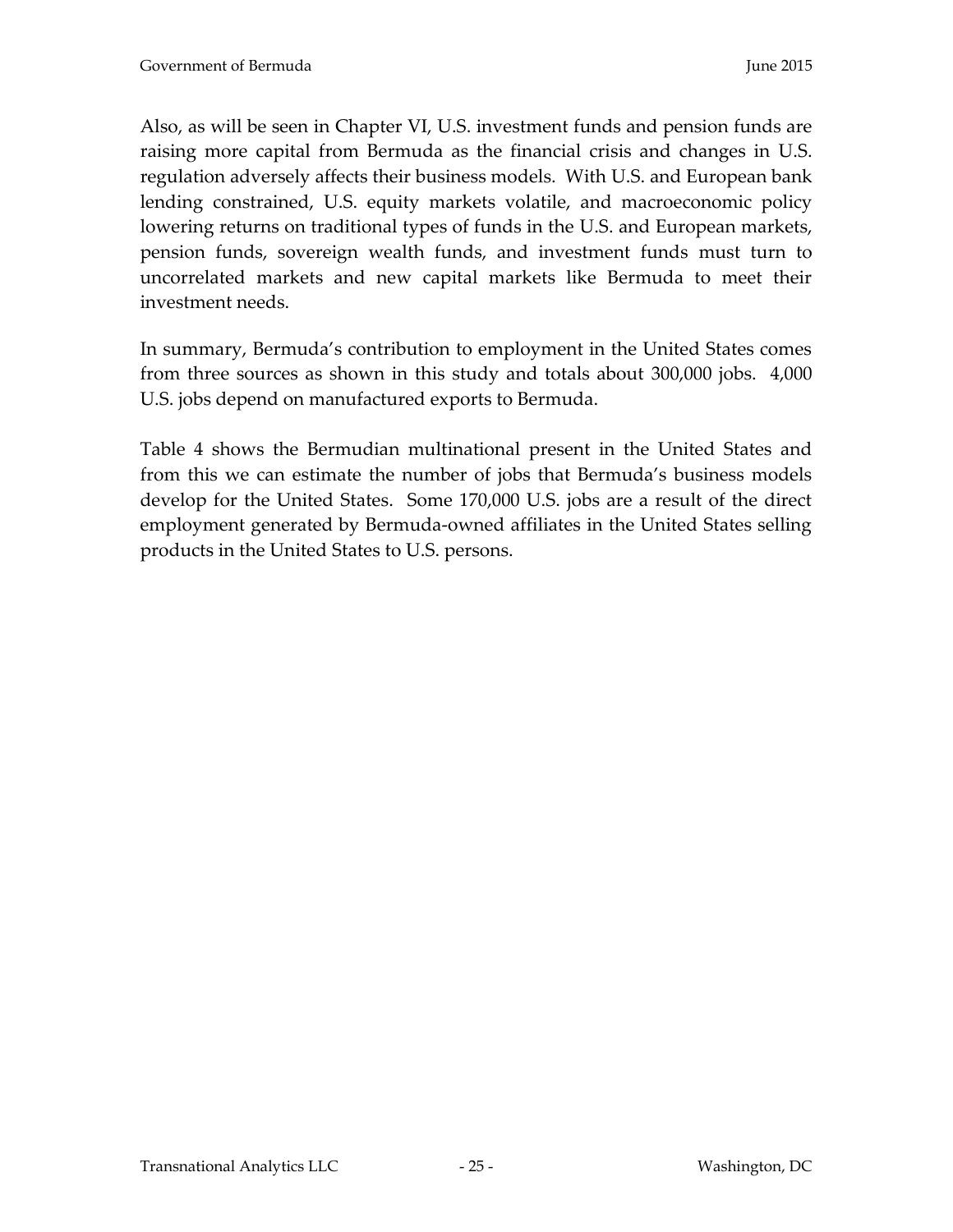Also, as will be seen in Chapter VI, U.S. investment funds and pension funds are raising more capital from Bermuda as the financial crisis and changes in U.S. regulation adversely affects their business models. With U.S. and European bank lending constrained, U.S. equity markets volatile, and macroeconomic policy lowering returns on traditional types of funds in the U.S. and European markets, pension funds, sovereign wealth funds, and investment funds must turn to uncorrelated markets and new capital markets like Bermuda to meet their investment needs.

In summary, Bermuda's contribution to employment in the United States comes from three sources as shown in this study and totals about 300,000 jobs. 4,000 U.S. jobs depend on manufactured exports to Bermuda.

Table 4 shows the Bermudian multinational present in the United States and from this we can estimate the number of jobs that Bermuda's business models develop for the United States. Some 170,000 U.S. jobs are a result of the direct employment generated by Bermuda-owned affiliates in the United States selling products in the United States to U.S. persons.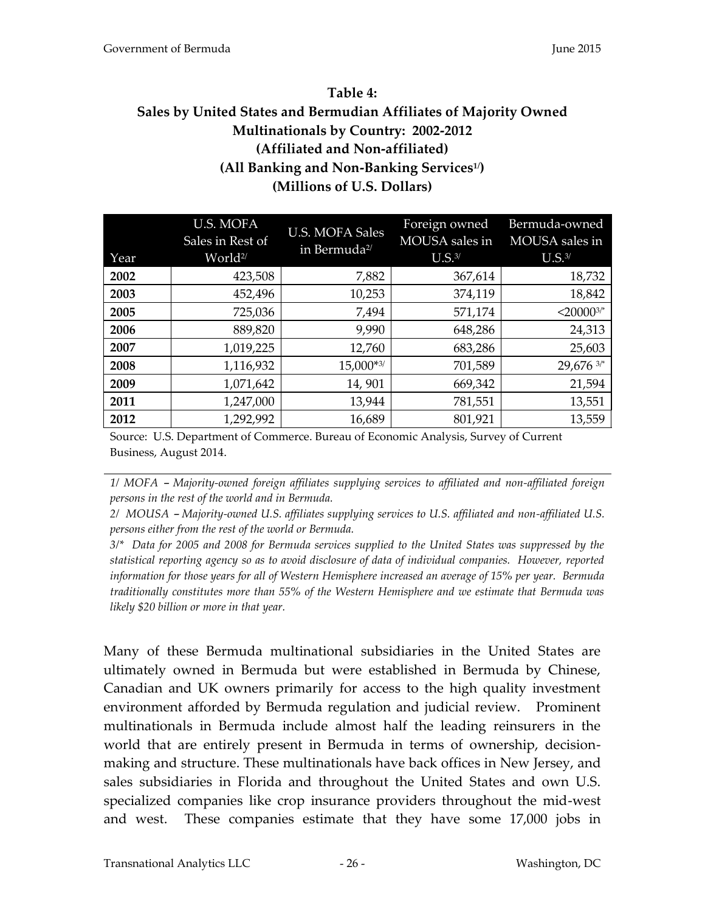**Table 4:**
**Sales by United States and Bermudian Affiliates of Majority Owned Multinationals by Country: 2002-2012**
**(Affiliated and Non-affiliated)**
**(All Banking and Non-Banking Services[1/])**
**(Millions of U.S. Dollars)**

| Year | U.S. MOFA Sales in Rest of World[2/] | U.S. MOFA Sales in Bermuda[2/] | Foreign owned MOUSA sales in U.S.[3/] | Bermuda-owned MOUSA sales in U.S.[3/] |
|---|---|---|---|---|
| **2002** | 423,508 | 7,882 | 367,614 | 18,732 |
| **2003** | 452,496 | 10,253 | 374,119 | 18,842 |
| **2005** | 725,036 | 7,494 | 571,174 | <20000[3/*] |
| **2006** | 889,820 | 9,990 | 648,286 | 24,313 |
| **2007** | 1,019,225 | 12,760 | 683,286 | 25,603 |
| **2008** | 1,116,932 | 15,000*[3/] | 701,589 | 29,676 [3/*] |
| **2009** | 1,071,642 | 14, 901 | 669,342 | 21,594 |
| **2011** | 1,247,000 | 13,944 | 781,551 | 13,551 |
| **2012** | 1,292,992 | 16,689 | 801,921 | 13,559 |

Source: U.S. Department of Commerce. Bureau of Economic Analysis, Survey of Current Business, August 2014.

*1/ MOFA – Majority-owned foreign affiliates supplying services to affiliated and non-affiliated foreign persons in the rest of the world and in Bermuda.*

*2/ MOUSA – Majority-owned U.S. affiliates supplying services to U.S. affiliated and non-affiliated U.S. persons either from the rest of the world or Bermuda.*

*3/\* Data for 2005 and 2008 for Bermuda services supplied to the United States was suppressed by the statistical reporting agency so as to avoid disclosure of data of individual companies. However, reported information for those years for all of Western Hemisphere increased an average of 15% per year. Bermuda traditionally constitutes more than 55% of the Western Hemisphere and we estimate that Bermuda was likely $20 billion or more in that year.*

Many of these Bermuda multinational subsidiaries in the United States are ultimately owned in Bermuda but were established in Bermuda by Chinese, Canadian and UK owners primarily for access to the high quality investment environment afforded by Bermuda regulation and judicial review. Prominent multinationals in Bermuda include almost half the leading reinsurers in the world that are entirely present in Bermuda in terms of ownership, decision-making and structure. These multinationals have back offices in New Jersey, and sales subsidiaries in Florida and throughout the United States and own U.S. specialized companies like crop insurance providers throughout the mid-west and west. These companies estimate that they have some 17,000 jobs in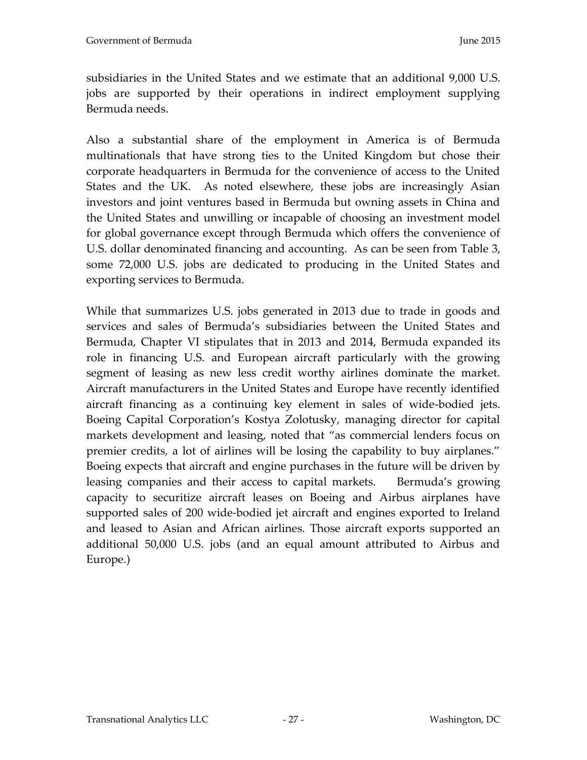subsidiaries in the United States and we estimate that an additional 9,000 U.S. jobs are supported by their operations in indirect employment supplying Bermuda needs.

Also a substantial share of the employment in America is of Bermuda multinationals that have strong ties to the United Kingdom but chose their corporate headquarters in Bermuda for the convenience of access to the United States and the UK. As noted elsewhere, these jobs are increasingly Asian investors and joint ventures based in Bermuda but owning assets in China and the United States and unwilling or incapable of choosing an investment model for global governance except through Bermuda which offers the convenience of U.S. dollar denominated financing and accounting. As can be seen from Table 3, some 72,000 U.S. jobs are dedicated to producing in the United States and exporting services to Bermuda.

While that summarizes U.S. jobs generated in 2013 due to trade in goods and services and sales of Bermuda's subsidiaries between the United States and Bermuda, Chapter VI stipulates that in 2013 and 2014, Bermuda expanded its role in financing U.S. and European aircraft particularly with the growing segment of leasing as new less credit worthy airlines dominate the market. Aircraft manufacturers in the United States and Europe have recently identified aircraft financing as a continuing key element in sales of wide-bodied jets. Boeing Capital Corporation's Kostya Zolotusky, managing director for capital markets development and leasing, noted that "as commercial lenders focus on premier credits, a lot of airlines will be losing the capability to buy airplanes." Boeing expects that aircraft and engine purchases in the future will be driven by leasing companies and their access to capital markets. Bermuda's growing capacity to securitize aircraft leases on Boeing and Airbus airplanes have supported sales of 200 wide-bodied jet aircraft and engines exported to Ireland and leased to Asian and African airlines. Those aircraft exports supported an additional 50,000 U.S. jobs (and an equal amount attributed to Airbus and Europe.)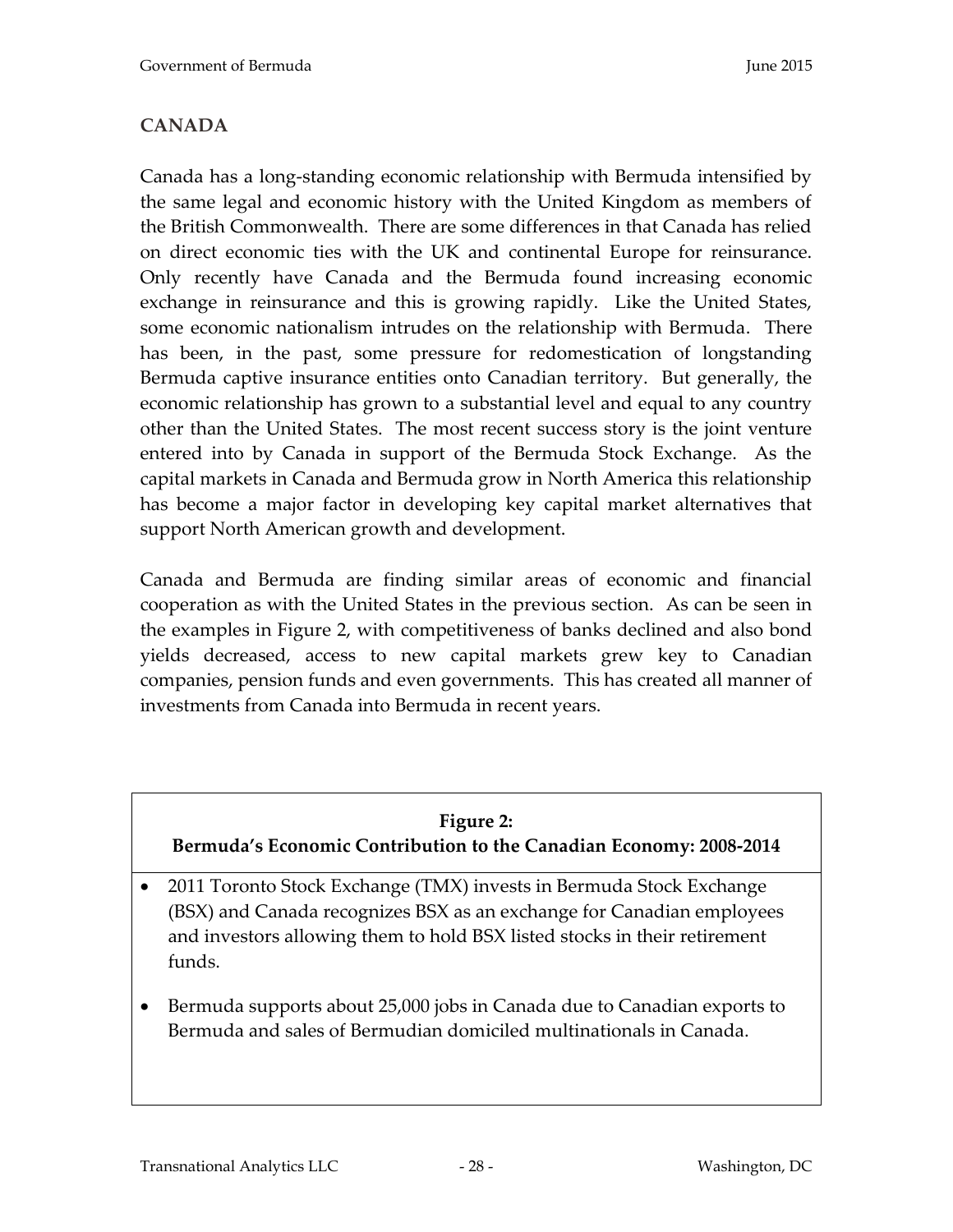## CANADA

Canada has a long-standing economic relationship with Bermuda intensified by the same legal and economic history with the United Kingdom as members of the British Commonwealth. There are some differences in that Canada has relied on direct economic ties with the UK and continental Europe for reinsurance. Only recently have Canada and the Bermuda found increasing economic exchange in reinsurance and this is growing rapidly. Like the United States, some economic nationalism intrudes on the relationship with Bermuda. There has been, in the past, some pressure for redomestication of longstanding Bermuda captive insurance entities onto Canadian territory. But generally, the economic relationship has grown to a substantial level and equal to any country other than the United States. The most recent success story is the joint venture entered into by Canada in support of the Bermuda Stock Exchange. As the capital markets in Canada and Bermuda grow in North America this relationship has become a major factor in developing key capital market alternatives that support North American growth and development.

Canada and Bermuda are finding similar areas of economic and financial cooperation as with the United States in the previous section. As can be seen in the examples in Figure 2, with competitiveness of banks declined and also bond yields decreased, access to new capital markets grew key to Canadian companies, pension funds and even governments. This has created all manner of investments from Canada into Bermuda in recent years.

**Figure 2:**
**Bermuda's Economic Contribution to the Canadian Economy: 2008-2014**

- 2011 Toronto Stock Exchange (TMX) invests in Bermuda Stock Exchange (BSX) and Canada recognizes BSX as an exchange for Canadian employees and investors allowing them to hold BSX listed stocks in their retirement funds.
- Bermuda supports about 25,000 jobs in Canada due to Canadian exports to Bermuda and sales of Bermudian domiciled multinationals in Canada.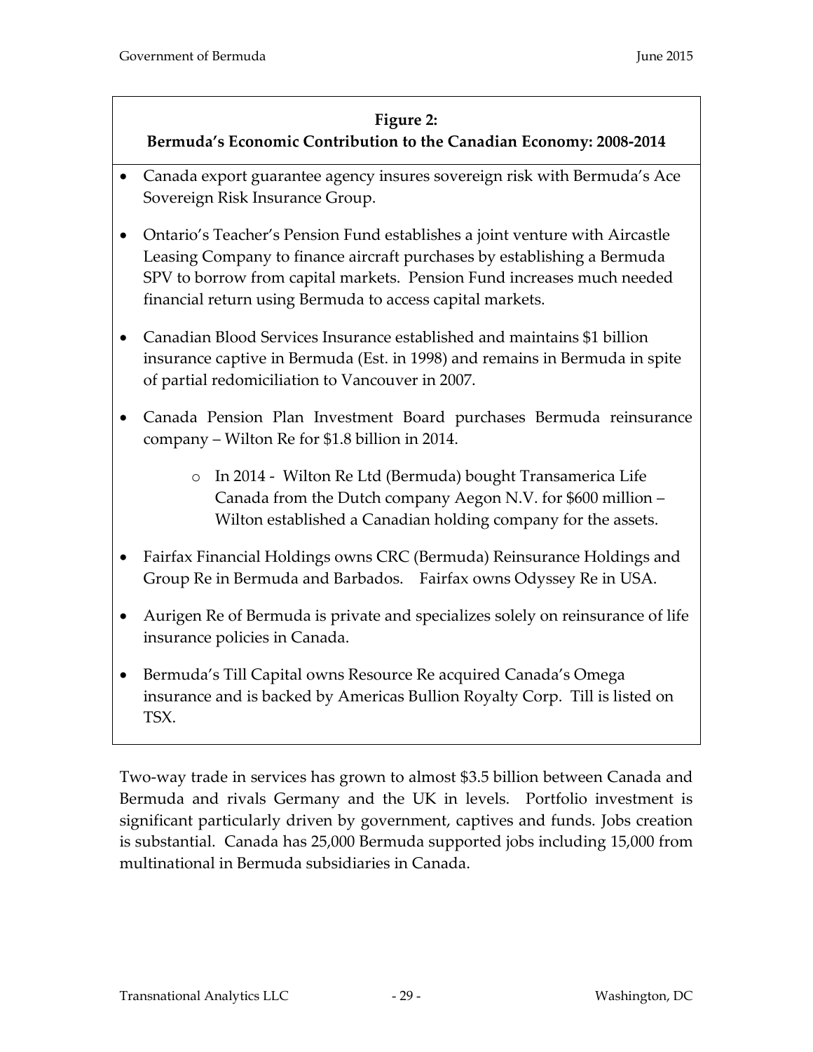**Figure 2:**
**Bermuda's Economic Contribution to the Canadian Economy: 2008-2014**

- Canada export guarantee agency insures sovereign risk with Bermuda's Ace Sovereign Risk Insurance Group.
- Ontario's Teacher's Pension Fund establishes a joint venture with Aircastle Leasing Company to finance aircraft purchases by establishing a Bermuda SPV to borrow from capital markets. Pension Fund increases much needed financial return using Bermuda to access capital markets.
- Canadian Blood Services Insurance established and maintains $1 billion insurance captive in Bermuda (Est. in 1998) and remains in Bermuda in spite of partial redomiciliation to Vancouver in 2007.
- Canada Pension Plan Investment Board purchases Bermuda reinsurance company – Wilton Re for $1.8 billion in 2014.
    - In 2014 - Wilton Re Ltd (Bermuda) bought Transamerica Life Canada from the Dutch company Aegon N.V. for $600 million – Wilton established a Canadian holding company for the assets.
- Fairfax Financial Holdings owns CRC (Bermuda) Reinsurance Holdings and Group Re in Bermuda and Barbados. Fairfax owns Odyssey Re in USA.
- Aurigen Re of Bermuda is private and specializes solely on reinsurance of life insurance policies in Canada.
- Bermuda's Till Capital owns Resource Re acquired Canada's Omega insurance and is backed by Americas Bullion Royalty Corp. Till is listed on TSX.

Two-way trade in services has grown to almost $3.5 billion between Canada and Bermuda and rivals Germany and the UK in levels. Portfolio investment is significant particularly driven by government, captives and funds. Jobs creation is substantial. Canada has 25,000 Bermuda supported jobs including 15,000 from multinational in Bermuda subsidiaries in Canada.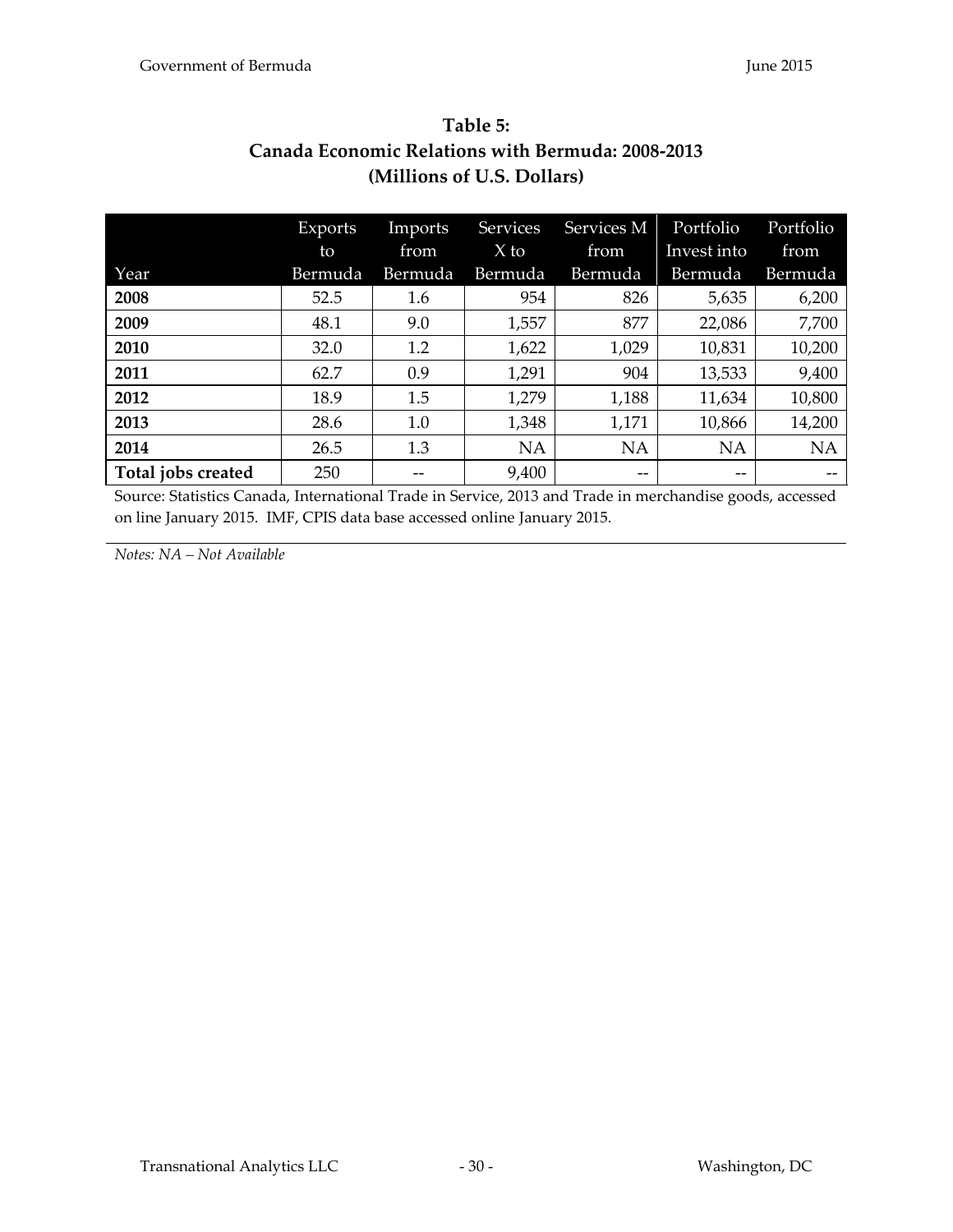**Table 5:**
**Canada Economic Relations with Bermuda: 2008-2013**
**(Millions of U.S. Dollars)**

| Year | Exports to Bermuda | Imports from Bermuda | Services X to Bermuda | Services M from Bermuda | Portfolio Invest into Bermuda | Portfolio from Bermuda |
|---|---|---|---|---|---|---|
| **2008** | 52.5 | 1.6 | 954 | 826 | 5,635 | 6,200 |
| **2009** | 48.1 | 9.0 | 1,557 | 877 | 22,086 | 7,700 |
| **2010** | 32.0 | 1.2 | 1,622 | 1,029 | 10,831 | 10,200 |
| **2011** | 62.7 | 0.9 | 1,291 | 904 | 13,533 | 9,400 |
| **2012** | 18.9 | 1.5 | 1,279 | 1,188 | 11,634 | 10,800 |
| **2013** | 28.6 | 1.0 | 1,348 | 1,171 | 10,866 | 14,200 |
| **2014** | 26.5 | 1.3 | NA | NA | NA | NA |
| **Total jobs created** | 250 | -- | 9,400 | -- | -- | -- |

Source: Statistics Canada, International Trade in Service, 2013 and Trade in merchandise goods, accessed on line January 2015. IMF, CPIS data base accessed online January 2015.

*Notes: NA – Not Available*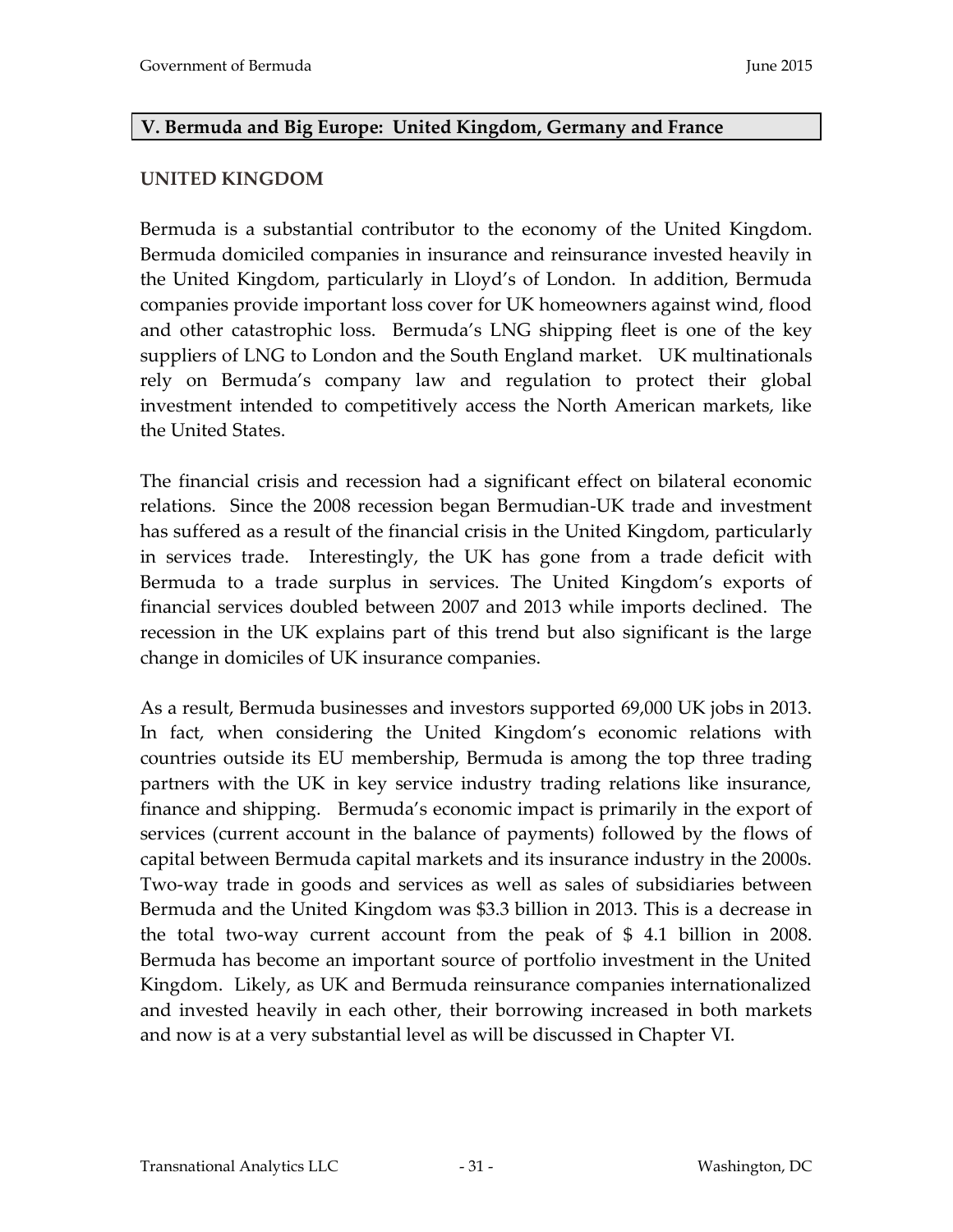## V. Bermuda and Big Europe: United Kingdom, Germany and France

### UNITED KINGDOM

Bermuda is a substantial contributor to the economy of the United Kingdom. Bermuda domiciled companies in insurance and reinsurance invested heavily in the United Kingdom, particularly in Lloyd's of London. In addition, Bermuda companies provide important loss cover for UK homeowners against wind, flood and other catastrophic loss. Bermuda's LNG shipping fleet is one of the key suppliers of LNG to London and the South England market. UK multinationals rely on Bermuda's company law and regulation to protect their global investment intended to competitively access the North American markets, like the United States.

The financial crisis and recession had a significant effect on bilateral economic relations. Since the 2008 recession began Bermudian-UK trade and investment has suffered as a result of the financial crisis in the United Kingdom, particularly in services trade. Interestingly, the UK has gone from a trade deficit with Bermuda to a trade surplus in services. The United Kingdom's exports of financial services doubled between 2007 and 2013 while imports declined. The recession in the UK explains part of this trend but also significant is the large change in domiciles of UK insurance companies.

As a result, Bermuda businesses and investors supported 69,000 UK jobs in 2013. In fact, when considering the United Kingdom's economic relations with countries outside its EU membership, Bermuda is among the top three trading partners with the UK in key service industry trading relations like insurance, finance and shipping. Bermuda's economic impact is primarily in the export of services (current account in the balance of payments) followed by the flows of capital between Bermuda capital markets and its insurance industry in the 2000s. Two-way trade in goods and services as well as sales of subsidiaries between Bermuda and the United Kingdom was $3.3 billion in 2013. This is a decrease in the total two-way current account from the peak of $ 4.1 billion in 2008. Bermuda has become an important source of portfolio investment in the United Kingdom. Likely, as UK and Bermuda reinsurance companies internationalized and invested heavily in each other, their borrowing increased in both markets and now is at a very substantial level as will be discussed in Chapter VI.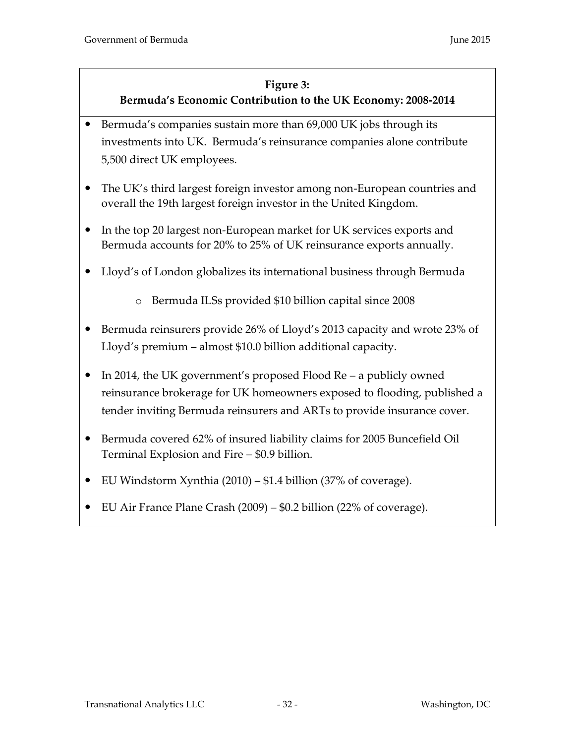**Figure 3:**
**Bermuda's Economic Contribution to the UK Economy: 2008-2014**

- Bermuda's companies sustain more than 69,000 UK jobs through its investments into UK. Bermuda's reinsurance companies alone contribute 5,500 direct UK employees.
- The UK's third largest foreign investor among non-European countries and overall the 19th largest foreign investor in the United Kingdom.
- In the top 20 largest non-European market for UK services exports and Bermuda accounts for 20% to 25% of UK reinsurance exports annually.
- Lloyd's of London globalizes its international business through Bermuda
  - Bermuda ILSs provided $10 billion capital since 2008
- Bermuda reinsurers provide 26% of Lloyd's 2013 capacity and wrote 23% of Lloyd's premium – almost $10.0 billion additional capacity.
- In 2014, the UK government's proposed Flood Re – a publicly owned reinsurance brokerage for UK homeowners exposed to flooding, published a tender inviting Bermuda reinsurers and ARTs to provide insurance cover.
- Bermuda covered 62% of insured liability claims for 2005 Buncefield Oil Terminal Explosion and Fire – $0.9 billion.
- EU Windstorm Xynthia (2010) – $1.4 billion (37% of coverage).
- EU Air France Plane Crash (2009) – $0.2 billion (22% of coverage).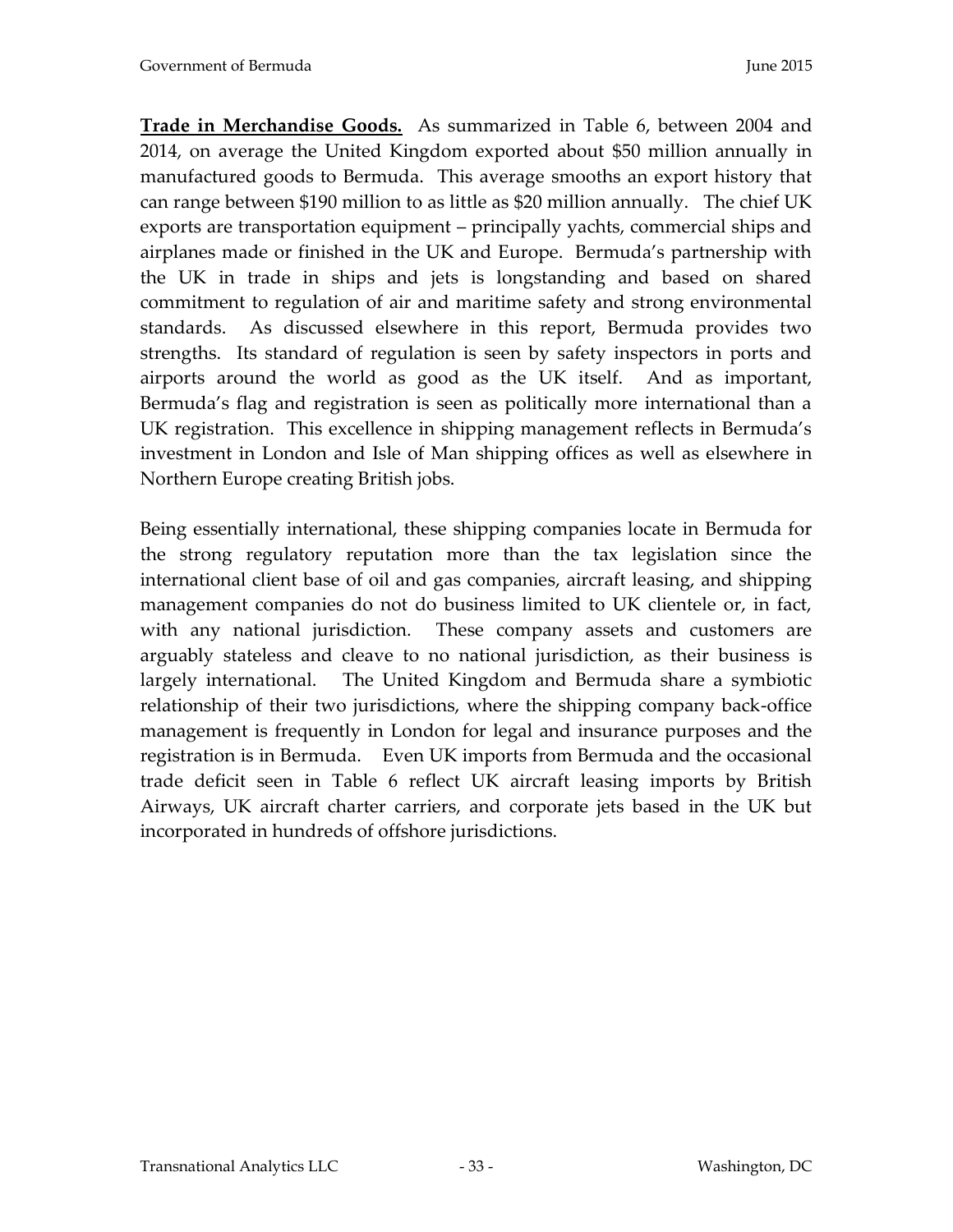**Trade in Merchandise Goods.** As summarized in Table 6, between 2004 and 2014, on average the United Kingdom exported about $50 million annually in manufactured goods to Bermuda. This average smooths an export history that can range between $190 million to as little as $20 million annually. The chief UK exports are transportation equipment – principally yachts, commercial ships and airplanes made or finished in the UK and Europe. Bermuda's partnership with the UK in trade in ships and jets is longstanding and based on shared commitment to regulation of air and maritime safety and strong environmental standards. As discussed elsewhere in this report, Bermuda provides two strengths. Its standard of regulation is seen by safety inspectors in ports and airports around the world as good as the UK itself. And as important, Bermuda's flag and registration is seen as politically more international than a UK registration. This excellence in shipping management reflects in Bermuda's investment in London and Isle of Man shipping offices as well as elsewhere in Northern Europe creating British jobs.

Being essentially international, these shipping companies locate in Bermuda for the strong regulatory reputation more than the tax legislation since the international client base of oil and gas companies, aircraft leasing, and shipping management companies do not do business limited to UK clientele or, in fact, with any national jurisdiction. These company assets and customers are arguably stateless and cleave to no national jurisdiction, as their business is largely international. The United Kingdom and Bermuda share a symbiotic relationship of their two jurisdictions, where the shipping company back-office management is frequently in London for legal and insurance purposes and the registration is in Bermuda. Even UK imports from Bermuda and the occasional trade deficit seen in Table 6 reflect UK aircraft leasing imports by British Airways, UK aircraft charter carriers, and corporate jets based in the UK but incorporated in hundreds of offshore jurisdictions.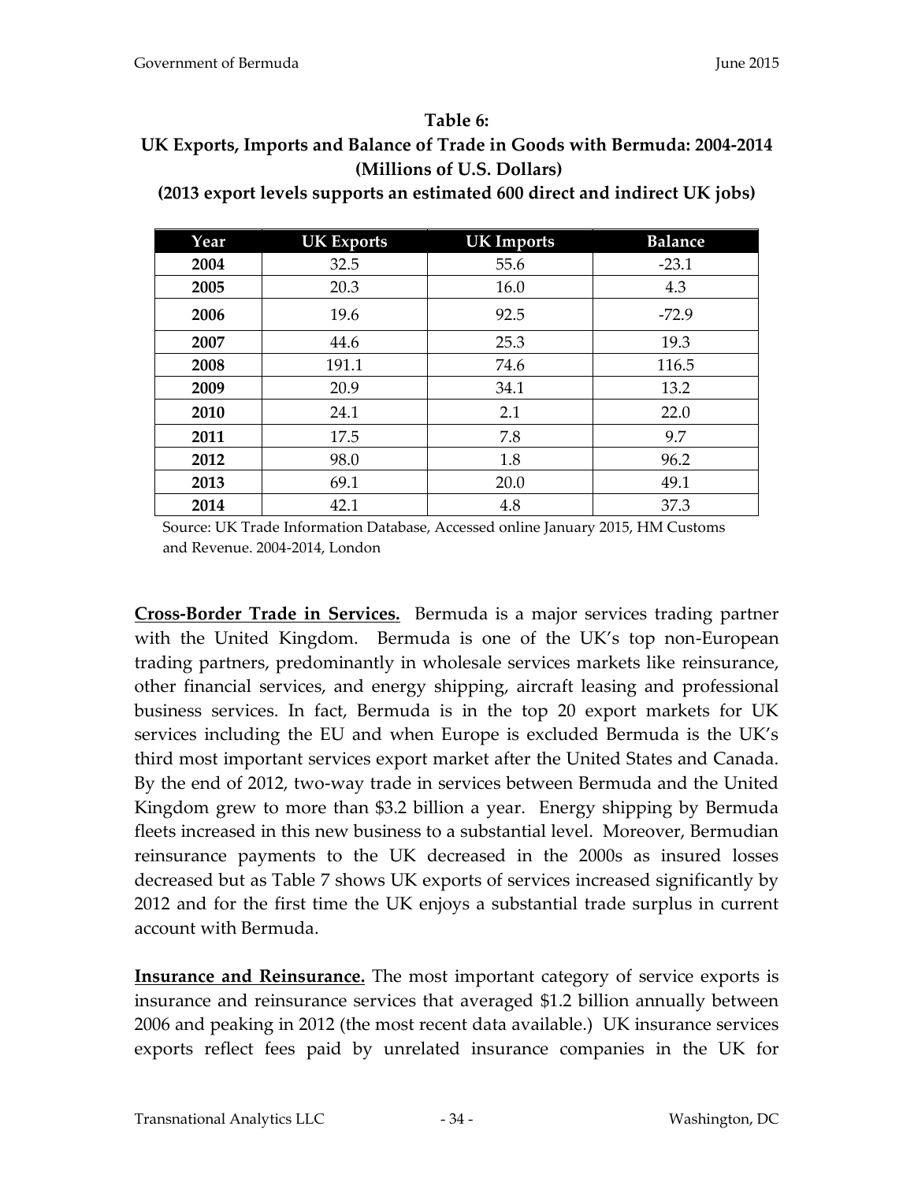**Table 6:**
**UK Exports, Imports and Balance of Trade in Goods with Bermuda: 2004-2014**
**(Millions of U.S. Dollars)**
**(2013 export levels supports an estimated 600 direct and indirect UK jobs)**

| Year | UK Exports | UK Imports | Balance |
|---|---|---|---|
| **2004** | 32.5 | 55.6 | -23.1 |
| **2005** | 20.3 | 16.0 | 4.3 |
| **2006** | 19.6 | 92.5 | -72.9 |
| **2007** | 44.6 | 25.3 | 19.3 |
| **2008** | 191.1 | 74.6 | 116.5 |
| **2009** | 20.9 | 34.1 | 13.2 |
| **2010** | 24.1 | 2.1 | 22.0 |
| **2011** | 17.5 | 7.8 | 9.7 |
| **2012** | 98.0 | 1.8 | 96.2 |
| **2013** | 69.1 | 20.0 | 49.1 |
| **2014** | 42.1 | 4.8 | 37.3 |

Source: UK Trade Information Database, Accessed online January 2015, HM Customs and Revenue. 2004-2014, London

**Cross-Border Trade in Services.** Bermuda is a major services trading partner with the United Kingdom. Bermuda is one of the UK's top non-European trading partners, predominantly in wholesale services markets like reinsurance, other financial services, and energy shipping, aircraft leasing and professional business services. In fact, Bermuda is in the top 20 export markets for UK services including the EU and when Europe is excluded Bermuda is the UK's third most important services export market after the United States and Canada. By the end of 2012, two-way trade in services between Bermuda and the United Kingdom grew to more than $3.2 billion a year. Energy shipping by Bermuda fleets increased in this new business to a substantial level. Moreover, Bermudian reinsurance payments to the UK decreased in the 2000s as insured losses decreased but as Table 7 shows UK exports of services increased significantly by 2012 and for the first time the UK enjoys a substantial trade surplus in current account with Bermuda.

**Insurance and Reinsurance.** The most important category of service exports is insurance and reinsurance services that averaged $1.2 billion annually between 2006 and peaking in 2012 (the most recent data available.) UK insurance services exports reflect fees paid by unrelated insurance companies in the UK for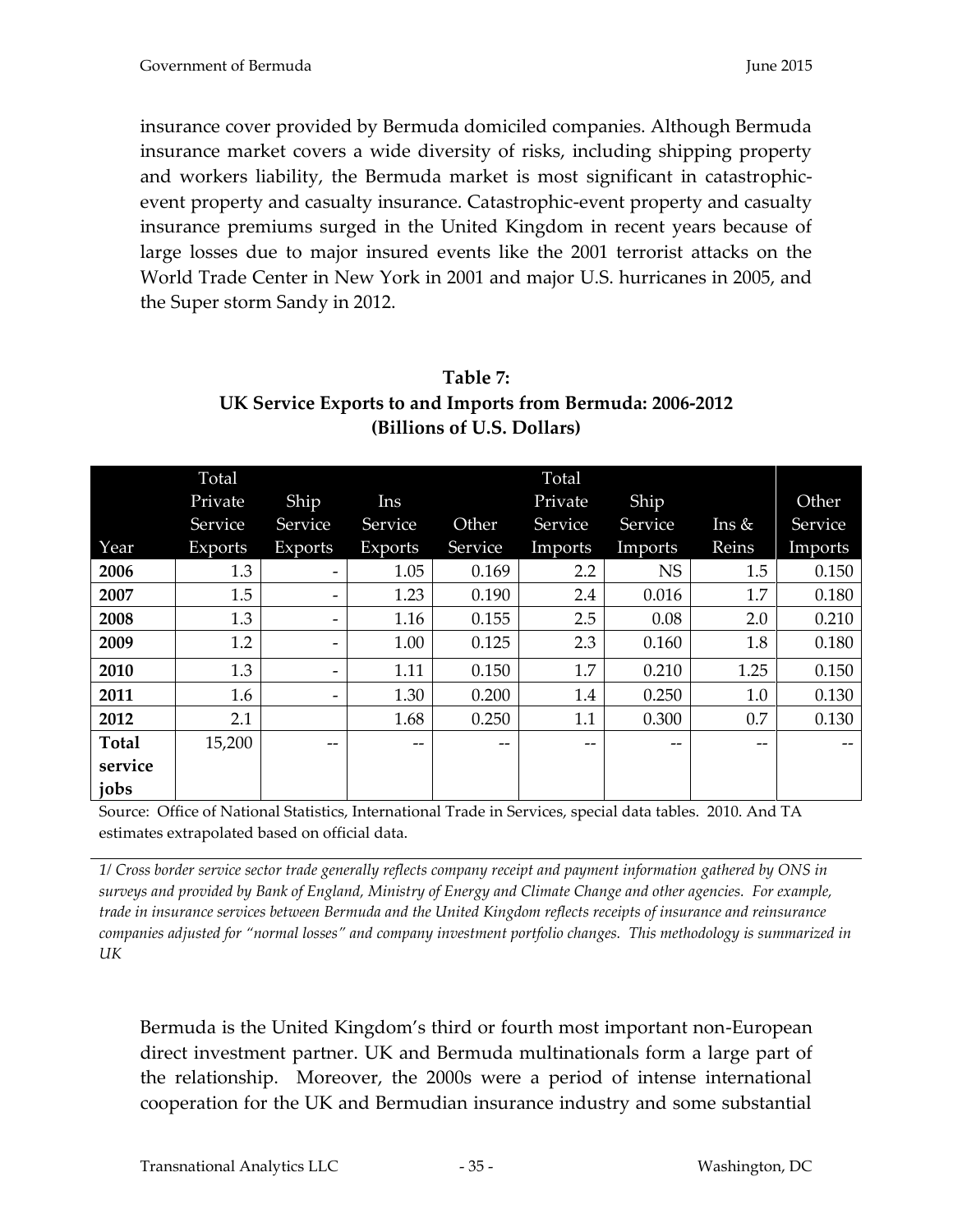insurance cover provided by Bermuda domiciled companies. Although Bermuda insurance market covers a wide diversity of risks, including shipping property and workers liability, the Bermuda market is most significant in catastrophic-event property and casualty insurance. Catastrophic-event property and casualty insurance premiums surged in the United Kingdom in recent years because of large losses due to major insured events like the 2001 terrorist attacks on the World Trade Center in New York in 2001 and major U.S. hurricanes in 2005, and the Super storm Sandy in 2012.

**Table 7:**
**UK Service Exports to and Imports from Bermuda: 2006-2012**
**(Billions of U.S. Dollars)**

| Year | Total Private Service Exports | Ship Service Exports | Ins Service Exports | Other Service | Total Private Service Imports | Ship Service Imports | Ins & Reins | Other Service Imports |
|---|---|---|---|---|---|---|---|---|
| **2006** | 1.3 | - | 1.05 | 0.169 | 2.2 | NS | 1.5 | 0.150 |
| **2007** | 1.5 | - | 1.23 | 0.190 | 2.4 | 0.016 | 1.7 | 0.180 |
| **2008** | 1.3 | - | 1.16 | 0.155 | 2.5 | 0.08 | 2.0 | 0.210 |
| **2009** | 1.2 | - | 1.00 | 0.125 | 2.3 | 0.160 | 1.8 | 0.180 |
| **2010** | 1.3 | - | 1.11 | 0.150 | 1.7 | 0.210 | 1.25 | 0.150 |
| **2011** | 1.6 | - | 1.30 | 0.200 | 1.4 | 0.250 | 1.0 | 0.130 |
| **2012** | 2.1 | | 1.68 | 0.250 | 1.1 | 0.300 | 0.7 | 0.130 |
| **Total service jobs** | 15,200 | -- | -- | -- | -- | -- | -- | -- |

Source: Office of National Statistics, International Trade in Services, special data tables. 2010. And TA estimates extrapolated based on official data.

*1/ Cross border service sector trade generally reflects company receipt and payment information gathered by ONS in surveys and provided by Bank of England, Ministry of Energy and Climate Change and other agencies. For example, trade in insurance services between Bermuda and the United Kingdom reflects receipts of insurance and reinsurance companies adjusted for "normal losses" and company investment portfolio changes. This methodology is summarized in UK*

Bermuda is the United Kingdom's third or fourth most important non-European direct investment partner. UK and Bermuda multinationals form a large part of the relationship. Moreover, the 2000s were a period of intense international cooperation for the UK and Bermudian insurance industry and some substantial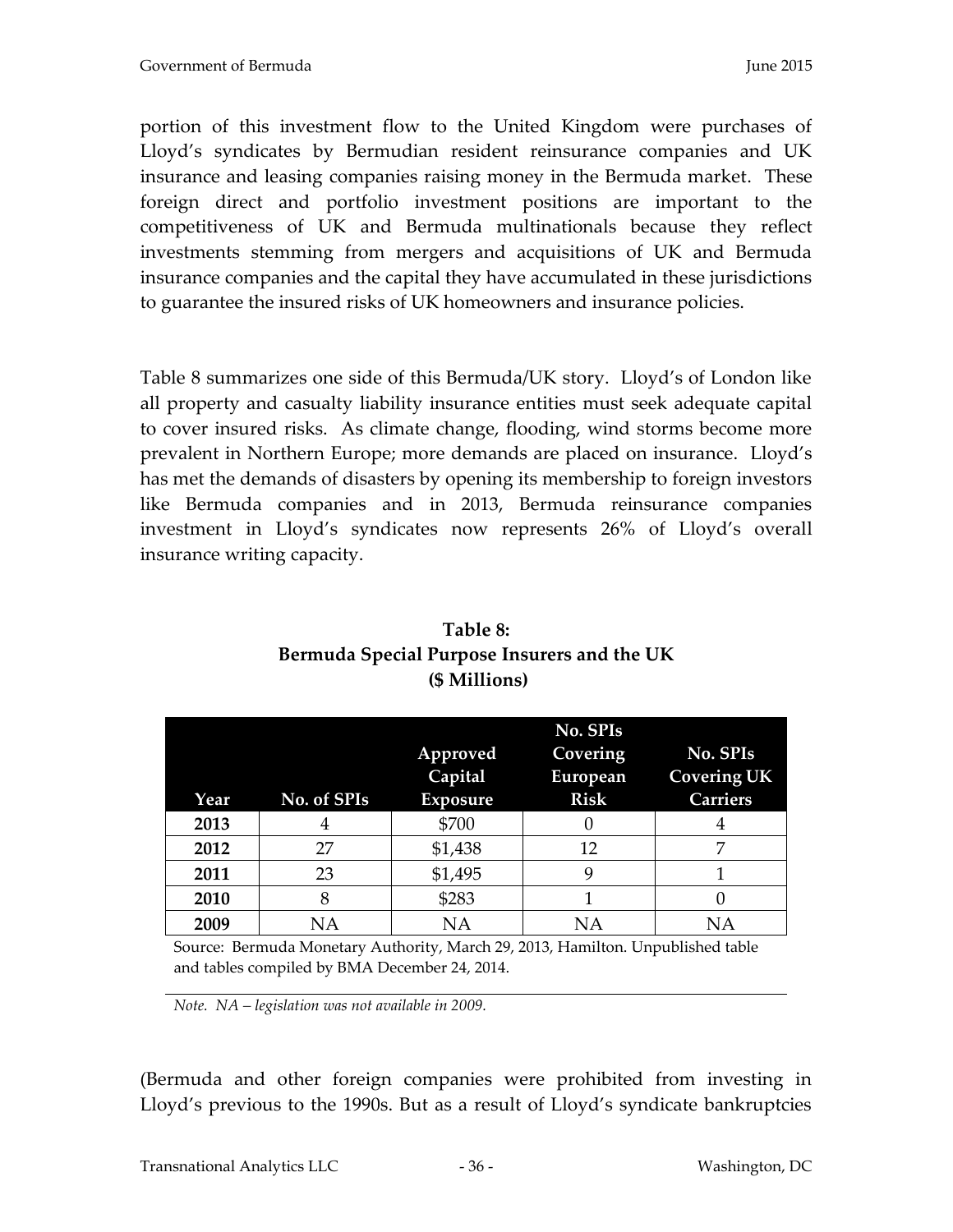portion of this investment flow to the United Kingdom were purchases of Lloyd's syndicates by Bermudian resident reinsurance companies and UK insurance and leasing companies raising money in the Bermuda market. These foreign direct and portfolio investment positions are important to the competitiveness of UK and Bermuda multinationals because they reflect investments stemming from mergers and acquisitions of UK and Bermuda insurance companies and the capital they have accumulated in these jurisdictions to guarantee the insured risks of UK homeowners and insurance policies.

Table 8 summarizes one side of this Bermuda/UK story. Lloyd's of London like all property and casualty liability insurance entities must seek adequate capital to cover insured risks. As climate change, flooding, wind storms become more prevalent in Northern Europe; more demands are placed on insurance. Lloyd's has met the demands of disasters by opening its membership to foreign investors like Bermuda companies and in 2013, Bermuda reinsurance companies investment in Lloyd's syndicates now represents 26% of Lloyd's overall insurance writing capacity.

**Table 8:**
**Bermuda Special Purpose Insurers and the UK**
**($ Millions)**

| Year | No. of SPIs | Approved Capital Exposure | No. SPIs Covering European Risk | No. SPIs Covering UK Carriers |
|---|---|---|---|---|
| **2013** | 4 | $700 | 0 | 4 |
| **2012** | 27 | $1,438 | 12 | 7 |
| **2011** | 23 | $1,495 | 9 | 1 |
| **2010** | 8 | $283 | 1 | 0 |
| **2009** | NA | NA | NA | NA |

Source: Bermuda Monetary Authority, March 29, 2013, Hamilton. Unpublished table and tables compiled by BMA December 24, 2014.

*Note. NA – legislation was not available in 2009.*

(Bermuda and other foreign companies were prohibited from investing in Lloyd's previous to the 1990s. But as a result of Lloyd's syndicate bankruptcies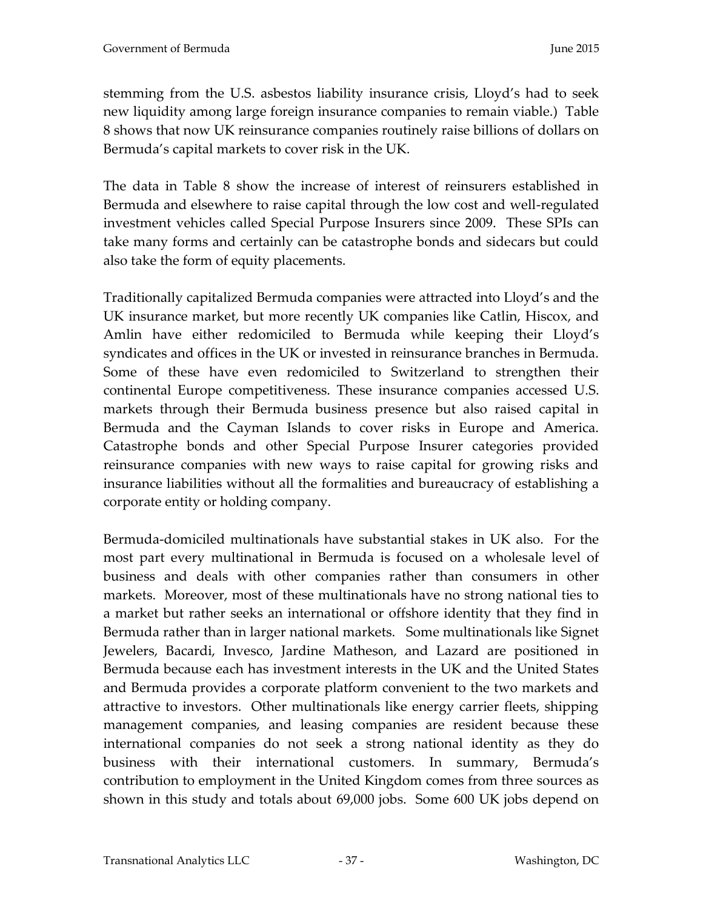stemming from the U.S. asbestos liability insurance crisis, Lloyd's had to seek new liquidity among large foreign insurance companies to remain viable.) Table 8 shows that now UK reinsurance companies routinely raise billions of dollars on Bermuda's capital markets to cover risk in the UK.

The data in Table 8 show the increase of interest of reinsurers established in Bermuda and elsewhere to raise capital through the low cost and well-regulated investment vehicles called Special Purpose Insurers since 2009. These SPIs can take many forms and certainly can be catastrophe bonds and sidecars but could also take the form of equity placements.

Traditionally capitalized Bermuda companies were attracted into Lloyd's and the UK insurance market, but more recently UK companies like Catlin, Hiscox, and Amlin have either redomiciled to Bermuda while keeping their Lloyd's syndicates and offices in the UK or invested in reinsurance branches in Bermuda. Some of these have even redomiciled to Switzerland to strengthen their continental Europe competitiveness. These insurance companies accessed U.S. markets through their Bermuda business presence but also raised capital in Bermuda and the Cayman Islands to cover risks in Europe and America. Catastrophe bonds and other Special Purpose Insurer categories provided reinsurance companies with new ways to raise capital for growing risks and insurance liabilities without all the formalities and bureaucracy of establishing a corporate entity or holding company.

Bermuda-domiciled multinationals have substantial stakes in UK also. For the most part every multinational in Bermuda is focused on a wholesale level of business and deals with other companies rather than consumers in other markets. Moreover, most of these multinationals have no strong national ties to a market but rather seeks an international or offshore identity that they find in Bermuda rather than in larger national markets. Some multinationals like Signet Jewelers, Bacardi, Invesco, Jardine Matheson, and Lazard are positioned in Bermuda because each has investment interests in the UK and the United States and Bermuda provides a corporate platform convenient to the two markets and attractive to investors. Other multinationals like energy carrier fleets, shipping management companies, and leasing companies are resident because these international companies do not seek a strong national identity as they do business with their international customers. In summary, Bermuda's contribution to employment in the United Kingdom comes from three sources as shown in this study and totals about 69,000 jobs. Some 600 UK jobs depend on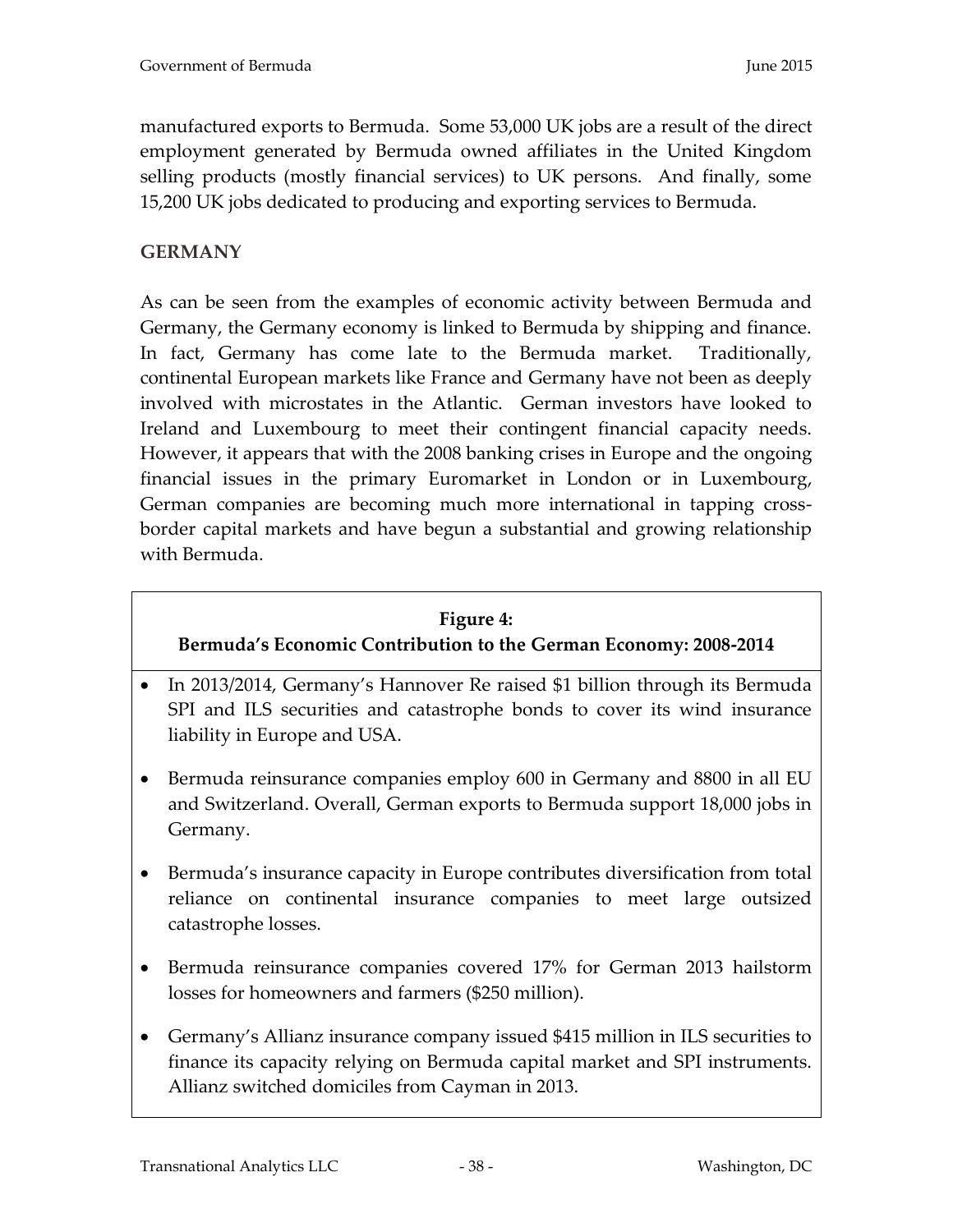manufactured exports to Bermuda. Some 53,000 UK jobs are a result of the direct employment generated by Bermuda owned affiliates in the United Kingdom selling products (mostly financial services) to UK persons. And finally, some 15,200 UK jobs dedicated to producing and exporting services to Bermuda.

## GERMANY

As can be seen from the examples of economic activity between Bermuda and Germany, the Germany economy is linked to Bermuda by shipping and finance. In fact, Germany has come late to the Bermuda market. Traditionally, continental European markets like France and Germany have not been as deeply involved with microstates in the Atlantic. German investors have looked to Ireland and Luxembourg to meet their contingent financial capacity needs. However, it appears that with the 2008 banking crises in Europe and the ongoing financial issues in the primary Euromarket in London or in Luxembourg, German companies are becoming much more international in tapping cross-border capital markets and have begun a substantial and growing relationship with Bermuda.

**Figure 4:**
**Bermuda's Economic Contribution to the German Economy: 2008-2014**

- In 2013/2014, Germany's Hannover Re raised $1 billion through its Bermuda SPI and ILS securities and catastrophe bonds to cover its wind insurance liability in Europe and USA.
- Bermuda reinsurance companies employ 600 in Germany and 8800 in all EU and Switzerland. Overall, German exports to Bermuda support 18,000 jobs in Germany.
- Bermuda's insurance capacity in Europe contributes diversification from total reliance on continental insurance companies to meet large outsized catastrophe losses.
- Bermuda reinsurance companies covered 17% for German 2013 hailstorm losses for homeowners and farmers ($250 million).
- Germany's Allianz insurance company issued $415 million in ILS securities to finance its capacity relying on Bermuda capital market and SPI instruments. Allianz switched domiciles from Cayman in 2013.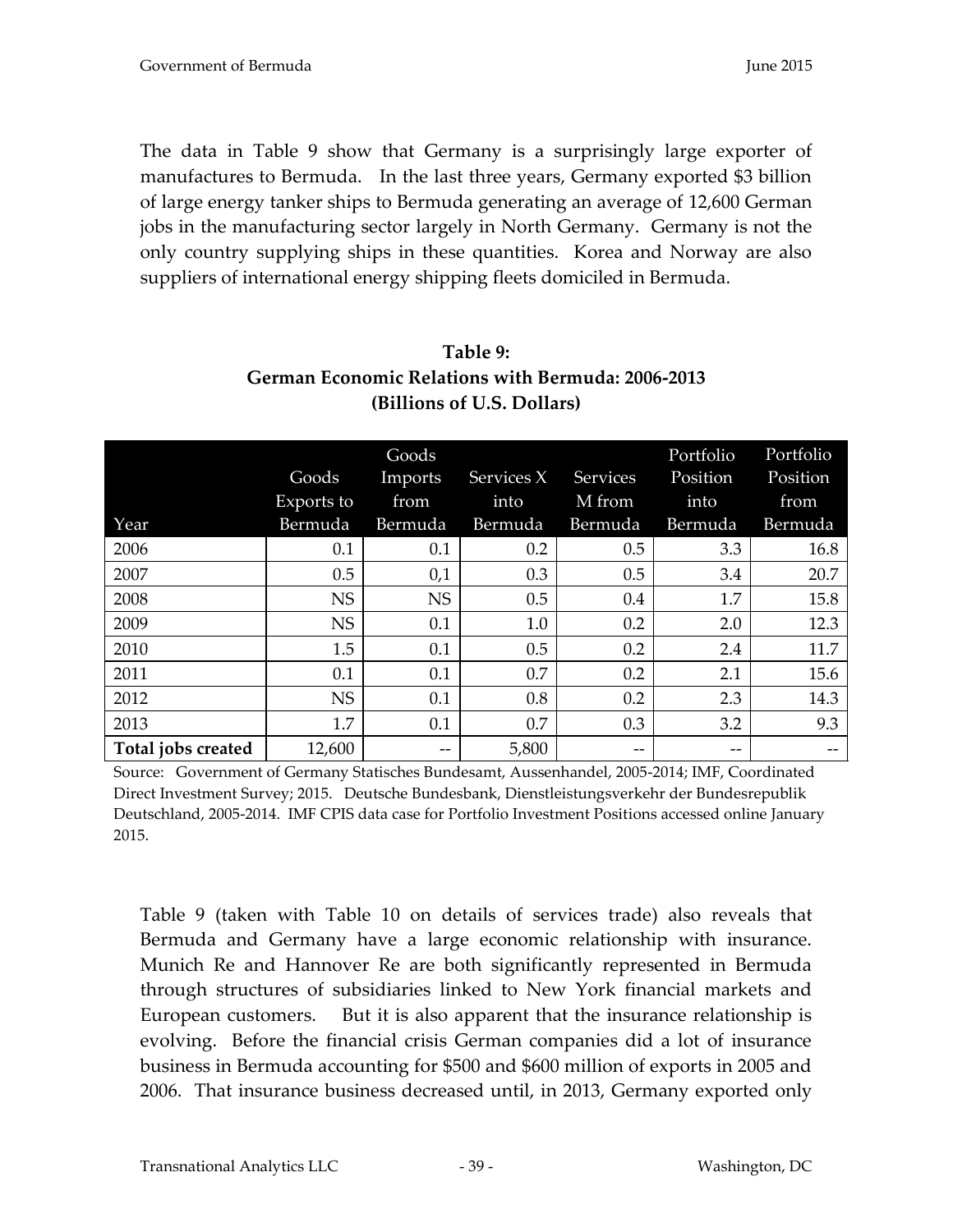The data in Table 9 show that Germany is a surprisingly large exporter of manufactures to Bermuda. In the last three years, Germany exported $3 billion of large energy tanker ships to Bermuda generating an average of 12,600 German jobs in the manufacturing sector largely in North Germany. Germany is not the only country supplying ships in these quantities. Korea and Norway are also suppliers of international energy shipping fleets domiciled in Bermuda.

**Table 9:**
**German Economic Relations with Bermuda: 2006-2013**
**(Billions of U.S. Dollars)**

| Year | Goods Exports to Bermuda | Goods Imports from Bermuda | Services X into Bermuda | Services M from Bermuda | Portfolio Position into Bermuda | Portfolio Position from Bermuda |
|---|---|---|---|---|---|---|
| 2006 | 0.1 | 0.1 | 0.2 | 0.5 | 3.3 | 16.8 |
| 2007 | 0.5 | 0,1 | 0.3 | 0.5 | 3.4 | 20.7 |
| 2008 | NS | NS | 0.5 | 0.4 | 1.7 | 15.8 |
| 2009 | NS | 0.1 | 1.0 | 0.2 | 2.0 | 12.3 |
| 2010 | 1.5 | 0.1 | 0.5 | 0.2 | 2.4 | 11.7 |
| 2011 | 0.1 | 0.1 | 0.7 | 0.2 | 2.1 | 15.6 |
| 2012 | NS | 0.1 | 0.8 | 0.2 | 2.3 | 14.3 |
| 2013 | 1.7 | 0.1 | 0.7 | 0.3 | 3.2 | 9.3 |
| **Total jobs created** | 12,600 | -- | 5,800 | -- | -- | -- |

Source: Government of Germany Statisches Bundesamt, Aussenhandel, 2005-2014; IMF, Coordinated Direct Investment Survey; 2015. Deutsche Bundesbank, Dienstleistungsverkehr der Bundesrepublik Deutschland, 2005-2014. IMF CPIS data case for Portfolio Investment Positions accessed online January 2015.

Table 9 (taken with Table 10 on details of services trade) also reveals that Bermuda and Germany have a large economic relationship with insurance. Munich Re and Hannover Re are both significantly represented in Bermuda through structures of subsidiaries linked to New York financial markets and European customers. But it is also apparent that the insurance relationship is evolving. Before the financial crisis German companies did a lot of insurance business in Bermuda accounting for $500 and $600 million of exports in 2005 and 2006. That insurance business decreased until, in 2013, Germany exported only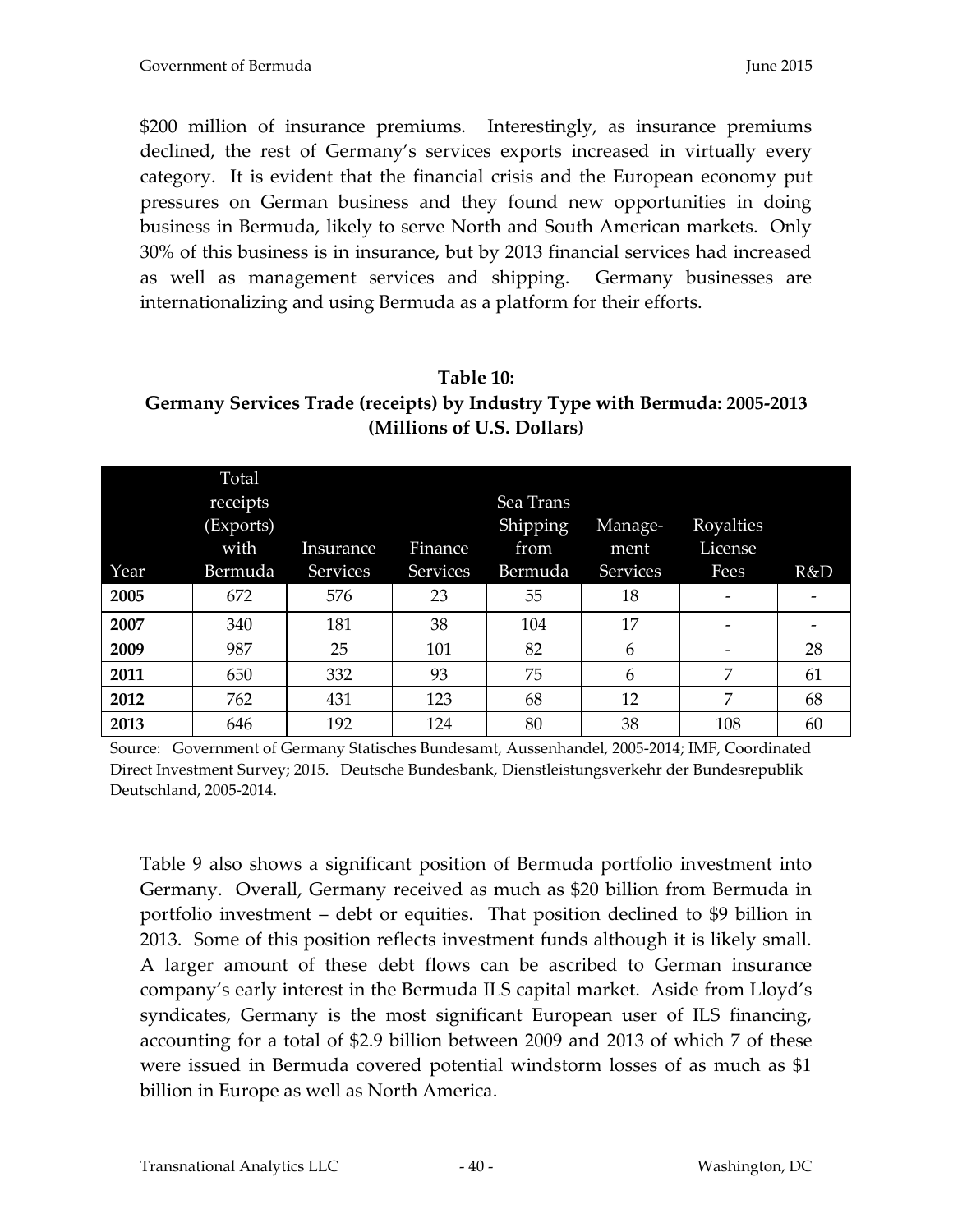$200 million of insurance premiums. Interestingly, as insurance premiums declined, the rest of Germany's services exports increased in virtually every category. It is evident that the financial crisis and the European economy put pressures on German business and they found new opportunities in doing business in Bermuda, likely to serve North and South American markets. Only 30% of this business is in insurance, but by 2013 financial services had increased as well as management services and shipping. Germany businesses are internationalizing and using Bermuda as a platform for their efforts.

**Table 10:**
**Germany Services Trade (receipts) by Industry Type with Bermuda: 2005-2013**
**(Millions of U.S. Dollars)**

| Year | Total receipts (Exports) with Bermuda | Insurance Services | Finance Services | Sea Trans Shipping from Bermuda | Manage-ment Services | Royalties License Fees | R&D |
|---|---|---|---|---|---|---|---|
| **2005** | 672 | 576 | 23 | 55 | 18 | - | - |
| **2007** | 340 | 181 | 38 | 104 | 17 | - | - |
| **2009** | 987 | 25 | 101 | 82 | 6 | - | 28 |
| **2011** | 650 | 332 | 93 | 75 | 6 | 7 | 61 |
| **2012** | 762 | 431 | 123 | 68 | 12 | 7 | 68 |
| **2013** | 646 | 192 | 124 | 80 | 38 | 108 | 60 |

Source: Government of Germany Statisches Bundesamt, Aussenhandel, 2005-2014; IMF, Coordinated Direct Investment Survey; 2015. Deutsche Bundesbank, Dienstleistungsverkehr der Bundesrepublik Deutschland, 2005-2014.

Table 9 also shows a significant position of Bermuda portfolio investment into Germany. Overall, Germany received as much as $20 billion from Bermuda in portfolio investment – debt or equities. That position declined to $9 billion in 2013. Some of this position reflects investment funds although it is likely small. A larger amount of these debt flows can be ascribed to German insurance company's early interest in the Bermuda ILS capital market. Aside from Lloyd's syndicates, Germany is the most significant European user of ILS financing, accounting for a total of $2.9 billion between 2009 and 2013 of which 7 of these were issued in Bermuda covered potential windstorm losses of as much as $1 billion in Europe as well as North America.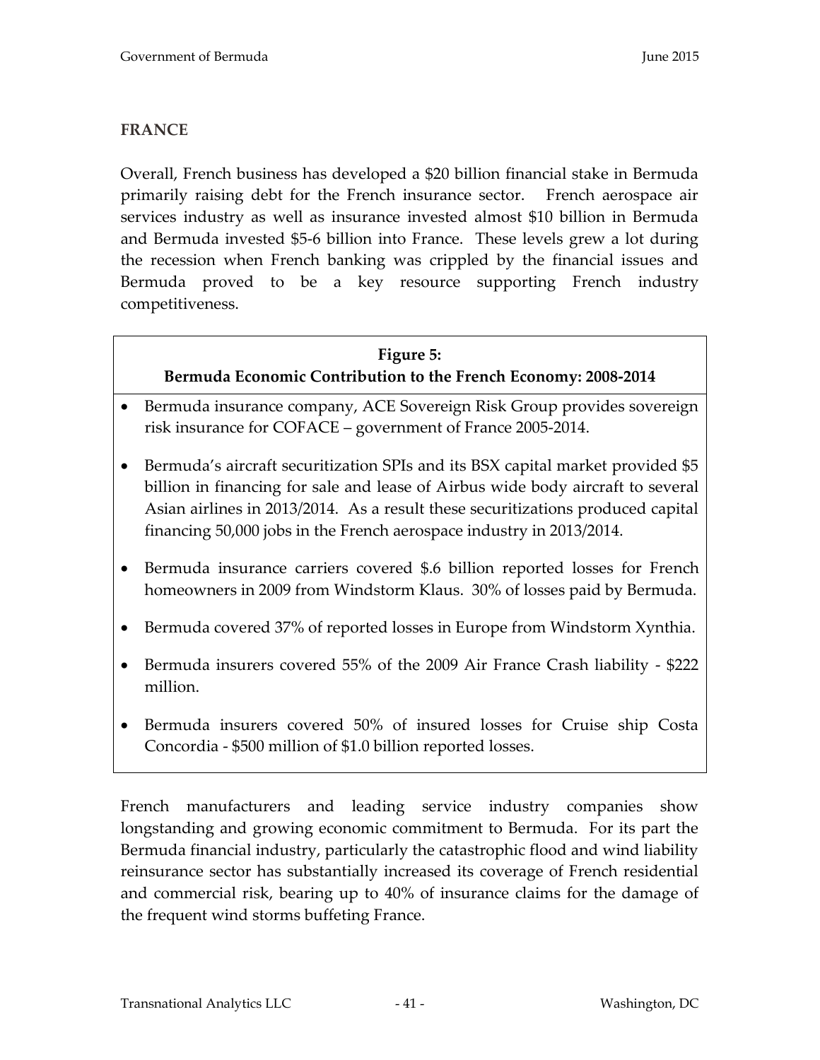## FRANCE

Overall, French business has developed a $20 billion financial stake in Bermuda primarily raising debt for the French insurance sector. French aerospace air services industry as well as insurance invested almost $10 billion in Bermuda and Bermuda invested $5-6 billion into France. These levels grew a lot during the recession when French banking was crippled by the financial issues and Bermuda proved to be a key resource supporting French industry competitiveness.

**Figure 5:**
**Bermuda Economic Contribution to the French Economy: 2008-2014**

- Bermuda insurance company, ACE Sovereign Risk Group provides sovereign risk insurance for COFACE – government of France 2005-2014.
- Bermuda's aircraft securitization SPIs and its BSX capital market provided $5 billion in financing for sale and lease of Airbus wide body aircraft to several Asian airlines in 2013/2014. As a result these securitizations produced capital financing 50,000 jobs in the French aerospace industry in 2013/2014.
- Bermuda insurance carriers covered $.6 billion reported losses for French homeowners in 2009 from Windstorm Klaus. 30% of losses paid by Bermuda.
- Bermuda covered 37% of reported losses in Europe from Windstorm Xynthia.
- Bermuda insurers covered 55% of the 2009 Air France Crash liability - $222 million.
- Bermuda insurers covered 50% of insured losses for Cruise ship Costa Concordia - $500 million of $1.0 billion reported losses.

French manufacturers and leading service industry companies show longstanding and growing economic commitment to Bermuda. For its part the Bermuda financial industry, particularly the catastrophic flood and wind liability reinsurance sector has substantially increased its coverage of French residential and commercial risk, bearing up to 40% of insurance claims for the damage of the frequent wind storms buffeting France.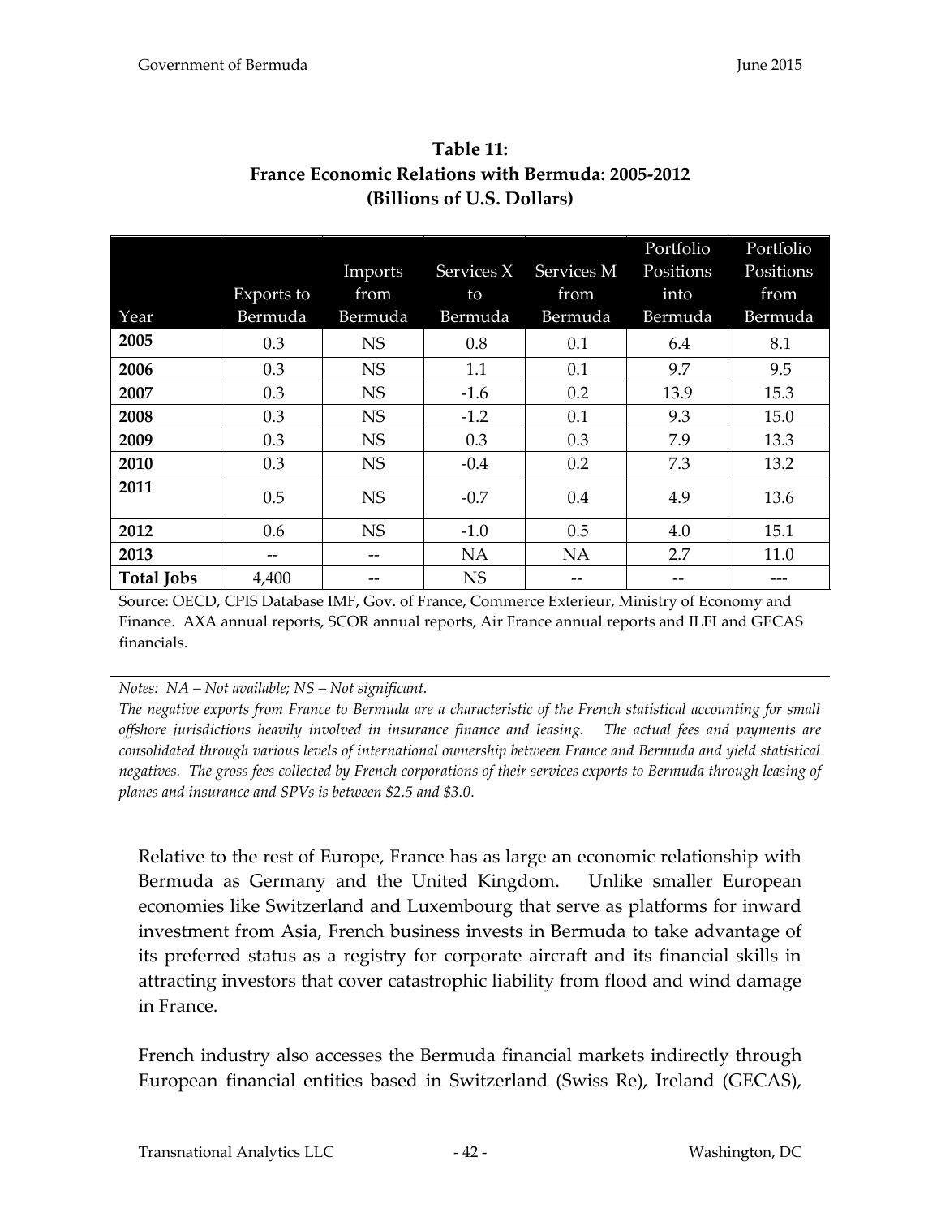**Table 11:**
**France Economic Relations with Bermuda: 2005-2012**
**(Billions of U.S. Dollars)**

| Year | Exports to Bermuda | Imports from Bermuda | Services X to Bermuda | Services M from Bermuda | Portfolio Positions into Bermuda | Portfolio Positions from Bermuda |
|---|---|---|---|---|---|---|
| **2005** | 0.3 | NS | 0.8 | 0.1 | 6.4 | 8.1 |
| **2006** | 0.3 | NS | 1.1 | 0.1 | 9.7 | 9.5 |
| **2007** | 0.3 | NS | -1.6 | 0.2 | 13.9 | 15.3 |
| **2008** | 0.3 | NS | -1.2 | 0.1 | 9.3 | 15.0 |
| **2009** | 0.3 | NS | 0.3 | 0.3 | 7.9 | 13.3 |
| **2010** | 0.3 | NS | -0.4 | 0.2 | 7.3 | 13.2 |
| **2011** | 0.5 | NS | -0.7 | 0.4 | 4.9 | 13.6 |
| **2012** | 0.6 | NS | -1.0 | 0.5 | 4.0 | 15.1 |
| **2013** | -- | -- | NA | NA | 2.7 | 11.0 |
| **Total Jobs** | 4,400 | -- | NS | -- | -- | --- |

Source: OECD, CPIS Database IMF, Gov. of France, Commerce Exterieur, Ministry of Economy and Finance. AXA annual reports, SCOR annual reports, Air France annual reports and ILFI and GECAS financials.

*Notes: NA – Not available; NS – Not significant.*

*The negative exports from France to Bermuda are a characteristic of the French statistical accounting for small offshore jurisdictions heavily involved in insurance finance and leasing. The actual fees and payments are consolidated through various levels of international ownership between France and Bermuda and yield statistical negatives. The gross fees collected by French corporations of their services exports to Bermuda through leasing of planes and insurance and SPVs is between $2.5 and $3.0.*

Relative to the rest of Europe, France has as large an economic relationship with Bermuda as Germany and the United Kingdom. Unlike smaller European economies like Switzerland and Luxembourg that serve as platforms for inward investment from Asia, French business invests in Bermuda to take advantage of its preferred status as a registry for corporate aircraft and its financial skills in attracting investors that cover catastrophic liability from flood and wind damage in France.

French industry also accesses the Bermuda financial markets indirectly through European financial entities based in Switzerland (Swiss Re), Ireland (GECAS),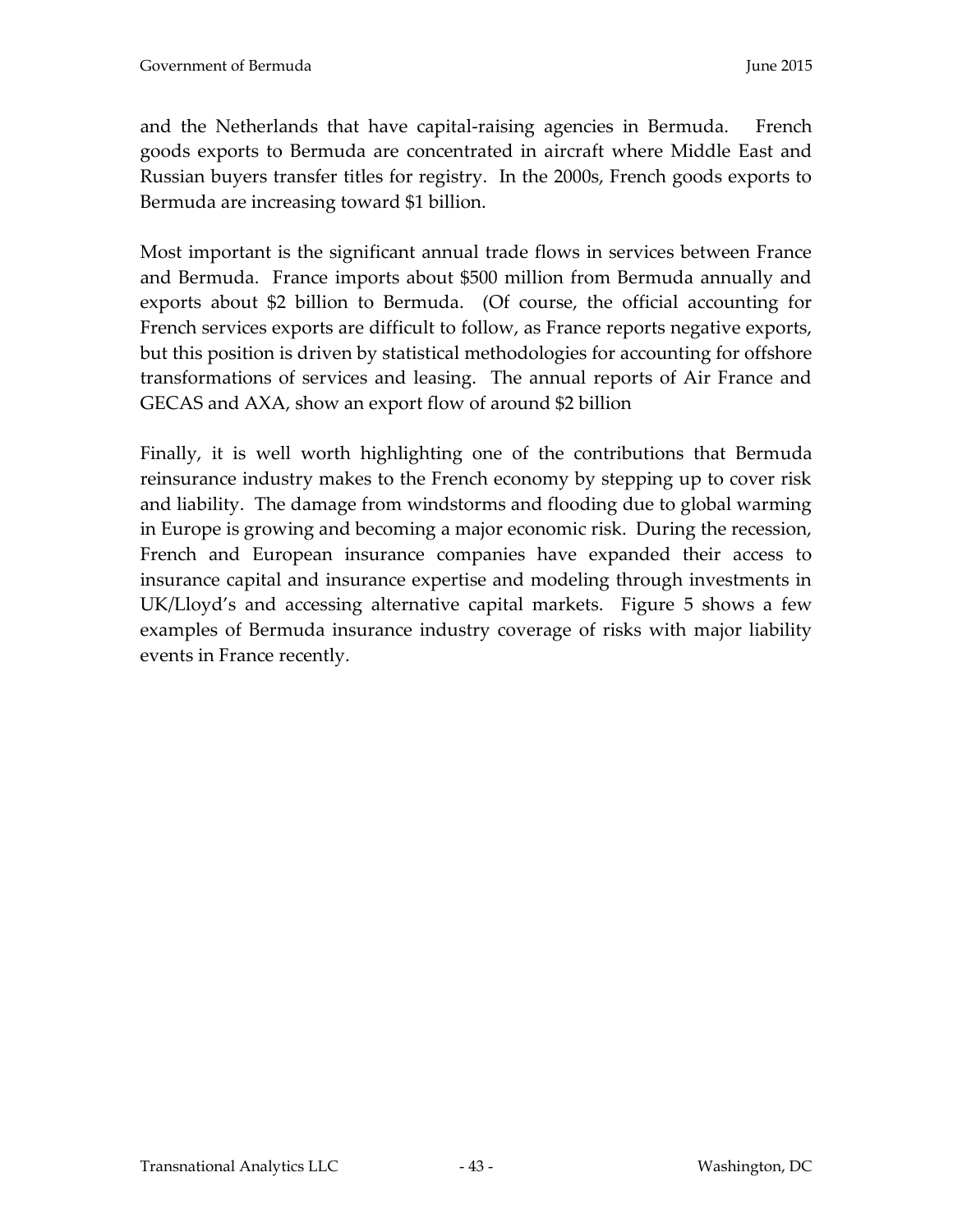and the Netherlands that have capital-raising agencies in Bermuda. French goods exports to Bermuda are concentrated in aircraft where Middle East and Russian buyers transfer titles for registry. In the 2000s, French goods exports to Bermuda are increasing toward $1 billion.

Most important is the significant annual trade flows in services between France and Bermuda. France imports about $500 million from Bermuda annually and exports about $2 billion to Bermuda. (Of course, the official accounting for French services exports are difficult to follow, as France reports negative exports, but this position is driven by statistical methodologies for accounting for offshore transformations of services and leasing. The annual reports of Air France and GECAS and AXA, show an export flow of around $2 billion

Finally, it is well worth highlighting one of the contributions that Bermuda reinsurance industry makes to the French economy by stepping up to cover risk and liability. The damage from windstorms and flooding due to global warming in Europe is growing and becoming a major economic risk. During the recession, French and European insurance companies have expanded their access to insurance capital and insurance expertise and modeling through investments in UK/Lloyd's and accessing alternative capital markets. Figure 5 shows a few examples of Bermuda insurance industry coverage of risks with major liability events in France recently.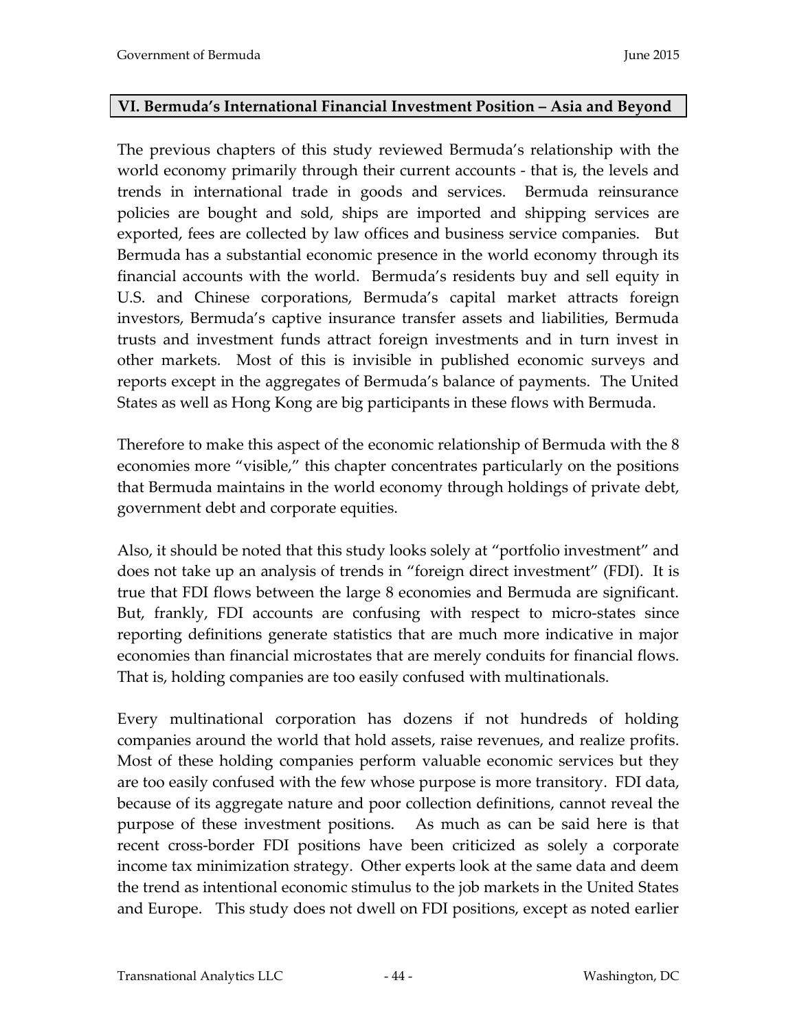## VI. Bermuda's International Financial Investment Position – Asia and Beyond

The previous chapters of this study reviewed Bermuda's relationship with the world economy primarily through their current accounts - that is, the levels and trends in international trade in goods and services. Bermuda reinsurance policies are bought and sold, ships are imported and shipping services are exported, fees are collected by law offices and business service companies. But Bermuda has a substantial economic presence in the world economy through its financial accounts with the world. Bermuda's residents buy and sell equity in U.S. and Chinese corporations, Bermuda's capital market attracts foreign investors, Bermuda's captive insurance transfer assets and liabilities, Bermuda trusts and investment funds attract foreign investments and in turn invest in other markets. Most of this is invisible in published economic surveys and reports except in the aggregates of Bermuda's balance of payments. The United States as well as Hong Kong are big participants in these flows with Bermuda.

Therefore to make this aspect of the economic relationship of Bermuda with the 8 economies more "visible," this chapter concentrates particularly on the positions that Bermuda maintains in the world economy through holdings of private debt, government debt and corporate equities.

Also, it should be noted that this study looks solely at "portfolio investment" and does not take up an analysis of trends in "foreign direct investment" (FDI). It is true that FDI flows between the large 8 economies and Bermuda are significant. But, frankly, FDI accounts are confusing with respect to micro-states since reporting definitions generate statistics that are much more indicative in major economies than financial microstates that are merely conduits for financial flows. That is, holding companies are too easily confused with multinationals.

Every multinational corporation has dozens if not hundreds of holding companies around the world that hold assets, raise revenues, and realize profits. Most of these holding companies perform valuable economic services but they are too easily confused with the few whose purpose is more transitory. FDI data, because of its aggregate nature and poor collection definitions, cannot reveal the purpose of these investment positions. As much as can be said here is that recent cross-border FDI positions have been criticized as solely a corporate income tax minimization strategy. Other experts look at the same data and deem the trend as intentional economic stimulus to the job markets in the United States and Europe. This study does not dwell on FDI positions, except as noted earlier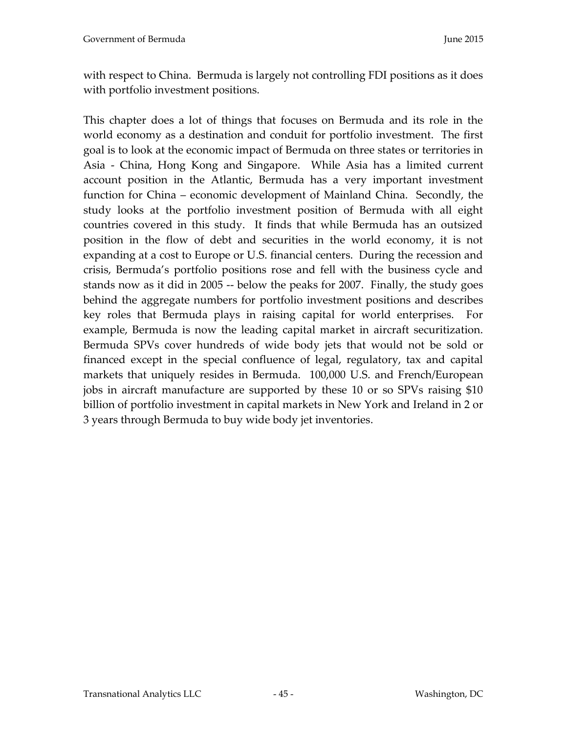with respect to China. Bermuda is largely not controlling FDI positions as it does with portfolio investment positions.

This chapter does a lot of things that focuses on Bermuda and its role in the world economy as a destination and conduit for portfolio investment. The first goal is to look at the economic impact of Bermuda on three states or territories in Asia - China, Hong Kong and Singapore. While Asia has a limited current account position in the Atlantic, Bermuda has a very important investment function for China – economic development of Mainland China. Secondly, the study looks at the portfolio investment position of Bermuda with all eight countries covered in this study. It finds that while Bermuda has an outsized position in the flow of debt and securities in the world economy, it is not expanding at a cost to Europe or U.S. financial centers. During the recession and crisis, Bermuda's portfolio positions rose and fell with the business cycle and stands now as it did in 2005 -- below the peaks for 2007. Finally, the study goes behind the aggregate numbers for portfolio investment positions and describes key roles that Bermuda plays in raising capital for world enterprises. For example, Bermuda is now the leading capital market in aircraft securitization. Bermuda SPVs cover hundreds of wide body jets that would not be sold or financed except in the special confluence of legal, regulatory, tax and capital markets that uniquely resides in Bermuda. 100,000 U.S. and French/European jobs in aircraft manufacture are supported by these 10 or so SPVs raising $10 billion of portfolio investment in capital markets in New York and Ireland in 2 or 3 years through Bermuda to buy wide body jet inventories.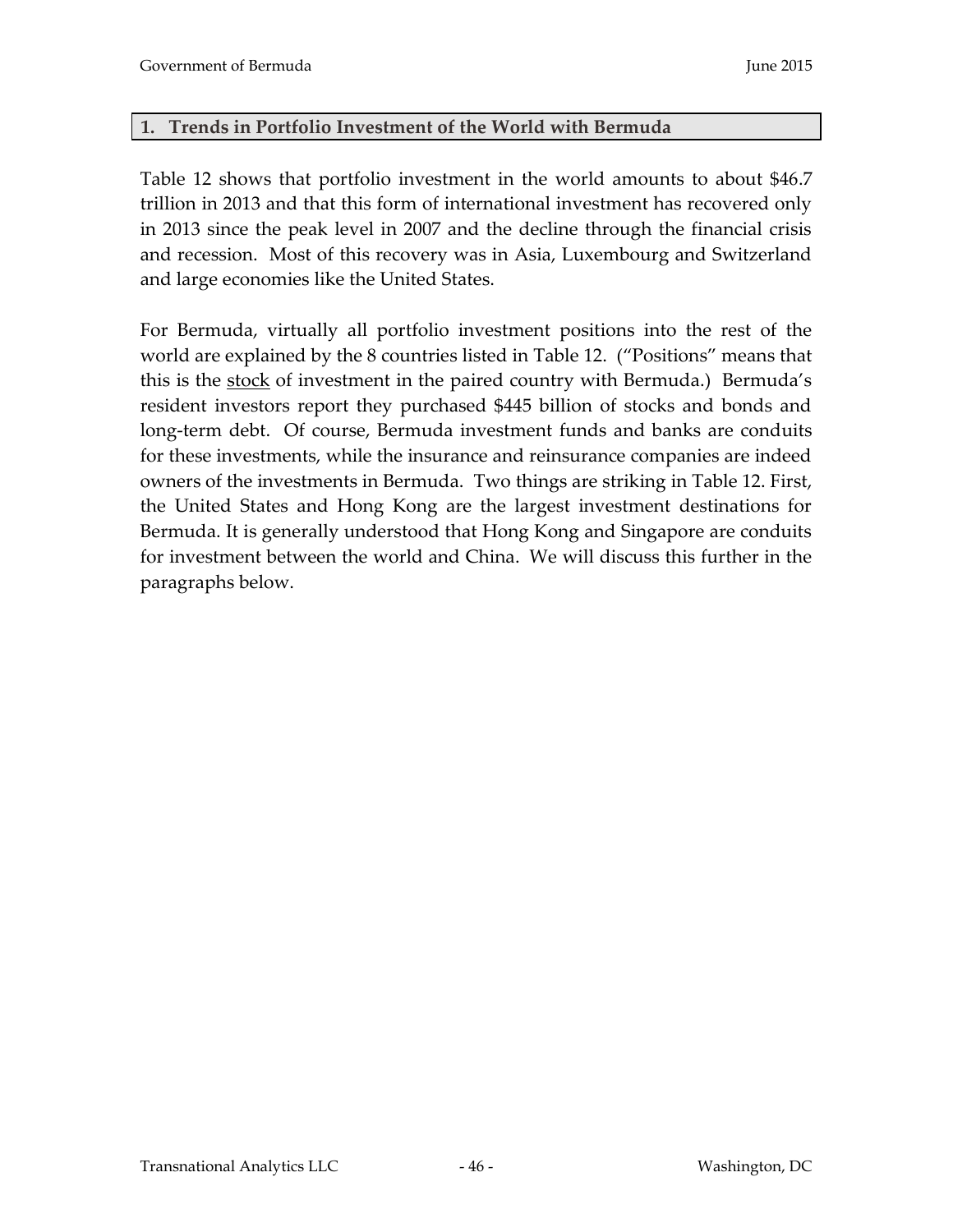## 1. Trends in Portfolio Investment of the World with Bermuda

Table 12 shows that portfolio investment in the world amounts to about $46.7 trillion in 2013 and that this form of international investment has recovered only in 2013 since the peak level in 2007 and the decline through the financial crisis and recession. Most of this recovery was in Asia, Luxembourg and Switzerland and large economies like the United States.

For Bermuda, virtually all portfolio investment positions into the rest of the world are explained by the 8 countries listed in Table 12. ("Positions" means that this is the <u>stock</u> of investment in the paired country with Bermuda.) Bermuda's resident investors report they purchased $445 billion of stocks and bonds and long-term debt. Of course, Bermuda investment funds and banks are conduits for these investments, while the insurance and reinsurance companies are indeed owners of the investments in Bermuda. Two things are striking in Table 12. First, the United States and Hong Kong are the largest investment destinations for Bermuda. It is generally understood that Hong Kong and Singapore are conduits for investment between the world and China. We will discuss this further in the paragraphs below.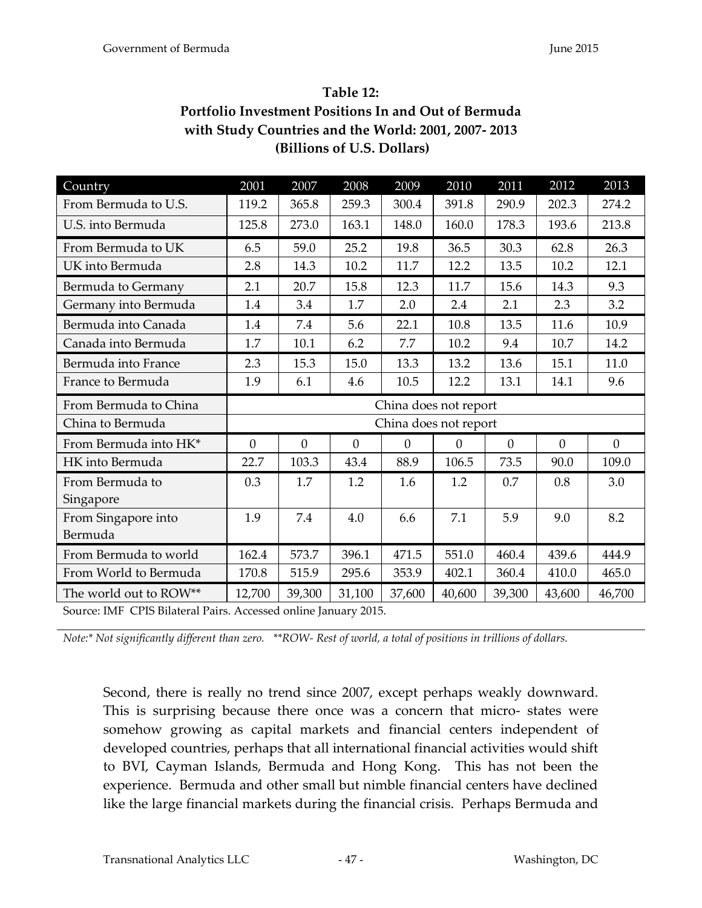**Table 12:**
**Portfolio Investment Positions In and Out of Bermuda with Study Countries and the World: 2001, 2007- 2013**
**(Billions of U.S. Dollars)**

| Country | 2001 | 2007 | 2008 | 2009 | 2010 | 2011 | 2012 | 2013 |
|---|---|---|---|---|---|---|---|---|
| From Bermuda to U.S. | 119.2 | 365.8 | 259.3 | 300.4 | 391.8 | 290.9 | 202.3 | 274.2 |
| U.S. into Bermuda | 125.8 | 273.0 | 163.1 | 148.0 | 160.0 | 178.3 | 193.6 | 213.8 |
| From Bermuda to UK | 6.5 | 59.0 | 25.2 | 19.8 | 36.5 | 30.3 | 62.8 | 26.3 |
| UK into Bermuda | 2.8 | 14.3 | 10.2 | 11.7 | 12.2 | 13.5 | 10.2 | 12.1 |
| Bermuda to Germany | 2.1 | 20.7 | 15.8 | 12.3 | 11.7 | 15.6 | 14.3 | 9.3 |
| Germany into Bermuda | 1.4 | 3.4 | 1.7 | 2.0 | 2.4 | 2.1 | 2.3 | 3.2 |
| Bermuda into Canada | 1.4 | 7.4 | 5.6 | 22.1 | 10.8 | 13.5 | 11.6 | 10.9 |
| Canada into Bermuda | 1.7 | 10.1 | 6.2 | 7.7 | 10.2 | 9.4 | 10.7 | 14.2 |
| Bermuda into France | 2.3 | 15.3 | 15.0 | 13.3 | 13.2 | 13.6 | 15.1 | 11.0 |
| France to Bermuda | 1.9 | 6.1 | 4.6 | 10.5 | 12.2 | 13.1 | 14.1 | 9.6 |
| From Bermuda to China | China does not report | | | | | | | |
| China to Bermuda | China does not report | | | | | | | |
| From Bermuda into HK* | 0 | 0 | 0 | 0 | 0 | 0 | 0 | 0 |
| HK into Bermuda | 22.7 | 103.3 | 43.4 | 88.9 | 106.5 | 73.5 | 90.0 | 109.0 |
| From Bermuda to Singapore | 0.3 | 1.7 | 1.2 | 1.6 | 1.2 | 0.7 | 0.8 | 3.0 |
| From Singapore into Bermuda | 1.9 | 7.4 | 4.0 | 6.6 | 7.1 | 5.9 | 9.0 | 8.2 |
| From Bermuda to world | 162.4 | 573.7 | 396.1 | 471.5 | 551.0 | 460.4 | 439.6 | 444.9 |
| From World to Bermuda | 170.8 | 515.9 | 295.6 | 353.9 | 402.1 | 360.4 | 410.0 | 465.0 |
| The world out to ROW** | 12,700 | 39,300 | 31,100 | 37,600 | 40,600 | 39,300 | 43,600 | 46,700 |

Source: IMF CPIS Bilateral Pairs. Accessed online January 2015.

*Note:* Not significantly different than zero. **ROW- Rest of world, a total of positions in trillions of dollars.*

Second, there is really no trend since 2007, except perhaps weakly downward. This is surprising because there once was a concern that micro- states were somehow growing as capital markets and financial centers independent of developed countries, perhaps that all international financial activities would shift to BVI, Cayman Islands, Bermuda and Hong Kong. This has not been the experience. Bermuda and other small but nimble financial centers have declined like the large financial markets during the financial crisis. Perhaps Bermuda and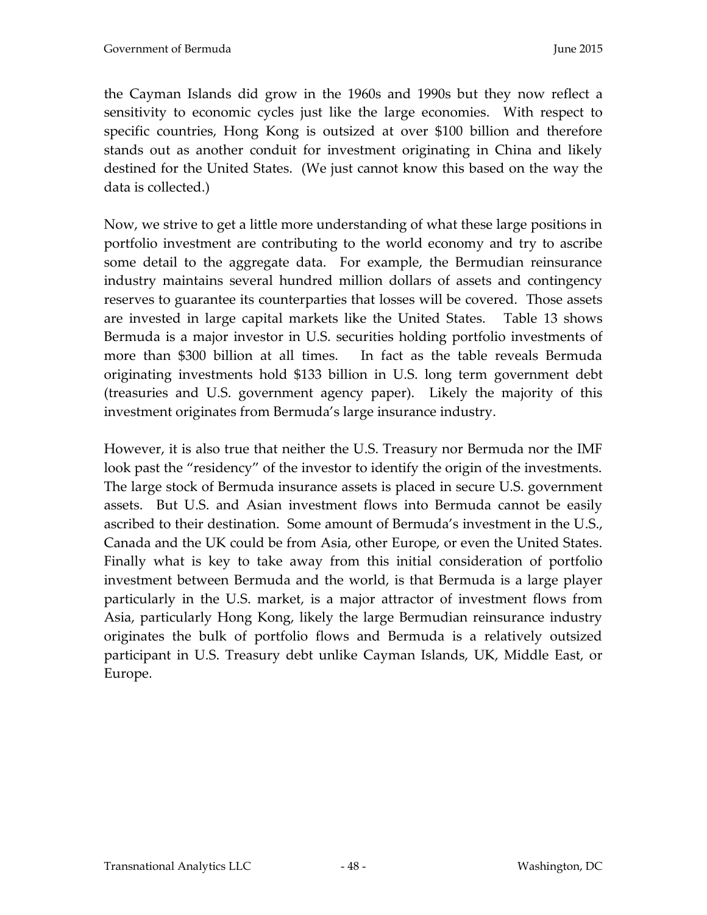the Cayman Islands did grow in the 1960s and 1990s but they now reflect a sensitivity to economic cycles just like the large economies. With respect to specific countries, Hong Kong is outsized at over $100 billion and therefore stands out as another conduit for investment originating in China and likely destined for the United States. (We just cannot know this based on the way the data is collected.)

Now, we strive to get a little more understanding of what these large positions in portfolio investment are contributing to the world economy and try to ascribe some detail to the aggregate data. For example, the Bermudian reinsurance industry maintains several hundred million dollars of assets and contingency reserves to guarantee its counterparties that losses will be covered. Those assets are invested in large capital markets like the United States. Table 13 shows Bermuda is a major investor in U.S. securities holding portfolio investments of more than $300 billion at all times. In fact as the table reveals Bermuda originating investments hold $133 billion in U.S. long term government debt (treasuries and U.S. government agency paper). Likely the majority of this investment originates from Bermuda's large insurance industry.

However, it is also true that neither the U.S. Treasury nor Bermuda nor the IMF look past the "residency" of the investor to identify the origin of the investments. The large stock of Bermuda insurance assets is placed in secure U.S. government assets. But U.S. and Asian investment flows into Bermuda cannot be easily ascribed to their destination. Some amount of Bermuda's investment in the U.S., Canada and the UK could be from Asia, other Europe, or even the United States. Finally what is key to take away from this initial consideration of portfolio investment between Bermuda and the world, is that Bermuda is a large player particularly in the U.S. market, is a major attractor of investment flows from Asia, particularly Hong Kong, likely the large Bermudian reinsurance industry originates the bulk of portfolio flows and Bermuda is a relatively outsized participant in U.S. Treasury debt unlike Cayman Islands, UK, Middle East, or Europe.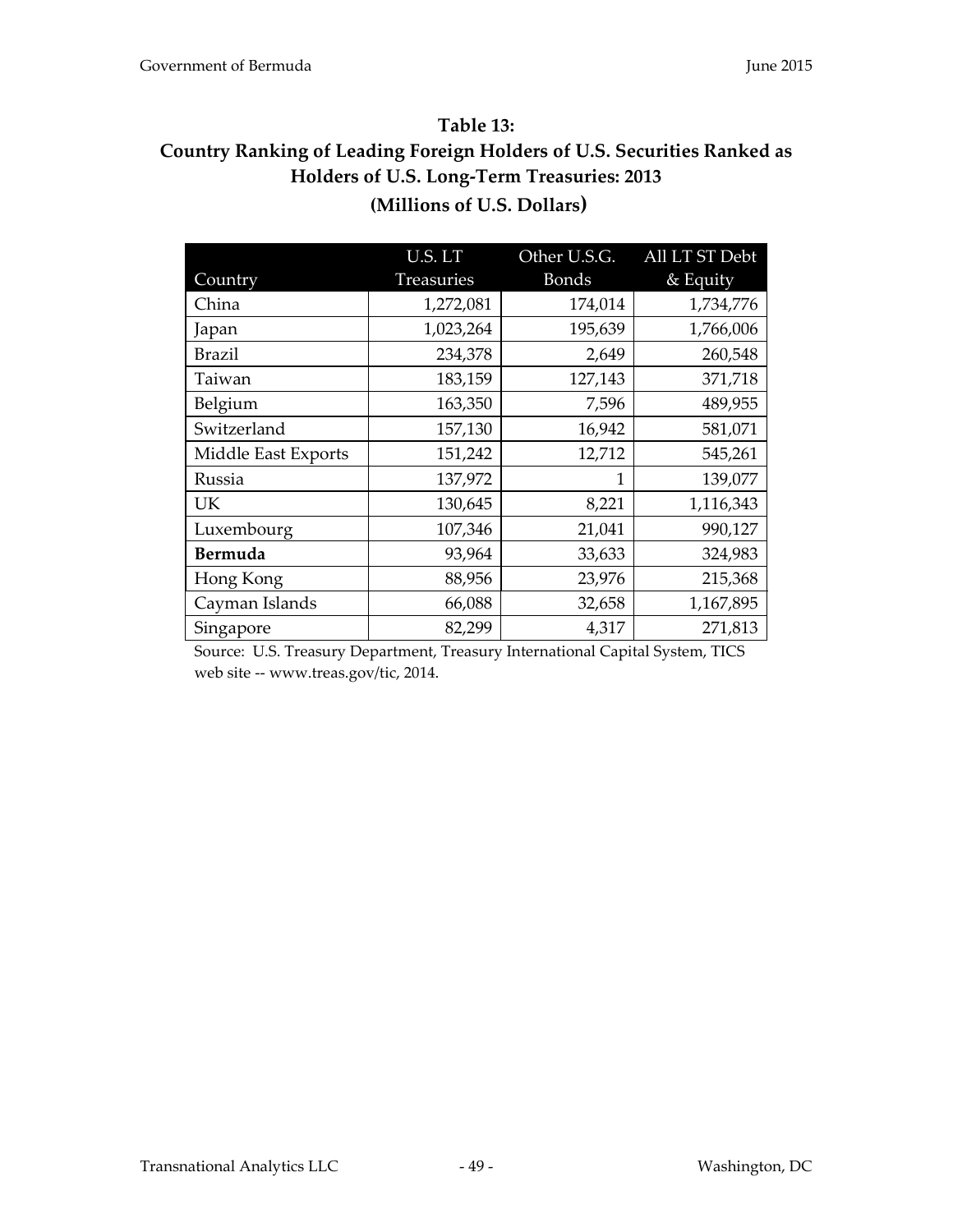## Table 13:
## Country Ranking of Leading Foreign Holders of U.S. Securities Ranked as Holders of U.S. Long-Term Treasuries: 2013
## (Millions of U.S. Dollars)

| Country | U.S. LT Treasuries | Other U.S.G. Bonds | All LT ST Debt & Equity |
|---|---|---|---|
| China | 1,272,081 | 174,014 | 1,734,776 |
| Japan | 1,023,264 | 195,639 | 1,766,006 |
| Brazil | 234,378 | 2,649 | 260,548 |
| Taiwan | 183,159 | 127,143 | 371,718 |
| Belgium | 163,350 | 7,596 | 489,955 |
| Switzerland | 157,130 | 16,942 | 581,071 |
| Middle East Exports | 151,242 | 12,712 | 545,261 |
| Russia | 137,972 | 1 | 139,077 |
| UK | 130,645 | 8,221 | 1,116,343 |
| Luxembourg | 107,346 | 21,041 | 990,127 |
| **Bermuda** | 93,964 | 33,633 | 324,983 |
| Hong Kong | 88,956 | 23,976 | 215,368 |
| Cayman Islands | 66,088 | 32,658 | 1,167,895 |
| Singapore | 82,299 | 4,317 | 271,813 |

Source: U.S. Treasury Department, Treasury International Capital System, TICS web site -- www.treas.gov/tic, 2014.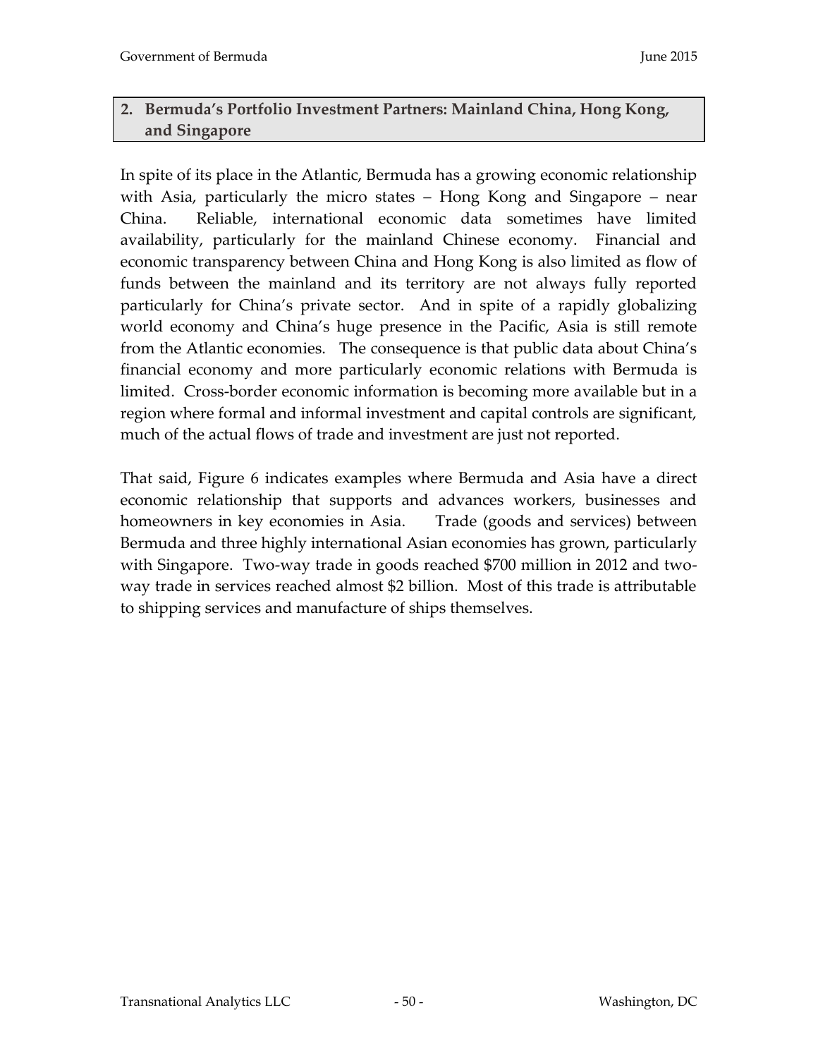## 2. Bermuda's Portfolio Investment Partners: Mainland China, Hong Kong, and Singapore

In spite of its place in the Atlantic, Bermuda has a growing economic relationship with Asia, particularly the micro states – Hong Kong and Singapore – near China. Reliable, international economic data sometimes have limited availability, particularly for the mainland Chinese economy. Financial and economic transparency between China and Hong Kong is also limited as flow of funds between the mainland and its territory are not always fully reported particularly for China's private sector. And in spite of a rapidly globalizing world economy and China's huge presence in the Pacific, Asia is still remote from the Atlantic economies. The consequence is that public data about China's financial economy and more particularly economic relations with Bermuda is limited. Cross-border economic information is becoming more available but in a region where formal and informal investment and capital controls are significant, much of the actual flows of trade and investment are just not reported.

That said, Figure 6 indicates examples where Bermuda and Asia have a direct economic relationship that supports and advances workers, businesses and homeowners in key economies in Asia. Trade (goods and services) between Bermuda and three highly international Asian economies has grown, particularly with Singapore. Two-way trade in goods reached $700 million in 2012 and two-way trade in services reached almost $2 billion. Most of this trade is attributable to shipping services and manufacture of ships themselves.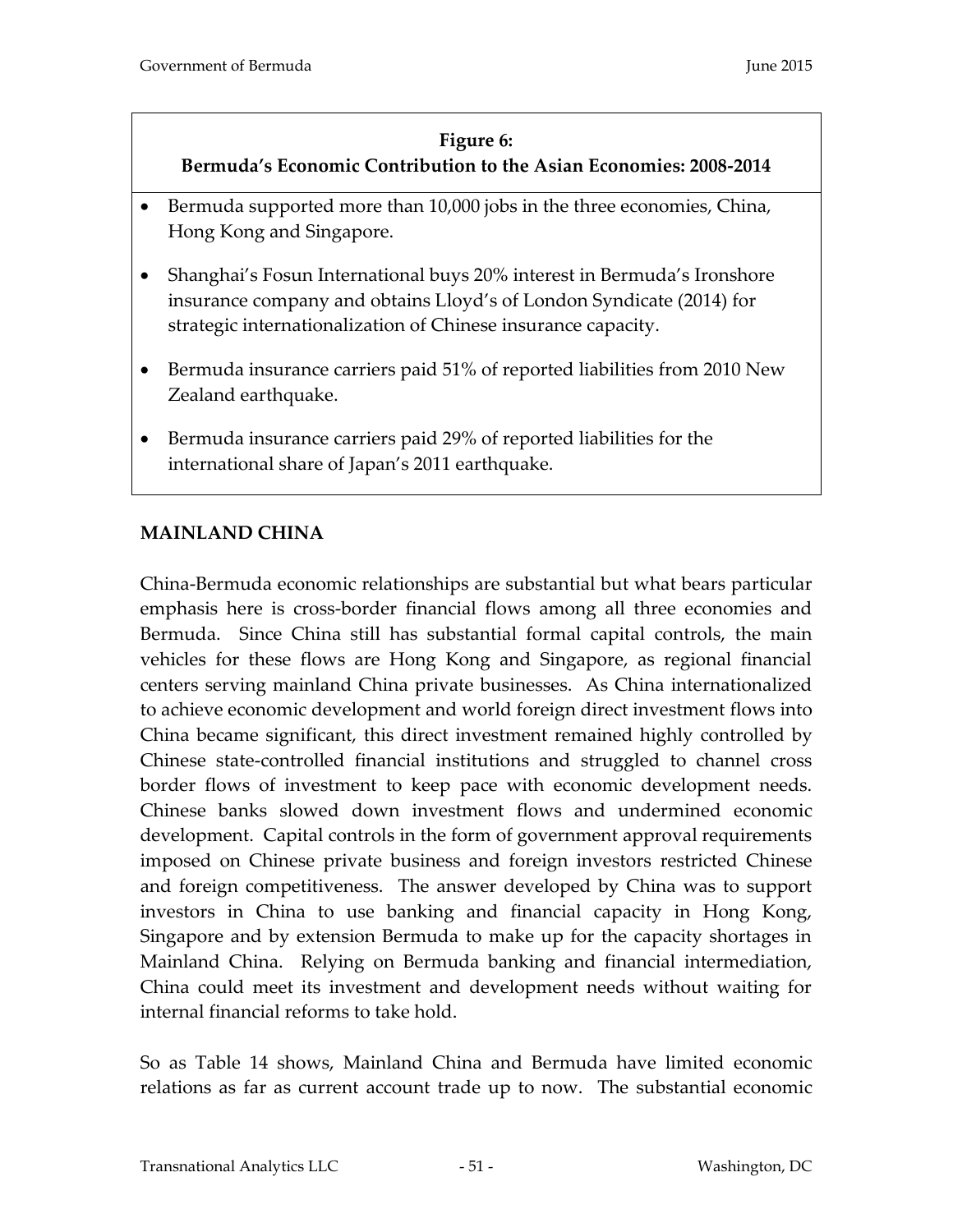**Figure 6:**
**Bermuda's Economic Contribution to the Asian Economies: 2008-2014**

- Bermuda supported more than 10,000 jobs in the three economies, China, Hong Kong and Singapore.
- Shanghai's Fosun International buys 20% interest in Bermuda's Ironshore insurance company and obtains Lloyd's of London Syndicate (2014) for strategic internationalization of Chinese insurance capacity.
- Bermuda insurance carriers paid 51% of reported liabilities from 2010 New Zealand earthquake.
- Bermuda insurance carriers paid 29% of reported liabilities for the international share of Japan's 2011 earthquake.

## MAINLAND CHINA

China-Bermuda economic relationships are substantial but what bears particular emphasis here is cross-border financial flows among all three economies and Bermuda. Since China still has substantial formal capital controls, the main vehicles for these flows are Hong Kong and Singapore, as regional financial centers serving mainland China private businesses. As China internationalized to achieve economic development and world foreign direct investment flows into China became significant, this direct investment remained highly controlled by Chinese state-controlled financial institutions and struggled to channel cross border flows of investment to keep pace with economic development needs. Chinese banks slowed down investment flows and undermined economic development. Capital controls in the form of government approval requirements imposed on Chinese private business and foreign investors restricted Chinese and foreign competitiveness. The answer developed by China was to support investors in China to use banking and financial capacity in Hong Kong, Singapore and by extension Bermuda to make up for the capacity shortages in Mainland China. Relying on Bermuda banking and financial intermediation, China could meet its investment and development needs without waiting for internal financial reforms to take hold.

So as Table 14 shows, Mainland China and Bermuda have limited economic relations as far as current account trade up to now. The substantial economic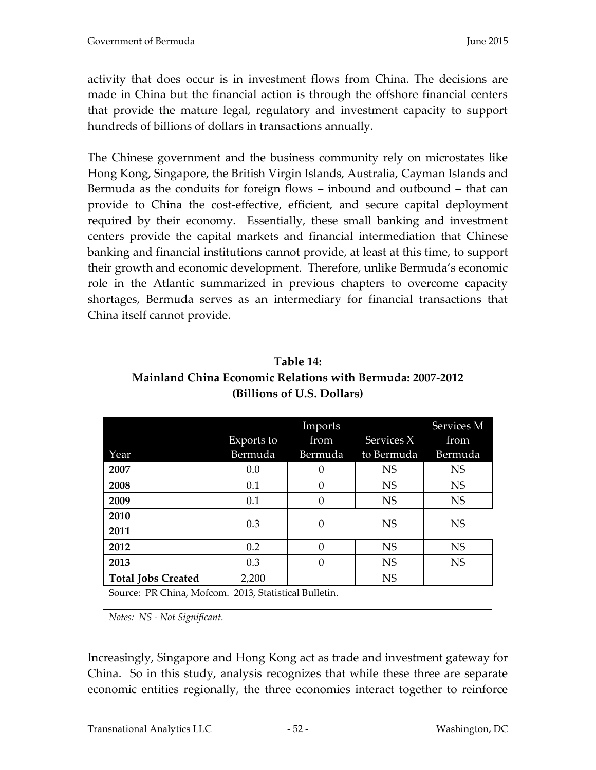activity that does occur is in investment flows from China. The decisions are made in China but the financial action is through the offshore financial centers that provide the mature legal, regulatory and investment capacity to support hundreds of billions of dollars in transactions annually.

The Chinese government and the business community rely on microstates like Hong Kong, Singapore, the British Virgin Islands, Australia, Cayman Islands and Bermuda as the conduits for foreign flows – inbound and outbound – that can provide to China the cost-effective, efficient, and secure capital deployment required by their economy. Essentially, these small banking and investment centers provide the capital markets and financial intermediation that Chinese banking and financial institutions cannot provide, at least at this time, to support their growth and economic development. Therefore, unlike Bermuda's economic role in the Atlantic summarized in previous chapters to overcome capacity shortages, Bermuda serves as an intermediary for financial transactions that China itself cannot provide.

**Table 14:**
**Mainland China Economic Relations with Bermuda: 2007-2012**
**(Billions of U.S. Dollars)**

| Year | Exports to Bermuda | Imports from Bermuda | Services X to Bermuda | Services M from Bermuda |
|---|---|---|---|---|
| **2007** | 0.0 | 0 | NS | NS |
| **2008** | 0.1 | 0 | NS | NS |
| **2009** | 0.1 | 0 | NS | NS |
| **2010** **2011** | 0.3 | 0 | NS | NS |
| **2012** | 0.2 | 0 | NS | NS |
| **2013** | 0.3 | 0 | NS | NS |
| **Total Jobs Created** | 2,200 | | NS | |

Source: PR China, Mofcom. 2013, Statistical Bulletin.

*Notes: NS - Not Significant.*

Increasingly, Singapore and Hong Kong act as trade and investment gateway for China. So in this study, analysis recognizes that while these three are separate economic entities regionally, the three economies interact together to reinforce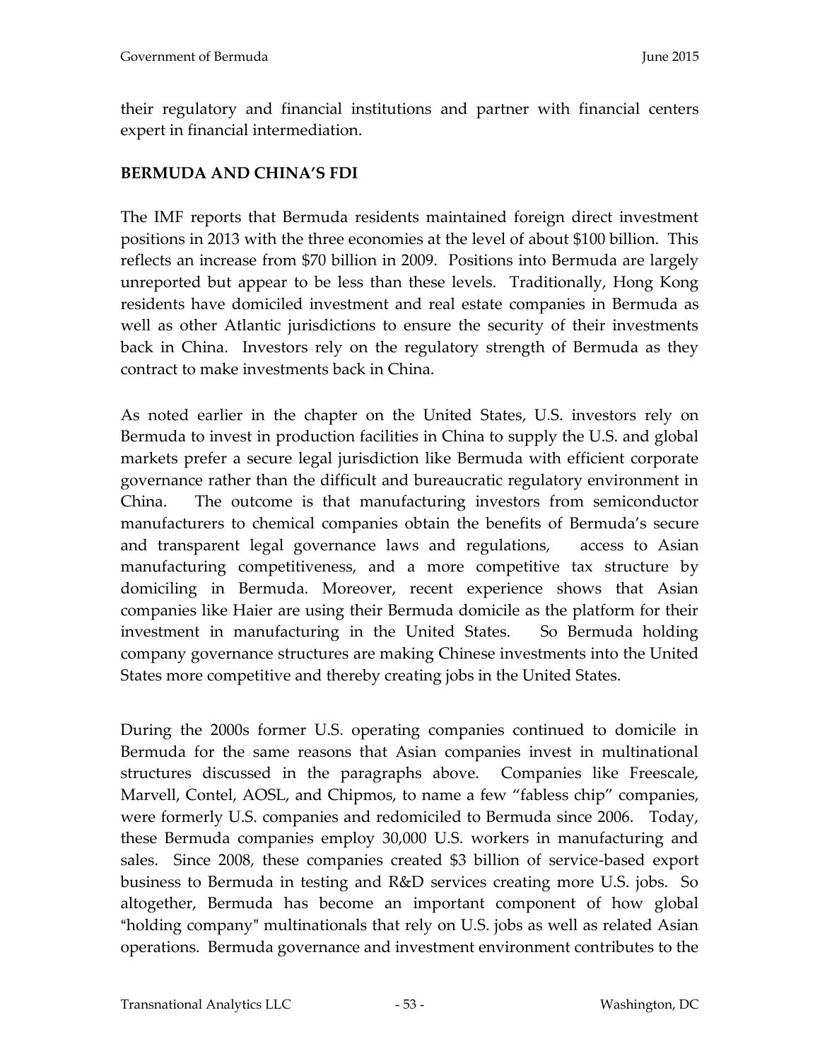their regulatory and financial institutions and partner with financial centers expert in financial intermediation.

## BERMUDA AND CHINA'S FDI

The IMF reports that Bermuda residents maintained foreign direct investment positions in 2013 with the three economies at the level of about $100 billion. This reflects an increase from $70 billion in 2009. Positions into Bermuda are largely unreported but appear to be less than these levels. Traditionally, Hong Kong residents have domiciled investment and real estate companies in Bermuda as well as other Atlantic jurisdictions to ensure the security of their investments back in China. Investors rely on the regulatory strength of Bermuda as they contract to make investments back in China.

As noted earlier in the chapter on the United States, U.S. investors rely on Bermuda to invest in production facilities in China to supply the U.S. and global markets prefer a secure legal jurisdiction like Bermuda with efficient corporate governance rather than the difficult and bureaucratic regulatory environment in China. The outcome is that manufacturing investors from semiconductor manufacturers to chemical companies obtain the benefits of Bermuda's secure and transparent legal governance laws and regulations, access to Asian manufacturing competitiveness, and a more competitive tax structure by domiciling in Bermuda. Moreover, recent experience shows that Asian companies like Haier are using their Bermuda domicile as the platform for their investment in manufacturing in the United States. So Bermuda holding company governance structures are making Chinese investments into the United States more competitive and thereby creating jobs in the United States.

During the 2000s former U.S. operating companies continued to domicile in Bermuda for the same reasons that Asian companies invest in multinational structures discussed in the paragraphs above. Companies like Freescale, Marvell, Contel, AOSL, and Chipmos, to name a few "fabless chip" companies, were formerly U.S. companies and redomiciled to Bermuda since 2006. Today, these Bermuda companies employ 30,000 U.S. workers in manufacturing and sales. Since 2008, these companies created $3 billion of service-based export business to Bermuda in testing and R&D services creating more U.S. jobs. So altogether, Bermuda has become an important component of how global "holding company" multinationals that rely on U.S. jobs as well as related Asian operations. Bermuda governance and investment environment contributes to the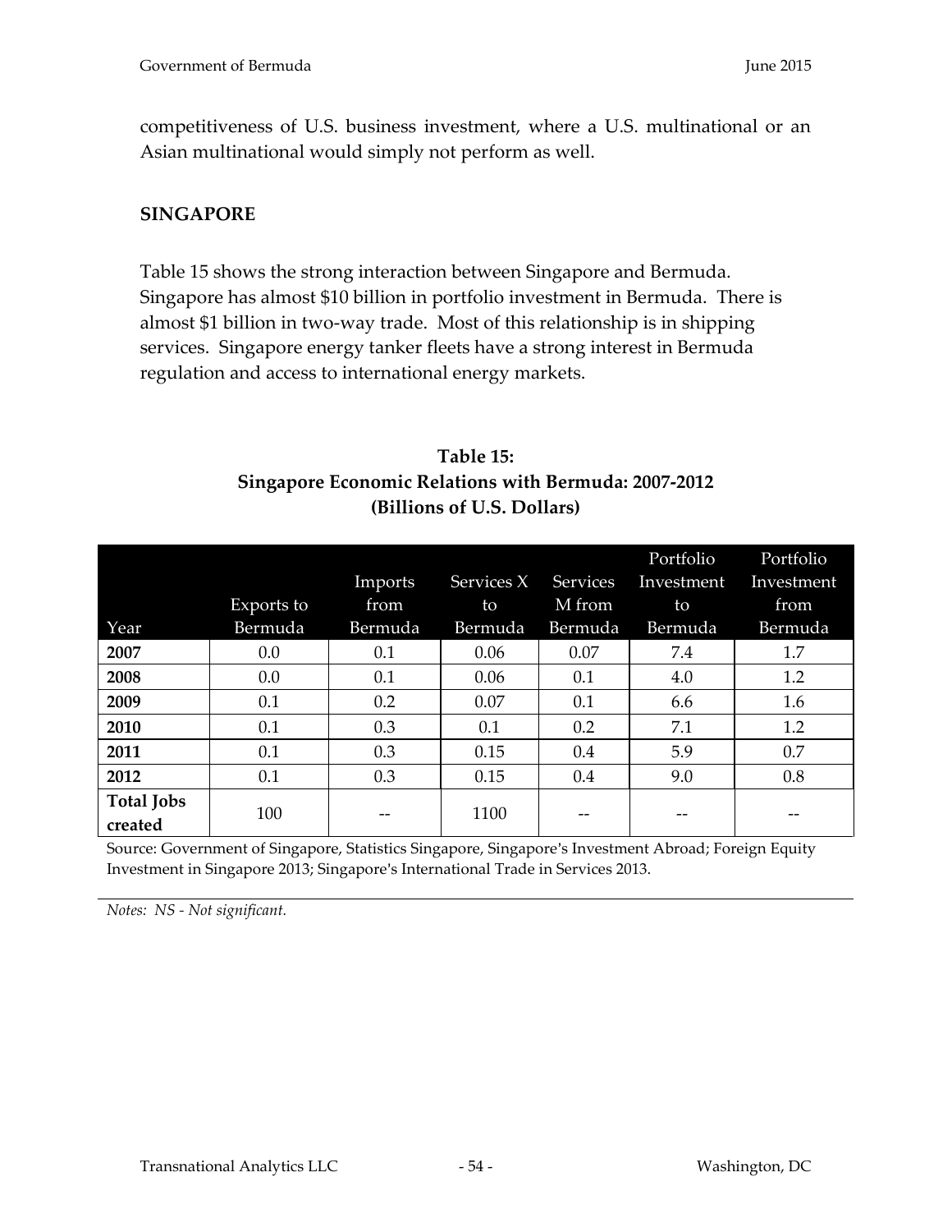competitiveness of U.S. business investment, where a U.S. multinational or an Asian multinational would simply not perform as well.

## SINGAPORE

Table 15 shows the strong interaction between Singapore and Bermuda. Singapore has almost $10 billion in portfolio investment in Bermuda. There is almost $1 billion in two-way trade. Most of this relationship is in shipping services. Singapore energy tanker fleets have a strong interest in Bermuda regulation and access to international energy markets.

**Table 15:**
**Singapore Economic Relations with Bermuda: 2007-2012**
**(Billions of U.S. Dollars)**

| Year | Exports to Bermuda | Imports from Bermuda | Services X to Bermuda | Services M from Bermuda | Portfolio Investment to Bermuda | Portfolio Investment from Bermuda |
|---|---|---|---|---|---|---|
| **2007** | 0.0 | 0.1 | 0.06 | 0.07 | 7.4 | 1.7 |
| **2008** | 0.0 | 0.1 | 0.06 | 0.1 | 4.0 | 1.2 |
| **2009** | 0.1 | 0.2 | 0.07 | 0.1 | 6.6 | 1.6 |
| **2010** | 0.1 | 0.3 | 0.1 | 0.2 | 7.1 | 1.2 |
| **2011** | 0.1 | 0.3 | 0.15 | 0.4 | 5.9 | 0.7 |
| **2012** | 0.1 | 0.3 | 0.15 | 0.4 | 9.0 | 0.8 |
| **Total Jobs created** | 100 | -- | 1100 | -- | -- | -- |

Source: Government of Singapore, Statistics Singapore, Singapore's Investment Abroad; Foreign Equity Investment in Singapore 2013; Singapore's International Trade in Services 2013.

*Notes: NS - Not significant.*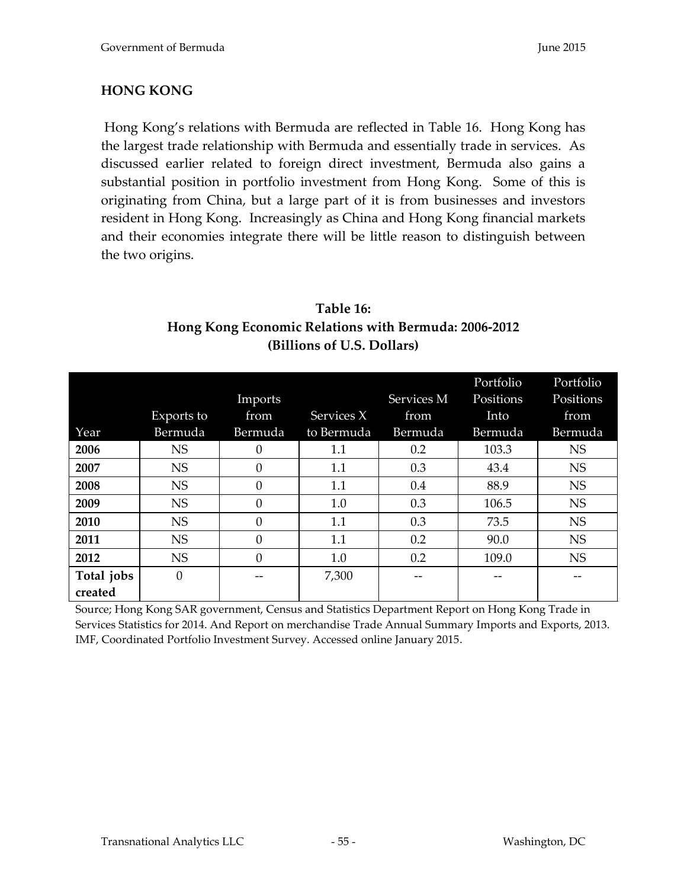## HONG KONG

Hong Kong's relations with Bermuda are reflected in Table 16. Hong Kong has the largest trade relationship with Bermuda and essentially trade in services. As discussed earlier related to foreign direct investment, Bermuda also gains a substantial position in portfolio investment from Hong Kong. Some of this is originating from China, but a large part of it is from businesses and investors resident in Hong Kong. Increasingly as China and Hong Kong financial markets and their economies integrate there will be little reason to distinguish between the two origins.

**Table 16:**
**Hong Kong Economic Relations with Bermuda: 2006-2012**
**(Billions of U.S. Dollars)**

| Year | Exports to Bermuda | Imports from Bermuda | Services X to Bermuda | Services M from Bermuda | Portfolio Positions Into Bermuda | Portfolio Positions from Bermuda |
|---|---|---|---|---|---|---|
| **2006** | NS | 0 | 1.1 | 0.2 | 103.3 | NS |
| **2007** | NS | 0 | 1.1 | 0.3 | 43.4 | NS |
| **2008** | NS | 0 | 1.1 | 0.4 | 88.9 | NS |
| **2009** | NS | 0 | 1.0 | 0.3 | 106.5 | NS |
| **2010** | NS | 0 | 1.1 | 0.3 | 73.5 | NS |
| **2011** | NS | 0 | 1.1 | 0.2 | 90.0 | NS |
| **2012** | NS | 0 | 1.0 | 0.2 | 109.0 | NS |
| **Total jobs created** | 0 | -- | 7,300 | -- | -- | -- |

Source; Hong Kong SAR government, Census and Statistics Department Report on Hong Kong Trade in Services Statistics for 2014. And Report on merchandise Trade Annual Summary Imports and Exports, 2013. IMF, Coordinated Portfolio Investment Survey. Accessed online January 2015.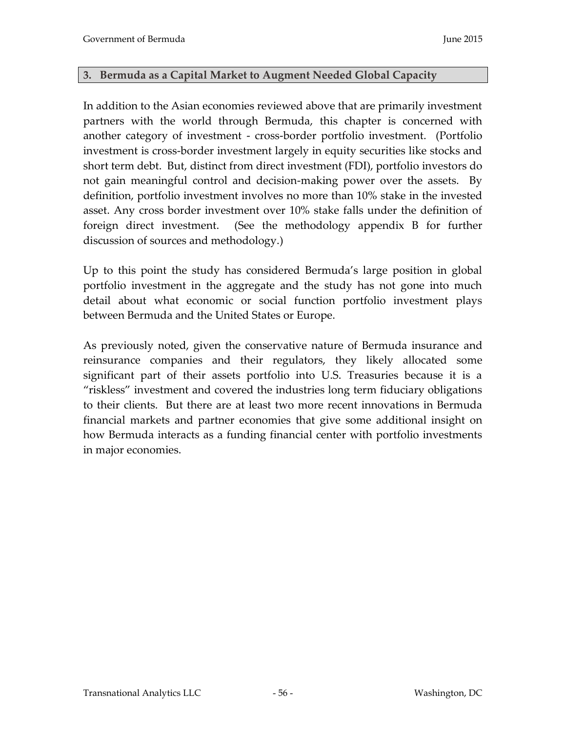## 3. Bermuda as a Capital Market to Augment Needed Global Capacity

In addition to the Asian economies reviewed above that are primarily investment partners with the world through Bermuda, this chapter is concerned with another category of investment - cross-border portfolio investment. (Portfolio investment is cross-border investment largely in equity securities like stocks and short term debt. But, distinct from direct investment (FDI), portfolio investors do not gain meaningful control and decision-making power over the assets. By definition, portfolio investment involves no more than 10% stake in the invested asset. Any cross border investment over 10% stake falls under the definition of foreign direct investment. (See the methodology appendix B for further discussion of sources and methodology.)

Up to this point the study has considered Bermuda's large position in global portfolio investment in the aggregate and the study has not gone into much detail about what economic or social function portfolio investment plays between Bermuda and the United States or Europe.

As previously noted, given the conservative nature of Bermuda insurance and reinsurance companies and their regulators, they likely allocated some significant part of their assets portfolio into U.S. Treasuries because it is a "riskless" investment and covered the industries long term fiduciary obligations to their clients. But there are at least two more recent innovations in Bermuda financial markets and partner economies that give some additional insight on how Bermuda interacts as a funding financial center with portfolio investments in major economies.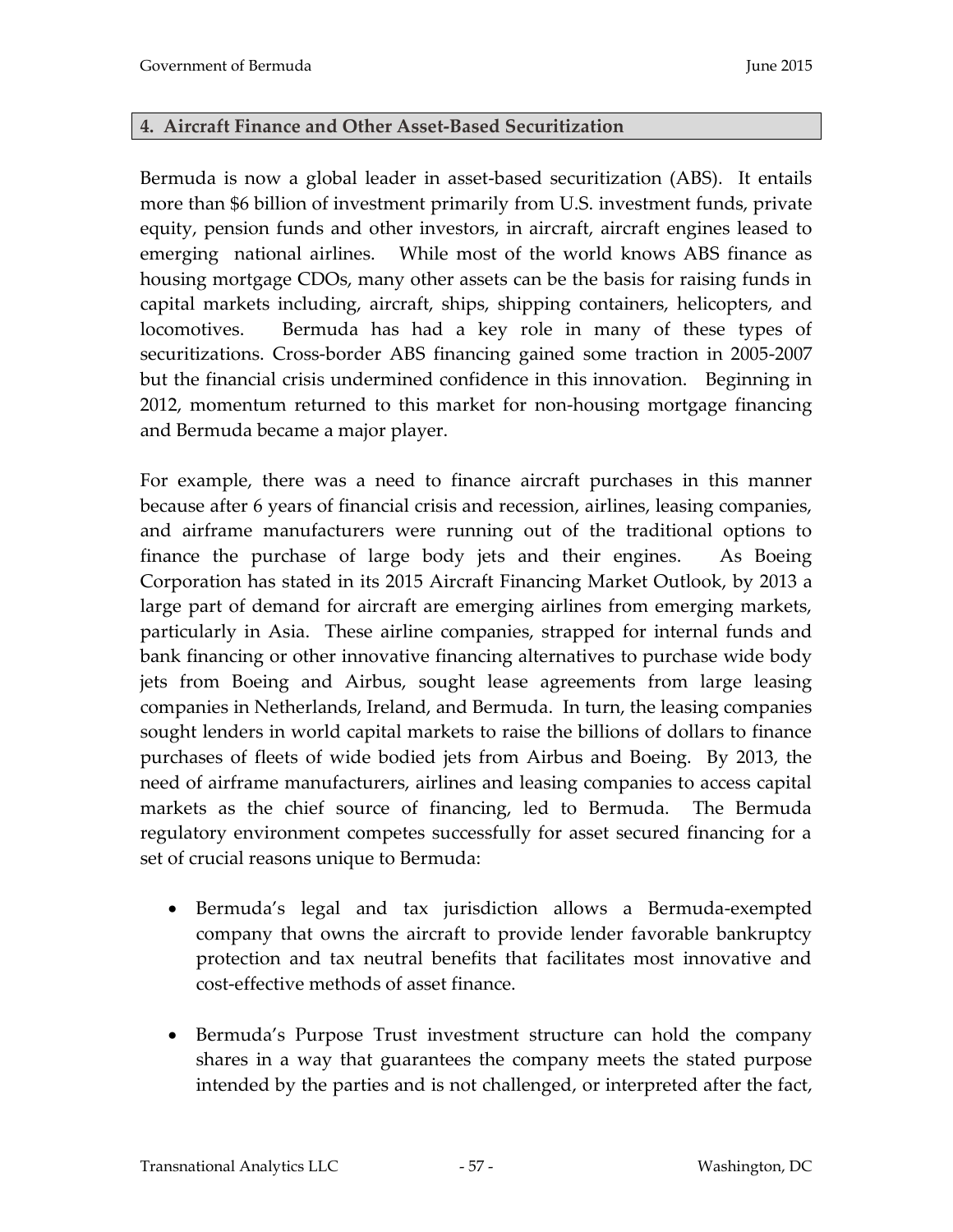## 4. Aircraft Finance and Other Asset-Based Securitization

Bermuda is now a global leader in asset-based securitization (ABS). It entails more than $6 billion of investment primarily from U.S. investment funds, private equity, pension funds and other investors, in aircraft, aircraft engines leased to emerging national airlines. While most of the world knows ABS finance as housing mortgage CDOs, many other assets can be the basis for raising funds in capital markets including, aircraft, ships, shipping containers, helicopters, and locomotives. Bermuda has had a key role in many of these types of securitizations. Cross-border ABS financing gained some traction in 2005-2007 but the financial crisis undermined confidence in this innovation. Beginning in 2012, momentum returned to this market for non-housing mortgage financing and Bermuda became a major player.

For example, there was a need to finance aircraft purchases in this manner because after 6 years of financial crisis and recession, airlines, leasing companies, and airframe manufacturers were running out of the traditional options to finance the purchase of large body jets and their engines. As Boeing Corporation has stated in its 2015 Aircraft Financing Market Outlook, by 2013 a large part of demand for aircraft are emerging airlines from emerging markets, particularly in Asia. These airline companies, strapped for internal funds and bank financing or other innovative financing alternatives to purchase wide body jets from Boeing and Airbus, sought lease agreements from large leasing companies in Netherlands, Ireland, and Bermuda. In turn, the leasing companies sought lenders in world capital markets to raise the billions of dollars to finance purchases of fleets of wide bodied jets from Airbus and Boeing. By 2013, the need of airframe manufacturers, airlines and leasing companies to access capital markets as the chief source of financing, led to Bermuda. The Bermuda regulatory environment competes successfully for asset secured financing for a set of crucial reasons unique to Bermuda:

- Bermuda's legal and tax jurisdiction allows a Bermuda-exempted company that owns the aircraft to provide lender favorable bankruptcy protection and tax neutral benefits that facilitates most innovative and cost-effective methods of asset finance.

- Bermuda's Purpose Trust investment structure can hold the company shares in a way that guarantees the company meets the stated purpose intended by the parties and is not challenged, or interpreted after the fact,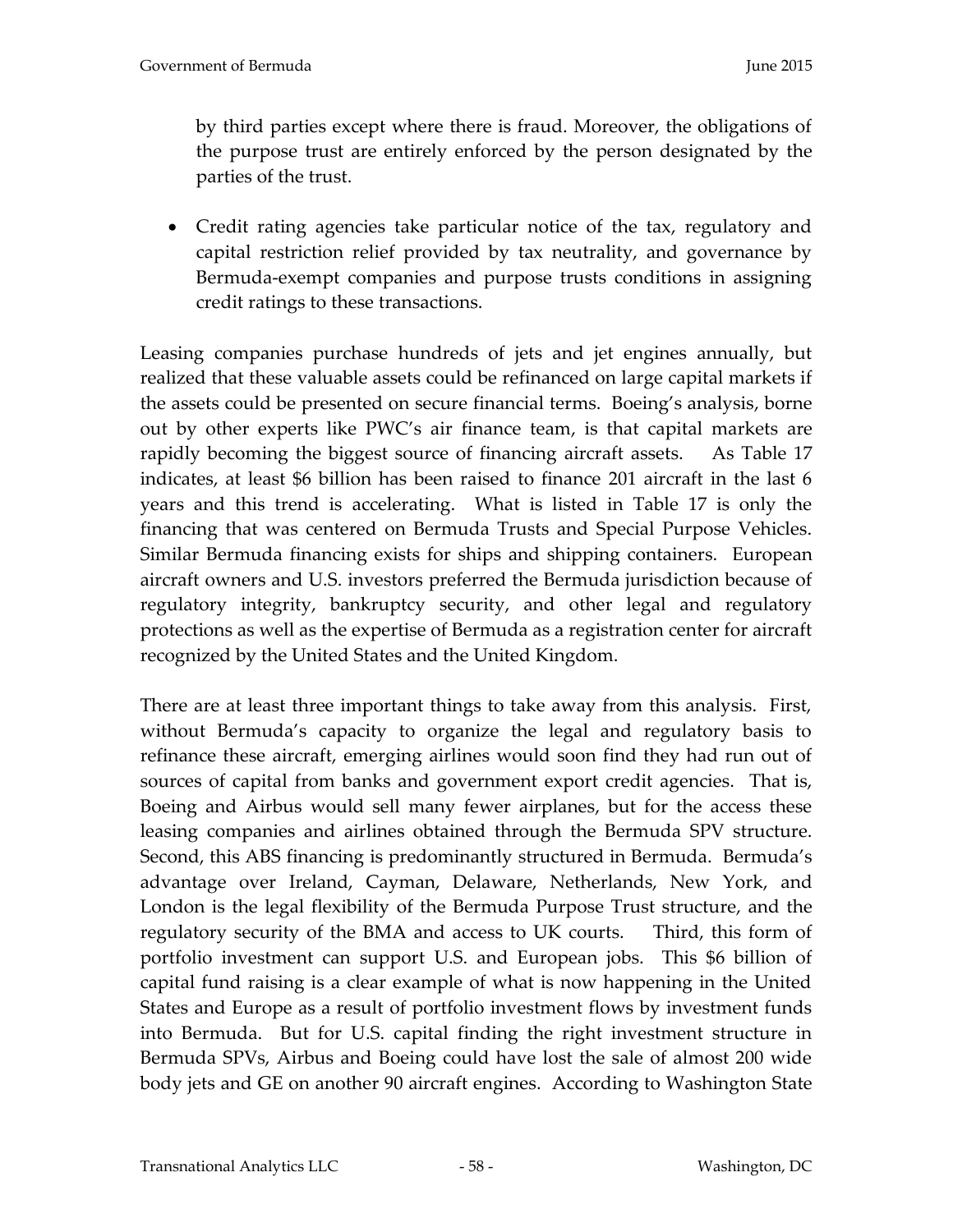by third parties except where there is fraud. Moreover, the obligations of the purpose trust are entirely enforced by the person designated by the parties of the trust.

- Credit rating agencies take particular notice of the tax, regulatory and capital restriction relief provided by tax neutrality, and governance by Bermuda-exempt companies and purpose trusts conditions in assigning credit ratings to these transactions.

Leasing companies purchase hundreds of jets and jet engines annually, but realized that these valuable assets could be refinanced on large capital markets if the assets could be presented on secure financial terms. Boeing's analysis, borne out by other experts like PWC's air finance team, is that capital markets are rapidly becoming the biggest source of financing aircraft assets. As Table 17 indicates, at least $6 billion has been raised to finance 201 aircraft in the last 6 years and this trend is accelerating. What is listed in Table 17 is only the financing that was centered on Bermuda Trusts and Special Purpose Vehicles. Similar Bermuda financing exists for ships and shipping containers. European aircraft owners and U.S. investors preferred the Bermuda jurisdiction because of regulatory integrity, bankruptcy security, and other legal and regulatory protections as well as the expertise of Bermuda as a registration center for aircraft recognized by the United States and the United Kingdom.

There are at least three important things to take away from this analysis. First, without Bermuda's capacity to organize the legal and regulatory basis to refinance these aircraft, emerging airlines would soon find they had run out of sources of capital from banks and government export credit agencies. That is, Boeing and Airbus would sell many fewer airplanes, but for the access these leasing companies and airlines obtained through the Bermuda SPV structure. Second, this ABS financing is predominantly structured in Bermuda. Bermuda's advantage over Ireland, Cayman, Delaware, Netherlands, New York, and London is the legal flexibility of the Bermuda Purpose Trust structure, and the regulatory security of the BMA and access to UK courts. Third, this form of portfolio investment can support U.S. and European jobs. This $6 billion of capital fund raising is a clear example of what is now happening in the United States and Europe as a result of portfolio investment flows by investment funds into Bermuda. But for U.S. capital finding the right investment structure in Bermuda SPVs, Airbus and Boeing could have lost the sale of almost 200 wide body jets and GE on another 90 aircraft engines. According to Washington State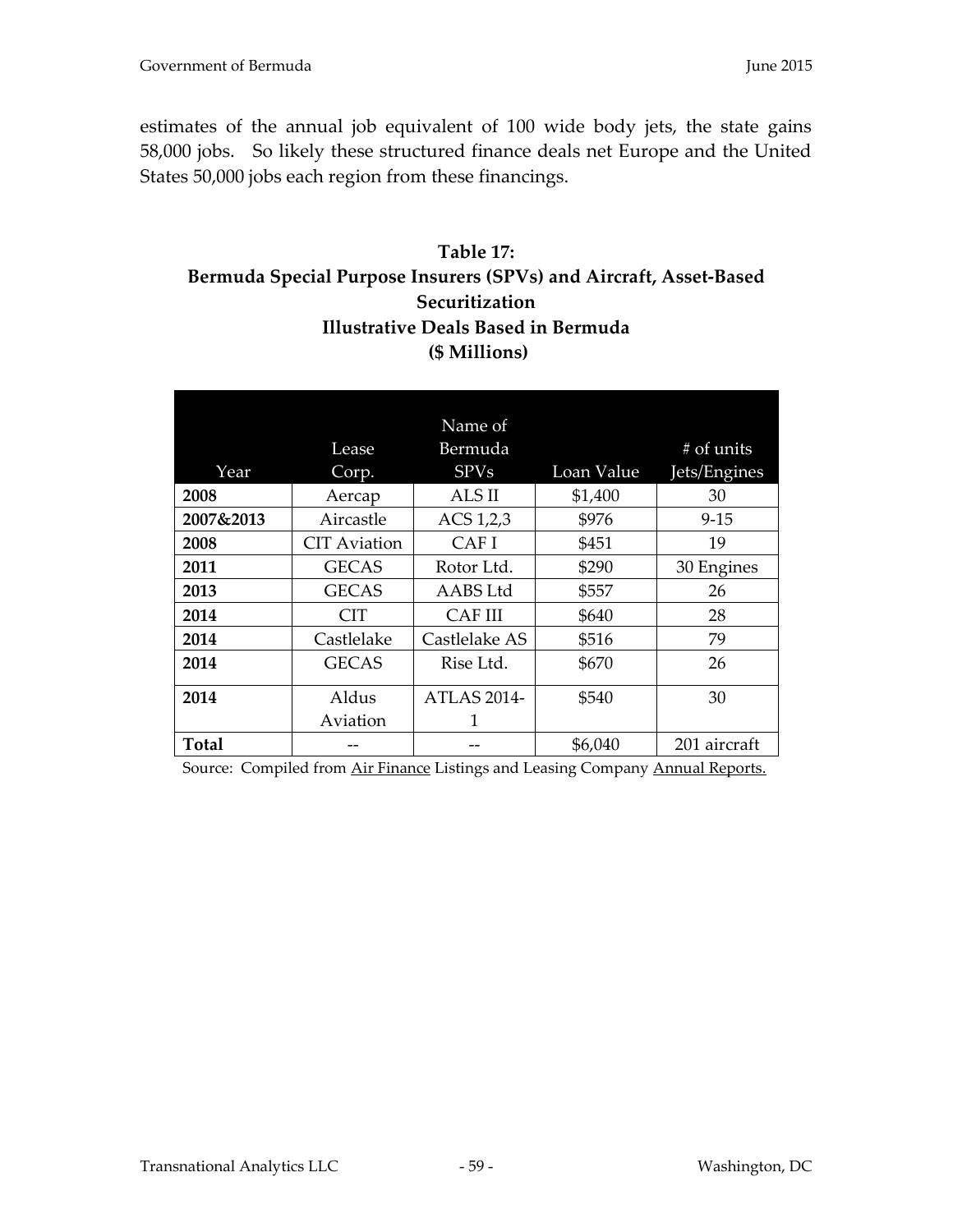estimates of the annual job equivalent of 100 wide body jets, the state gains 58,000 jobs. So likely these structured finance deals net Europe and the United States 50,000 jobs each region from these financings.

**Table 17:**
**Bermuda Special Purpose Insurers (SPVs) and Aircraft, Asset-Based Securitization**
**Illustrative Deals Based in Bermuda**
**($ Millions)**

| Year | Lease Corp. | Name of Bermuda SPVs | Loan Value | # of units Jets/Engines |
|---|---|---|---|---|
| **2008** | Aercap | ALS II | $1,400 | 30 |
| **2007&2013** | Aircastle | ACS 1,2,3 | $976 | 9-15 |
| **2008** | CIT Aviation | CAF I | $451 | 19 |
| **2011** | GECAS | Rotor Ltd. | $290 | 30 Engines |
| **2013** | GECAS | AABS Ltd | $557 | 26 |
| **2014** | CIT | CAF III | $640 | 28 |
| **2014** | Castlelake | Castlelake AS | $516 | 79 |
| **2014** | GECAS | Rise Ltd. | $670 | 26 |
| **2014** | Aldus Aviation | ATLAS 2014-1 | $540 | 30 |
| **Total** | -- | -- | $6,040 | 201 aircraft |

Source: Compiled from Air Finance Listings and Leasing Company Annual Reports.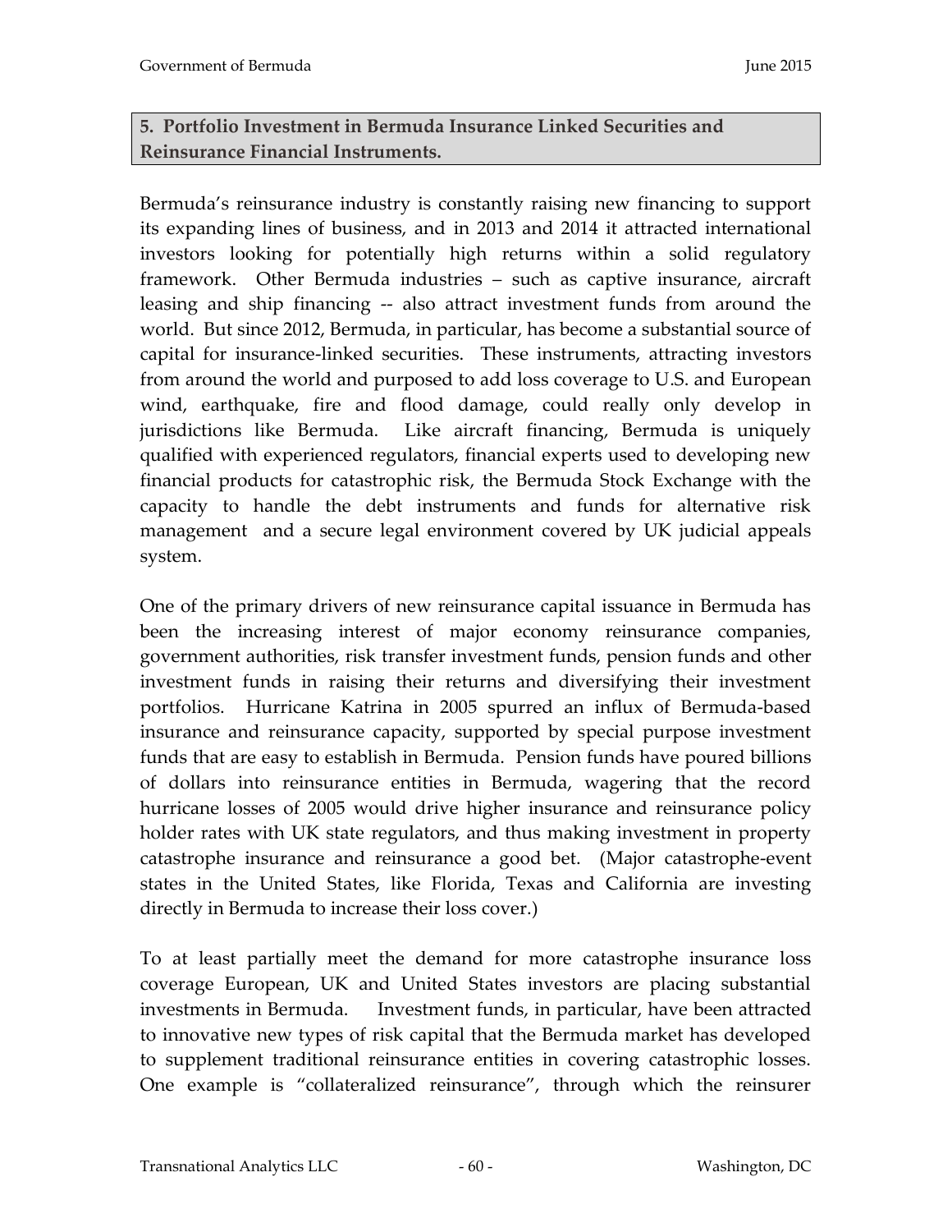## 5. Portfolio Investment in Bermuda Insurance Linked Securities and Reinsurance Financial Instruments.

Bermuda's reinsurance industry is constantly raising new financing to support its expanding lines of business, and in 2013 and 2014 it attracted international investors looking for potentially high returns within a solid regulatory framework. Other Bermuda industries – such as captive insurance, aircraft leasing and ship financing -- also attract investment funds from around the world. But since 2012, Bermuda, in particular, has become a substantial source of capital for insurance-linked securities. These instruments, attracting investors from around the world and purposed to add loss coverage to U.S. and European wind, earthquake, fire and flood damage, could really only develop in jurisdictions like Bermuda. Like aircraft financing, Bermuda is uniquely qualified with experienced regulators, financial experts used to developing new financial products for catastrophic risk, the Bermuda Stock Exchange with the capacity to handle the debt instruments and funds for alternative risk management and a secure legal environment covered by UK judicial appeals system.

One of the primary drivers of new reinsurance capital issuance in Bermuda has been the increasing interest of major economy reinsurance companies, government authorities, risk transfer investment funds, pension funds and other investment funds in raising their returns and diversifying their investment portfolios. Hurricane Katrina in 2005 spurred an influx of Bermuda-based insurance and reinsurance capacity, supported by special purpose investment funds that are easy to establish in Bermuda. Pension funds have poured billions of dollars into reinsurance entities in Bermuda, wagering that the record hurricane losses of 2005 would drive higher insurance and reinsurance policy holder rates with UK state regulators, and thus making investment in property catastrophe insurance and reinsurance a good bet. (Major catastrophe-event states in the United States, like Florida, Texas and California are investing directly in Bermuda to increase their loss cover.)

To at least partially meet the demand for more catastrophe insurance loss coverage European, UK and United States investors are placing substantial investments in Bermuda. Investment funds, in particular, have been attracted to innovative new types of risk capital that the Bermuda market has developed to supplement traditional reinsurance entities in covering catastrophic losses. One example is "collateralized reinsurance", through which the reinsurer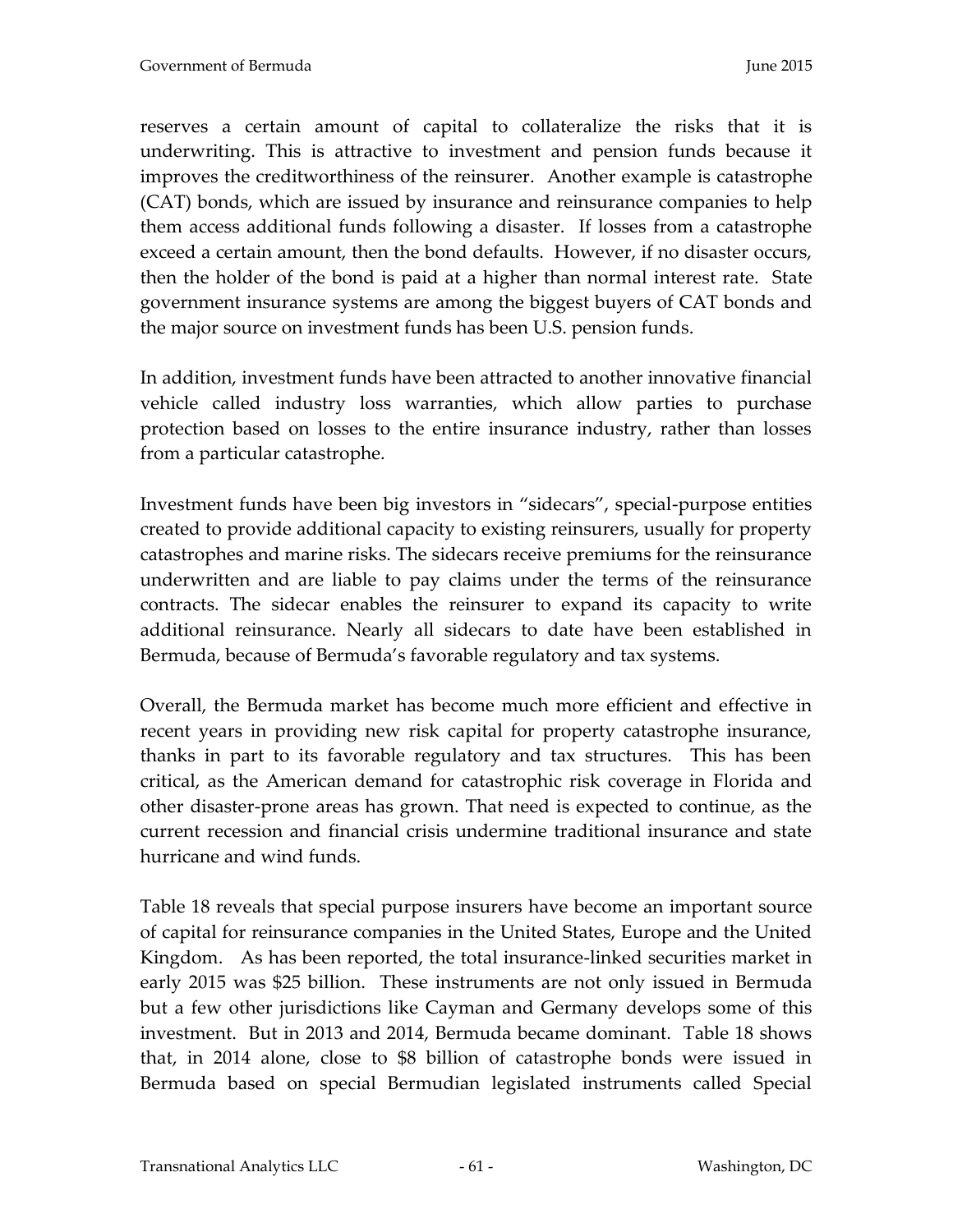reserves a certain amount of capital to collateralize the risks that it is underwriting. This is attractive to investment and pension funds because it improves the creditworthiness of the reinsurer. Another example is catastrophe (CAT) bonds, which are issued by insurance and reinsurance companies to help them access additional funds following a disaster. If losses from a catastrophe exceed a certain amount, then the bond defaults. However, if no disaster occurs, then the holder of the bond is paid at a higher than normal interest rate. State government insurance systems are among the biggest buyers of CAT bonds and the major source on investment funds has been U.S. pension funds.

In addition, investment funds have been attracted to another innovative financial vehicle called industry loss warranties, which allow parties to purchase protection based on losses to the entire insurance industry, rather than losses from a particular catastrophe.

Investment funds have been big investors in "sidecars", special-purpose entities created to provide additional capacity to existing reinsurers, usually for property catastrophes and marine risks. The sidecars receive premiums for the reinsurance underwritten and are liable to pay claims under the terms of the reinsurance contracts. The sidecar enables the reinsurer to expand its capacity to write additional reinsurance. Nearly all sidecars to date have been established in Bermuda, because of Bermuda's favorable regulatory and tax systems.

Overall, the Bermuda market has become much more efficient and effective in recent years in providing new risk capital for property catastrophe insurance, thanks in part to its favorable regulatory and tax structures. This has been critical, as the American demand for catastrophic risk coverage in Florida and other disaster-prone areas has grown. That need is expected to continue, as the current recession and financial crisis undermine traditional insurance and state hurricane and wind funds.

Table 18 reveals that special purpose insurers have become an important source of capital for reinsurance companies in the United States, Europe and the United Kingdom. As has been reported, the total insurance-linked securities market in early 2015 was $25 billion. These instruments are not only issued in Bermuda but a few other jurisdictions like Cayman and Germany develops some of this investment. But in 2013 and 2014, Bermuda became dominant. Table 18 shows that, in 2014 alone, close to $8 billion of catastrophe bonds were issued in Bermuda based on special Bermudian legislated instruments called Special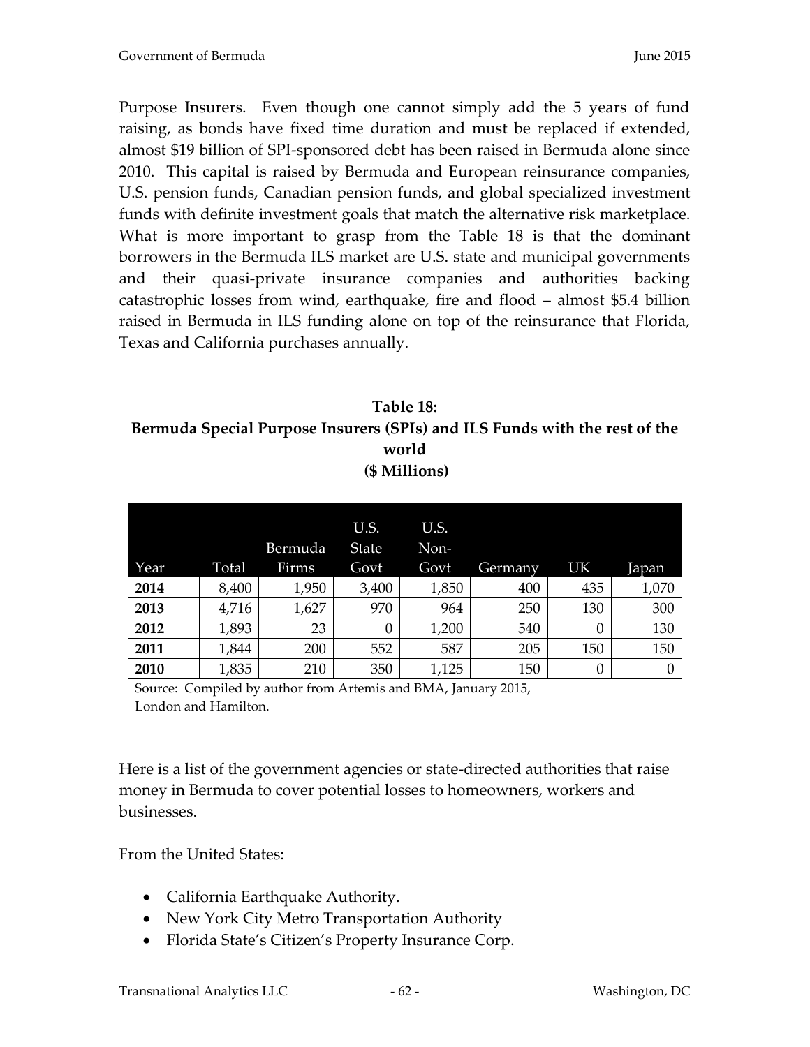Purpose Insurers. Even though one cannot simply add the 5 years of fund raising, as bonds have fixed time duration and must be replaced if extended, almost $19 billion of SPI-sponsored debt has been raised in Bermuda alone since 2010. This capital is raised by Bermuda and European reinsurance companies, U.S. pension funds, Canadian pension funds, and global specialized investment funds with definite investment goals that match the alternative risk marketplace. What is more important to grasp from the Table 18 is that the dominant borrowers in the Bermuda ILS market are U.S. state and municipal governments and their quasi-private insurance companies and authorities backing catastrophic losses from wind, earthquake, fire and flood – almost $5.4 billion raised in Bermuda in ILS funding alone on top of the reinsurance that Florida, Texas and California purchases annually.

**Table 18:**
**Bermuda Special Purpose Insurers (SPIs) and ILS Funds with the rest of the world**
**($ Millions)**

| Year | Total | Bermuda Firms | U.S. State Govt | U.S. Non-Govt | Germany | UK | Japan |
|---|---|---|---|---|---|---|---|
| **2014** | 8,400 | 1,950 | 3,400 | 1,850 | 400 | 435 | 1,070 |
| **2013** | 4,716 | 1,627 | 970 | 964 | 250 | 130 | 300 |
| **2012** | 1,893 | 23 | 0 | 1,200 | 540 | 0 | 130 |
| **2011** | 1,844 | 200 | 552 | 587 | 205 | 150 | 150 |
| **2010** | 1,835 | 210 | 350 | 1,125 | 150 | 0 | 0 |

Source: Compiled by author from Artemis and BMA, January 2015, London and Hamilton.

Here is a list of the government agencies or state-directed authorities that raise money in Bermuda to cover potential losses to homeowners, workers and businesses.

From the United States:

- California Earthquake Authority.
- New York City Metro Transportation Authority
- Florida State's Citizen's Property Insurance Corp.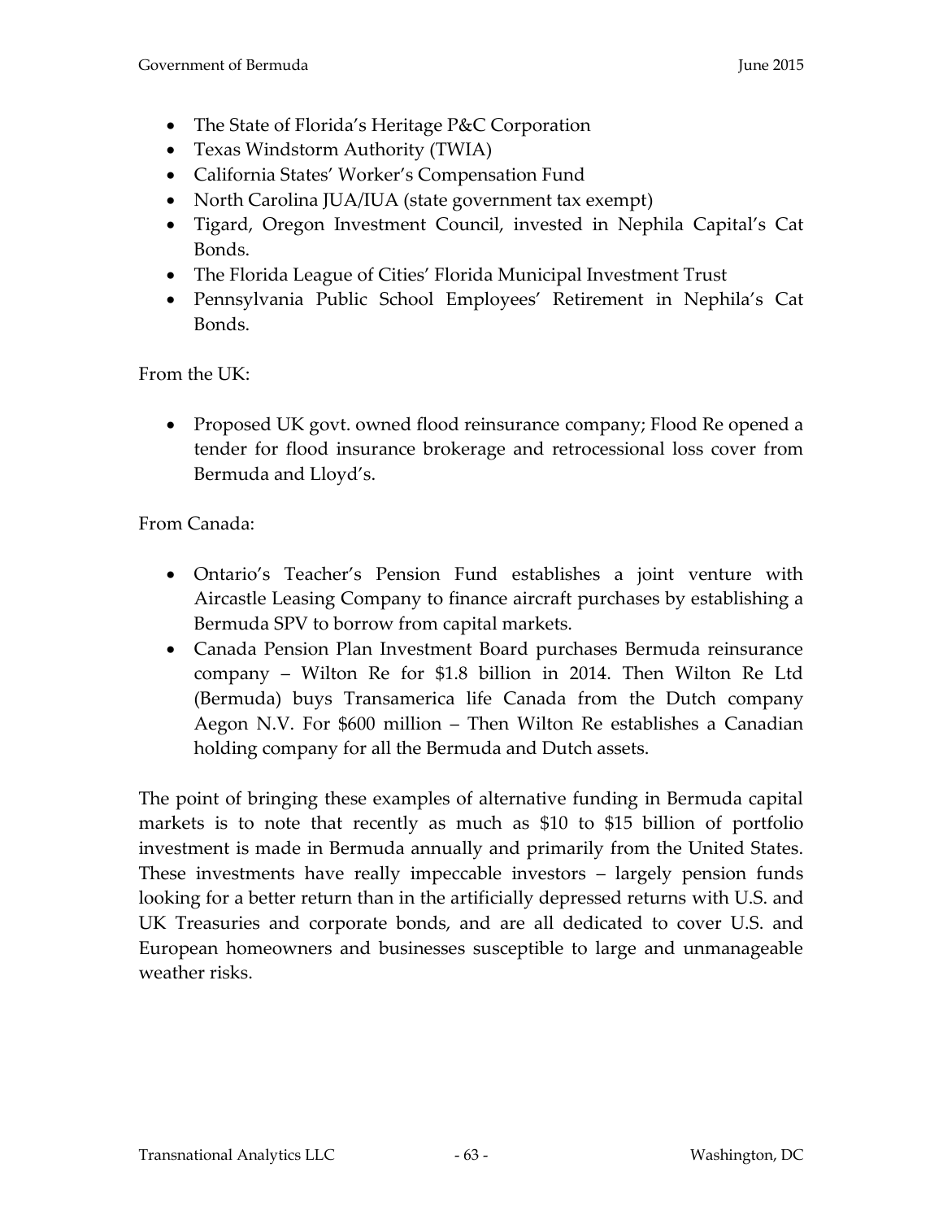- The State of Florida's Heritage P&C Corporation
- Texas Windstorm Authority (TWIA)
- California States' Worker's Compensation Fund
- North Carolina JUA/IUA (state government tax exempt)
- Tigard, Oregon Investment Council, invested in Nephila Capital's Cat Bonds.
- The Florida League of Cities' Florida Municipal Investment Trust
- Pennsylvania Public School Employees' Retirement in Nephila's Cat Bonds.

From the UK:

- Proposed UK govt. owned flood reinsurance company; Flood Re opened a tender for flood insurance brokerage and retrocessional loss cover from Bermuda and Lloyd's.

From Canada:

- Ontario's Teacher's Pension Fund establishes a joint venture with Aircastle Leasing Company to finance aircraft purchases by establishing a Bermuda SPV to borrow from capital markets.
- Canada Pension Plan Investment Board purchases Bermuda reinsurance company – Wilton Re for $1.8 billion in 2014. Then Wilton Re Ltd (Bermuda) buys Transamerica life Canada from the Dutch company Aegon N.V. For $600 million – Then Wilton Re establishes a Canadian holding company for all the Bermuda and Dutch assets.

The point of bringing these examples of alternative funding in Bermuda capital markets is to note that recently as much as $10 to $15 billion of portfolio investment is made in Bermuda annually and primarily from the United States. These investments have really impeccable investors – largely pension funds looking for a better return than in the artificially depressed returns with U.S. and UK Treasuries and corporate bonds, and are all dedicated to cover U.S. and European homeowners and businesses susceptible to large and unmanageable weather risks.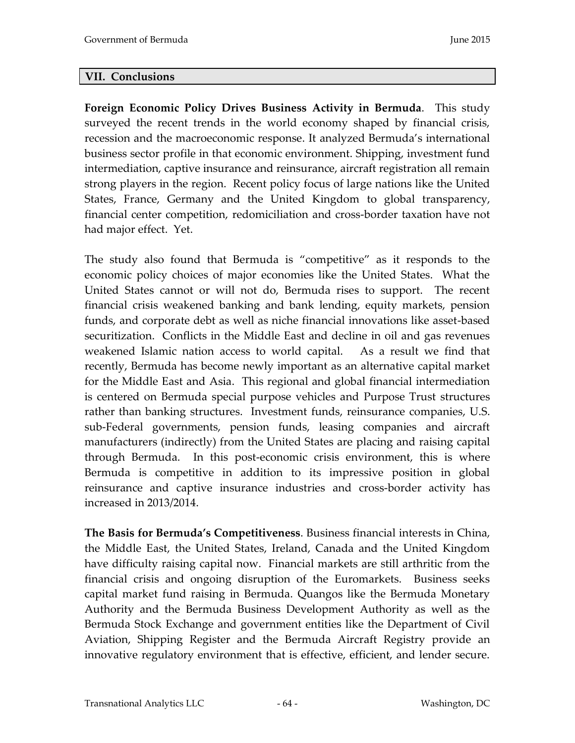## VII. Conclusions

**Foreign Economic Policy Drives Business Activity in Bermuda**. This study surveyed the recent trends in the world economy shaped by financial crisis, recession and the macroeconomic response. It analyzed Bermuda's international business sector profile in that economic environment. Shipping, investment fund intermediation, captive insurance and reinsurance, aircraft registration all remain strong players in the region. Recent policy focus of large nations like the United States, France, Germany and the United Kingdom to global transparency, financial center competition, redomiciliation and cross-border taxation have not had major effect. Yet.

The study also found that Bermuda is "competitive" as it responds to the economic policy choices of major economies like the United States. What the United States cannot or will not do, Bermuda rises to support. The recent financial crisis weakened banking and bank lending, equity markets, pension funds, and corporate debt as well as niche financial innovations like asset-based securitization. Conflicts in the Middle East and decline in oil and gas revenues weakened Islamic nation access to world capital. As a result we find that recently, Bermuda has become newly important as an alternative capital market for the Middle East and Asia. This regional and global financial intermediation is centered on Bermuda special purpose vehicles and Purpose Trust structures rather than banking structures. Investment funds, reinsurance companies, U.S. sub-Federal governments, pension funds, leasing companies and aircraft manufacturers (indirectly) from the United States are placing and raising capital through Bermuda. In this post-economic crisis environment, this is where Bermuda is competitive in addition to its impressive position in global reinsurance and captive insurance industries and cross-border activity has increased in 2013/2014.

**The Basis for Bermuda's Competitiveness**. Business financial interests in China, the Middle East, the United States, Ireland, Canada and the United Kingdom have difficulty raising capital now. Financial markets are still arthritic from the financial crisis and ongoing disruption of the Euromarkets. Business seeks capital market fund raising in Bermuda. Quangos like the Bermuda Monetary Authority and the Bermuda Business Development Authority as well as the Bermuda Stock Exchange and government entities like the Department of Civil Aviation, Shipping Register and the Bermuda Aircraft Registry provide an innovative regulatory environment that is effective, efficient, and lender secure.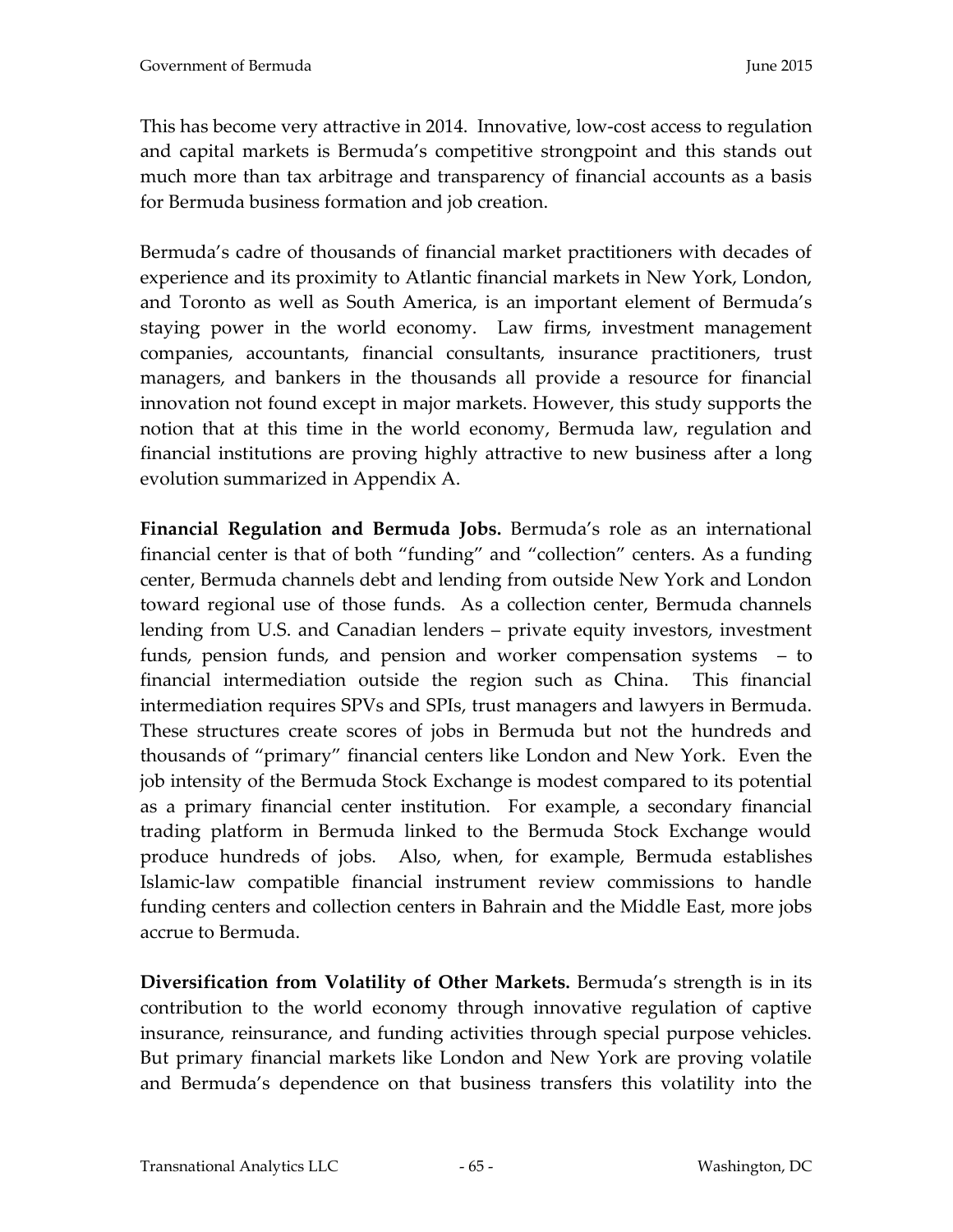This has become very attractive in 2014. Innovative, low-cost access to regulation and capital markets is Bermuda's competitive strongpoint and this stands out much more than tax arbitrage and transparency of financial accounts as a basis for Bermuda business formation and job creation.

Bermuda's cadre of thousands of financial market practitioners with decades of experience and its proximity to Atlantic financial markets in New York, London, and Toronto as well as South America, is an important element of Bermuda's staying power in the world economy. Law firms, investment management companies, accountants, financial consultants, insurance practitioners, trust managers, and bankers in the thousands all provide a resource for financial innovation not found except in major markets. However, this study supports the notion that at this time in the world economy, Bermuda law, regulation and financial institutions are proving highly attractive to new business after a long evolution summarized in Appendix A.

**Financial Regulation and Bermuda Jobs.** Bermuda's role as an international financial center is that of both "funding" and "collection" centers. As a funding center, Bermuda channels debt and lending from outside New York and London toward regional use of those funds. As a collection center, Bermuda channels lending from U.S. and Canadian lenders – private equity investors, investment funds, pension funds, and pension and worker compensation systems – to financial intermediation outside the region such as China. This financial intermediation requires SPVs and SPIs, trust managers and lawyers in Bermuda. These structures create scores of jobs in Bermuda but not the hundreds and thousands of "primary" financial centers like London and New York. Even the job intensity of the Bermuda Stock Exchange is modest compared to its potential as a primary financial center institution. For example, a secondary financial trading platform in Bermuda linked to the Bermuda Stock Exchange would produce hundreds of jobs. Also, when, for example, Bermuda establishes Islamic-law compatible financial instrument review commissions to handle funding centers and collection centers in Bahrain and the Middle East, more jobs accrue to Bermuda.

**Diversification from Volatility of Other Markets.** Bermuda's strength is in its contribution to the world economy through innovative regulation of captive insurance, reinsurance, and funding activities through special purpose vehicles. But primary financial markets like London and New York are proving volatile and Bermuda's dependence on that business transfers this volatility into the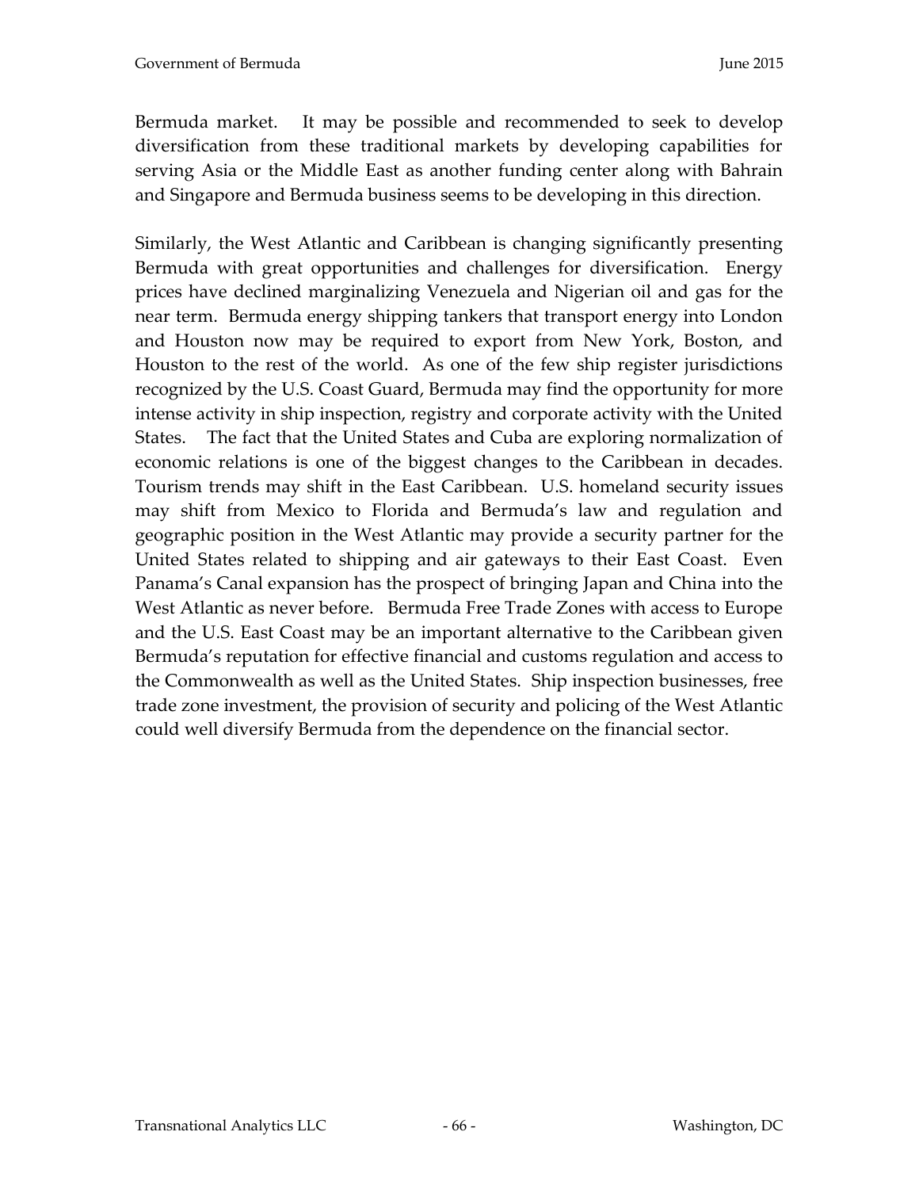Bermuda market. It may be possible and recommended to seek to develop diversification from these traditional markets by developing capabilities for serving Asia or the Middle East as another funding center along with Bahrain and Singapore and Bermuda business seems to be developing in this direction.

Similarly, the West Atlantic and Caribbean is changing significantly presenting Bermuda with great opportunities and challenges for diversification. Energy prices have declined marginalizing Venezuela and Nigerian oil and gas for the near term. Bermuda energy shipping tankers that transport energy into London and Houston now may be required to export from New York, Boston, and Houston to the rest of the world. As one of the few ship register jurisdictions recognized by the U.S. Coast Guard, Bermuda may find the opportunity for more intense activity in ship inspection, registry and corporate activity with the United States. The fact that the United States and Cuba are exploring normalization of economic relations is one of the biggest changes to the Caribbean in decades. Tourism trends may shift in the East Caribbean. U.S. homeland security issues may shift from Mexico to Florida and Bermuda's law and regulation and geographic position in the West Atlantic may provide a security partner for the United States related to shipping and air gateways to their East Coast. Even Panama's Canal expansion has the prospect of bringing Japan and China into the West Atlantic as never before. Bermuda Free Trade Zones with access to Europe and the U.S. East Coast may be an important alternative to the Caribbean given Bermuda's reputation for effective financial and customs regulation and access to the Commonwealth as well as the United States. Ship inspection businesses, free trade zone investment, the provision of security and policing of the West Atlantic could well diversify Bermuda from the dependence on the financial sector.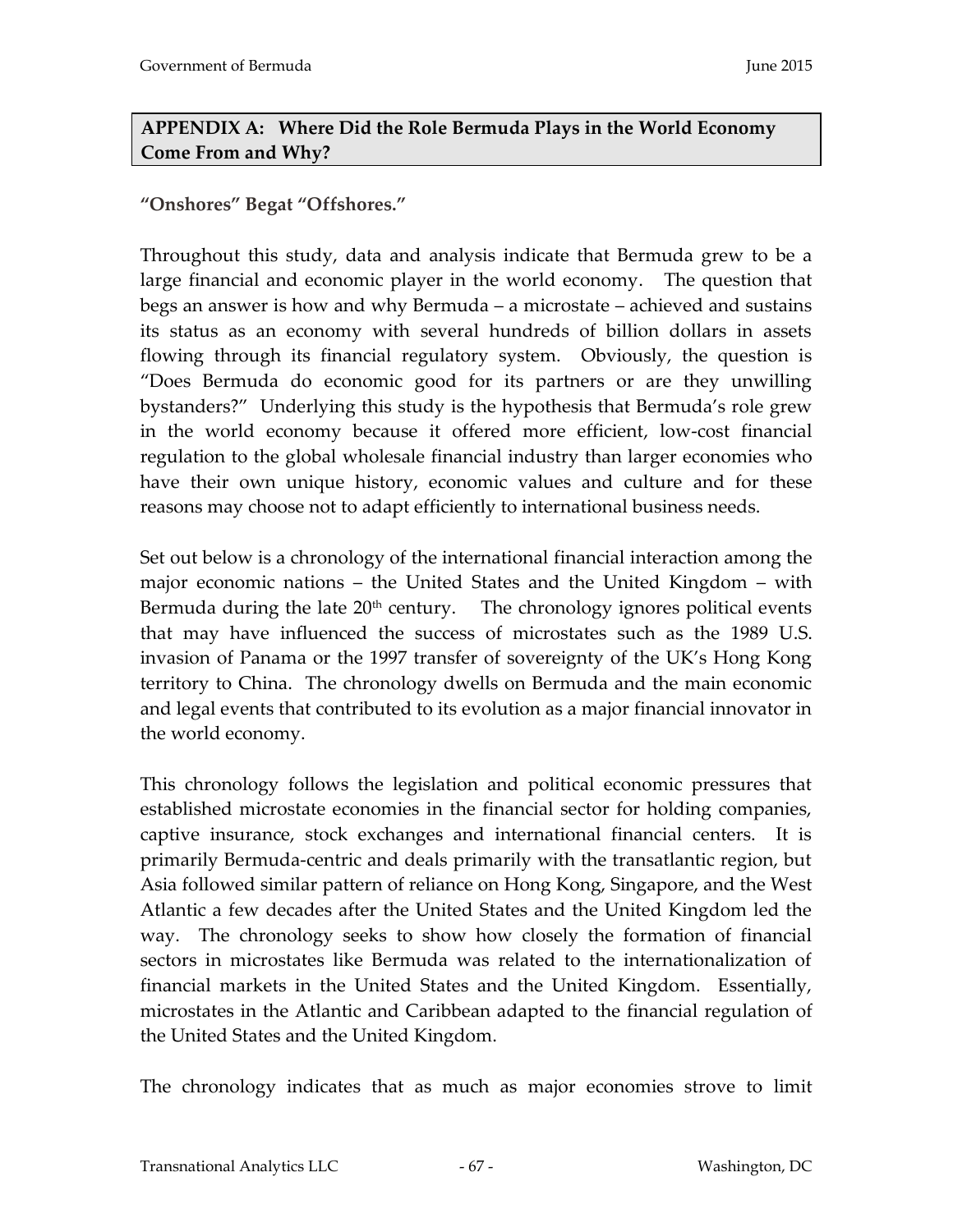## APPENDIX A: Where Did the Role Bermuda Plays in the World Economy Come From and Why?

**"Onshores" Begat "Offshores."**

Throughout this study, data and analysis indicate that Bermuda grew to be a large financial and economic player in the world economy. The question that begs an answer is how and why Bermuda – a microstate – achieved and sustains its status as an economy with several hundreds of billion dollars in assets flowing through its financial regulatory system. Obviously, the question is "Does Bermuda do economic good for its partners or are they unwilling bystanders?" Underlying this study is the hypothesis that Bermuda's role grew in the world economy because it offered more efficient, low-cost financial regulation to the global wholesale financial industry than larger economies who have their own unique history, economic values and culture and for these reasons may choose not to adapt efficiently to international business needs.

Set out below is a chronology of the international financial interaction among the major economic nations – the United States and the United Kingdom – with Bermuda during the late 20th century. The chronology ignores political events that may have influenced the success of microstates such as the 1989 U.S. invasion of Panama or the 1997 transfer of sovereignty of the UK's Hong Kong territory to China. The chronology dwells on Bermuda and the main economic and legal events that contributed to its evolution as a major financial innovator in the world economy.

This chronology follows the legislation and political economic pressures that established microstate economies in the financial sector for holding companies, captive insurance, stock exchanges and international financial centers. It is primarily Bermuda-centric and deals primarily with the transatlantic region, but Asia followed similar pattern of reliance on Hong Kong, Singapore, and the West Atlantic a few decades after the United States and the United Kingdom led the way. The chronology seeks to show how closely the formation of financial sectors in microstates like Bermuda was related to the internationalization of financial markets in the United States and the United Kingdom. Essentially, microstates in the Atlantic and Caribbean adapted to the financial regulation of the United States and the United Kingdom.

The chronology indicates that as much as major economies strove to limit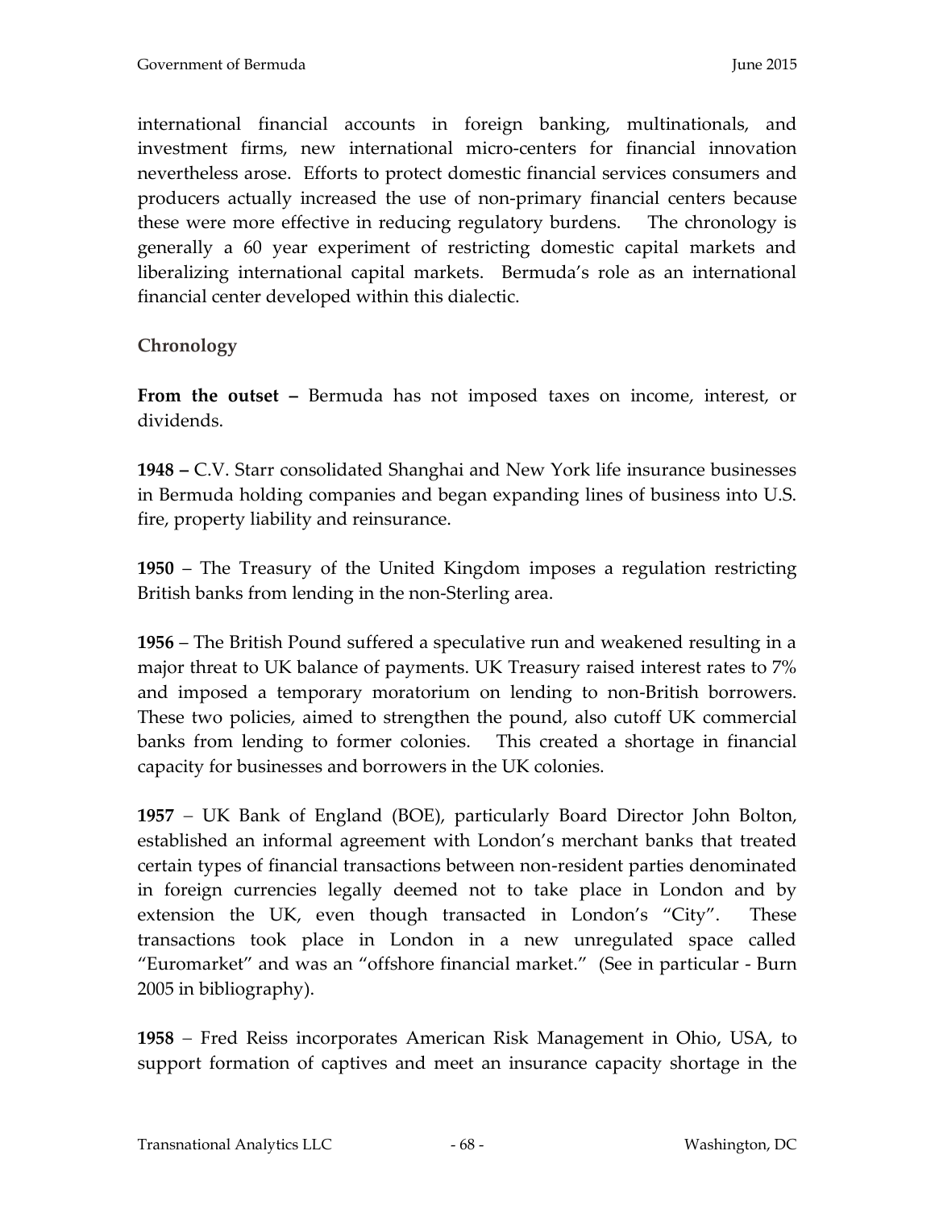international financial accounts in foreign banking, multinationals, and investment firms, new international micro-centers for financial innovation nevertheless arose. Efforts to protect domestic financial services consumers and producers actually increased the use of non-primary financial centers because these were more effective in reducing regulatory burdens. The chronology is generally a 60 year experiment of restricting domestic capital markets and liberalizing international capital markets. Bermuda's role as an international financial center developed within this dialectic.

### Chronology

**From the outset –** Bermuda has not imposed taxes on income, interest, or dividends.

**1948 –** C.V. Starr consolidated Shanghai and New York life insurance businesses in Bermuda holding companies and began expanding lines of business into U.S. fire, property liability and reinsurance.

**1950** – The Treasury of the United Kingdom imposes a regulation restricting British banks from lending in the non-Sterling area.

**1956** – The British Pound suffered a speculative run and weakened resulting in a major threat to UK balance of payments. UK Treasury raised interest rates to 7% and imposed a temporary moratorium on lending to non-British borrowers. These two policies, aimed to strengthen the pound, also cutoff UK commercial banks from lending to former colonies. This created a shortage in financial capacity for businesses and borrowers in the UK colonies.

**1957** – UK Bank of England (BOE), particularly Board Director John Bolton, established an informal agreement with London's merchant banks that treated certain types of financial transactions between non-resident parties denominated in foreign currencies legally deemed not to take place in London and by extension the UK, even though transacted in London's "City". These transactions took place in London in a new unregulated space called "Euromarket" and was an "offshore financial market." (See in particular - Burn 2005 in bibliography).

**1958** – Fred Reiss incorporates American Risk Management in Ohio, USA, to support formation of captives and meet an insurance capacity shortage in the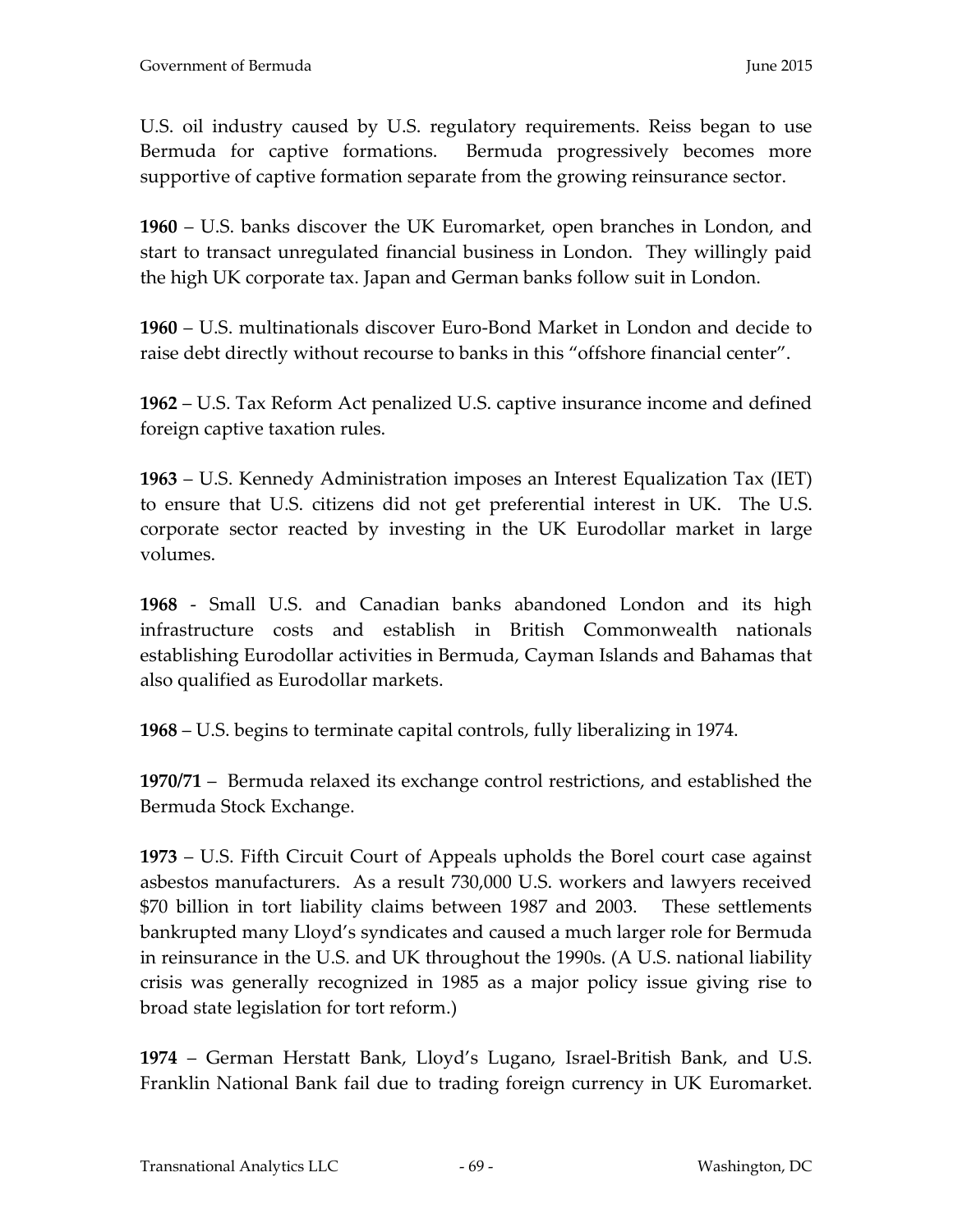U.S. oil industry caused by U.S. regulatory requirements. Reiss began to use Bermuda for captive formations. Bermuda progressively becomes more supportive of captive formation separate from the growing reinsurance sector.

**1960** – U.S. banks discover the UK Euromarket, open branches in London, and start to transact unregulated financial business in London. They willingly paid the high UK corporate tax. Japan and German banks follow suit in London.

**1960** – U.S. multinationals discover Euro-Bond Market in London and decide to raise debt directly without recourse to banks in this "offshore financial center".

**1962** – U.S. Tax Reform Act penalized U.S. captive insurance income and defined foreign captive taxation rules.

**1963** – U.S. Kennedy Administration imposes an Interest Equalization Tax (IET) to ensure that U.S. citizens did not get preferential interest in UK. The U.S. corporate sector reacted by investing in the UK Eurodollar market in large volumes.

**1968** - Small U.S. and Canadian banks abandoned London and its high infrastructure costs and establish in British Commonwealth nationals establishing Eurodollar activities in Bermuda, Cayman Islands and Bahamas that also qualified as Eurodollar markets.

**1968** – U.S. begins to terminate capital controls, fully liberalizing in 1974.

**1970/71** – Bermuda relaxed its exchange control restrictions, and established the Bermuda Stock Exchange.

**1973** – U.S. Fifth Circuit Court of Appeals upholds the Borel court case against asbestos manufacturers. As a result 730,000 U.S. workers and lawyers received $70 billion in tort liability claims between 1987 and 2003. These settlements bankrupted many Lloyd's syndicates and caused a much larger role for Bermuda in reinsurance in the U.S. and UK throughout the 1990s. (A U.S. national liability crisis was generally recognized in 1985 as a major policy issue giving rise to broad state legislation for tort reform.)

**1974** – German Herstatt Bank, Lloyd's Lugano, Israel-British Bank, and U.S. Franklin National Bank fail due to trading foreign currency in UK Euromarket.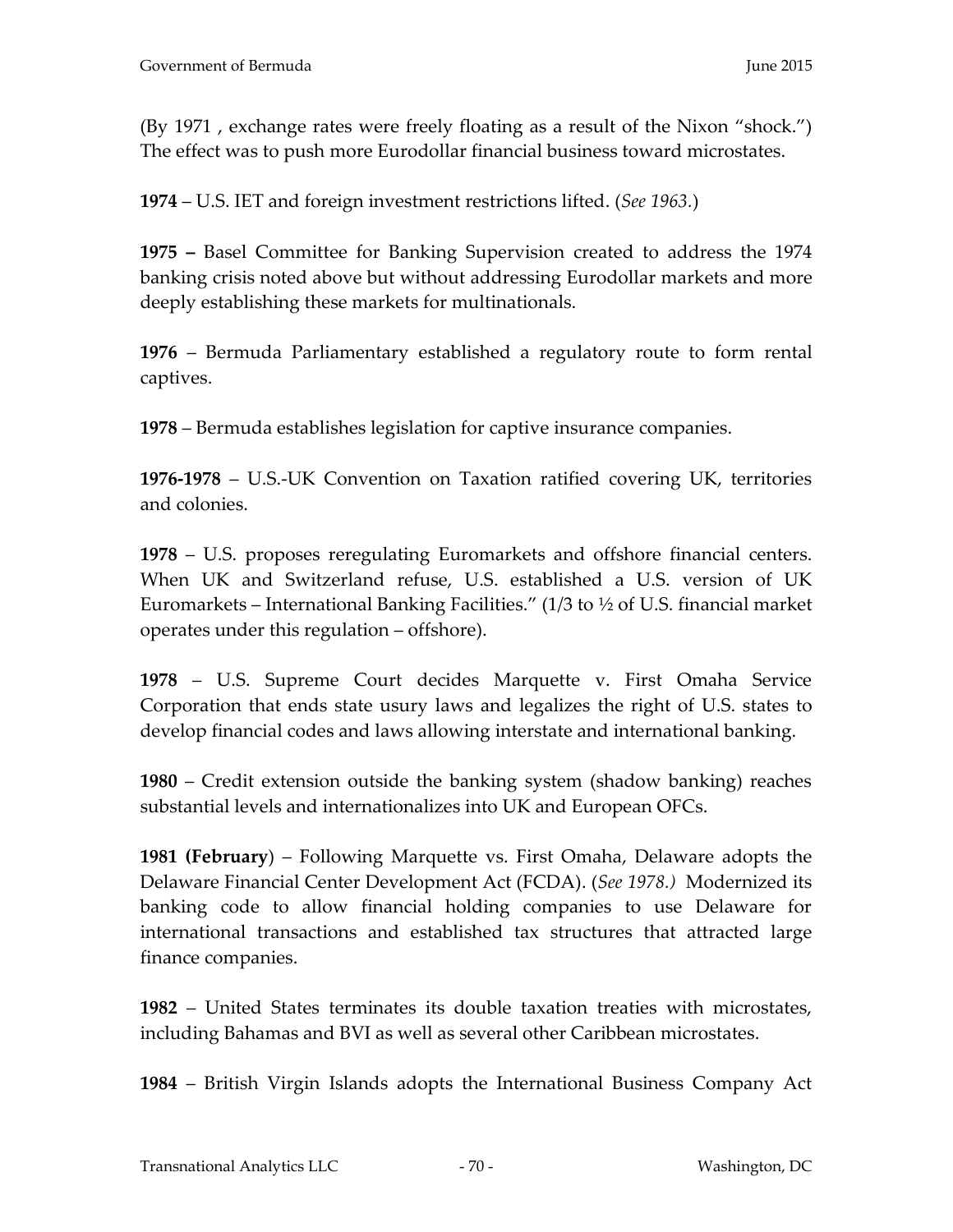(By 1971 , exchange rates were freely floating as a result of the Nixon "shock.") The effect was to push more Eurodollar financial business toward microstates.

**1974** – U.S. IET and foreign investment restrictions lifted. (*See 1963.*)

**1975 –** Basel Committee for Banking Supervision created to address the 1974 banking crisis noted above but without addressing Eurodollar markets and more deeply establishing these markets for multinationals.

**1976** – Bermuda Parliamentary established a regulatory route to form rental captives.

**1978** – Bermuda establishes legislation for captive insurance companies.

**1976-1978** – U.S.-UK Convention on Taxation ratified covering UK, territories and colonies.

**1978** – U.S. proposes reregulating Euromarkets and offshore financial centers. When UK and Switzerland refuse, U.S. established a U.S. version of UK Euromarkets – International Banking Facilities." (1/3 to ½ of U.S. financial market operates under this regulation – offshore).

**1978** – U.S. Supreme Court decides Marquette v. First Omaha Service Corporation that ends state usury laws and legalizes the right of U.S. states to develop financial codes and laws allowing interstate and international banking.

**1980** – Credit extension outside the banking system (shadow banking) reaches substantial levels and internationalizes into UK and European OFCs.

**1981 (February**) – Following Marquette vs. First Omaha, Delaware adopts the Delaware Financial Center Development Act (FCDA). (*See 1978.)* Modernized its banking code to allow financial holding companies to use Delaware for international transactions and established tax structures that attracted large finance companies.

**1982** – United States terminates its double taxation treaties with microstates, including Bahamas and BVI as well as several other Caribbean microstates.

**1984** – British Virgin Islands adopts the International Business Company Act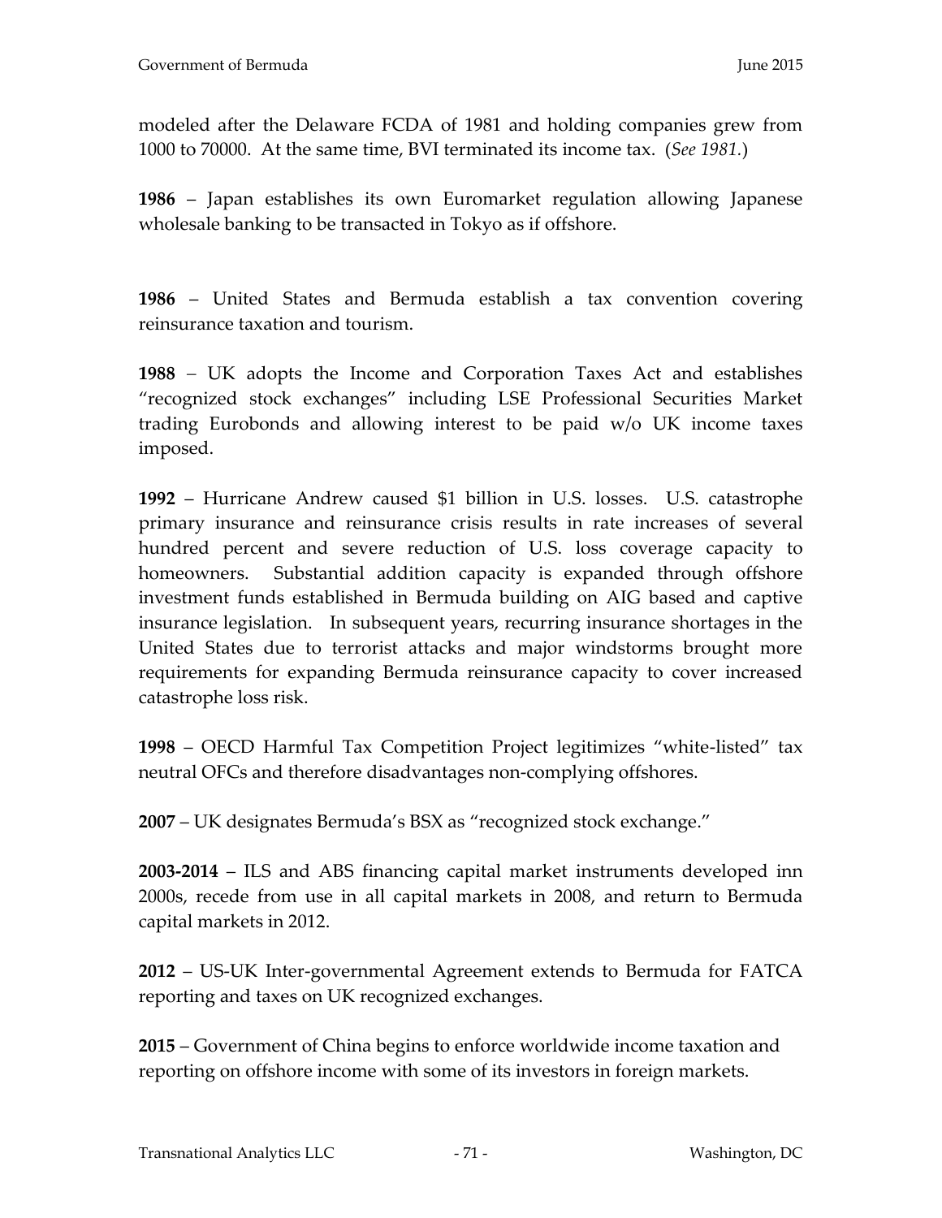modeled after the Delaware FCDA of 1981 and holding companies grew from 1000 to 70000. At the same time, BVI terminated its income tax. (*See 1981.*)

**1986** – Japan establishes its own Euromarket regulation allowing Japanese wholesale banking to be transacted in Tokyo as if offshore.

**1986** – United States and Bermuda establish a tax convention covering reinsurance taxation and tourism.

**1988** – UK adopts the Income and Corporation Taxes Act and establishes "recognized stock exchanges" including LSE Professional Securities Market trading Eurobonds and allowing interest to be paid w/o UK income taxes imposed.

**1992** – Hurricane Andrew caused $1 billion in U.S. losses. U.S. catastrophe primary insurance and reinsurance crisis results in rate increases of several hundred percent and severe reduction of U.S. loss coverage capacity to homeowners. Substantial addition capacity is expanded through offshore investment funds established in Bermuda building on AIG based and captive insurance legislation. In subsequent years, recurring insurance shortages in the United States due to terrorist attacks and major windstorms brought more requirements for expanding Bermuda reinsurance capacity to cover increased catastrophe loss risk.

**1998** – OECD Harmful Tax Competition Project legitimizes "white-listed" tax neutral OFCs and therefore disadvantages non-complying offshores.

**2007** – UK designates Bermuda's BSX as "recognized stock exchange."

**2003-2014** – ILS and ABS financing capital market instruments developed inn 2000s, recede from use in all capital markets in 2008, and return to Bermuda capital markets in 2012.

**2012** – US-UK Inter-governmental Agreement extends to Bermuda for FATCA reporting and taxes on UK recognized exchanges.

**2015** – Government of China begins to enforce worldwide income taxation and reporting on offshore income with some of its investors in foreign markets.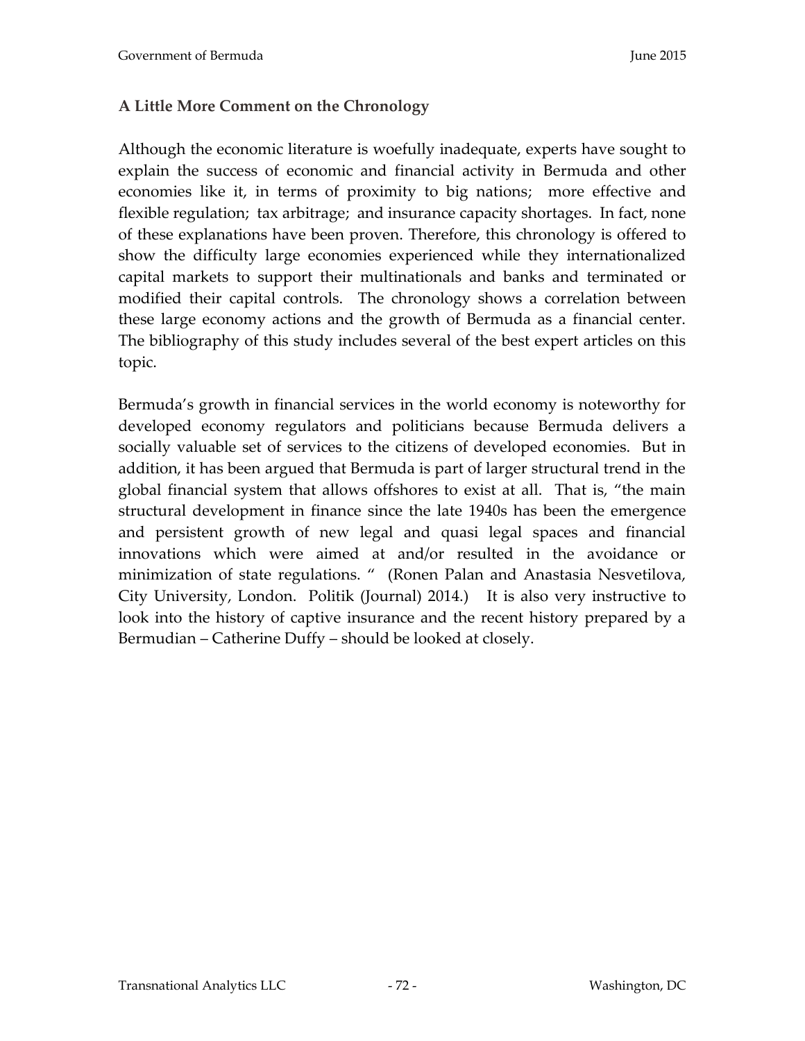### A Little More Comment on the Chronology

Although the economic literature is woefully inadequate, experts have sought to explain the success of economic and financial activity in Bermuda and other economies like it, in terms of proximity to big nations; more effective and flexible regulation; tax arbitrage; and insurance capacity shortages. In fact, none of these explanations have been proven. Therefore, this chronology is offered to show the difficulty large economies experienced while they internationalized capital markets to support their multinationals and banks and terminated or modified their capital controls. The chronology shows a correlation between these large economy actions and the growth of Bermuda as a financial center. The bibliography of this study includes several of the best expert articles on this topic.

Bermuda's growth in financial services in the world economy is noteworthy for developed economy regulators and politicians because Bermuda delivers a socially valuable set of services to the citizens of developed economies. But in addition, it has been argued that Bermuda is part of larger structural trend in the global financial system that allows offshores to exist at all. That is, "the main structural development in finance since the late 1940s has been the emergence and persistent growth of new legal and quasi legal spaces and financial innovations which were aimed at and/or resulted in the avoidance or minimization of state regulations. " (Ronen Palan and Anastasia Nesvetilova, City University, London. Politik (Journal) 2014.) It is also very instructive to look into the history of captive insurance and the recent history prepared by a Bermudian – Catherine Duffy – should be looked at closely.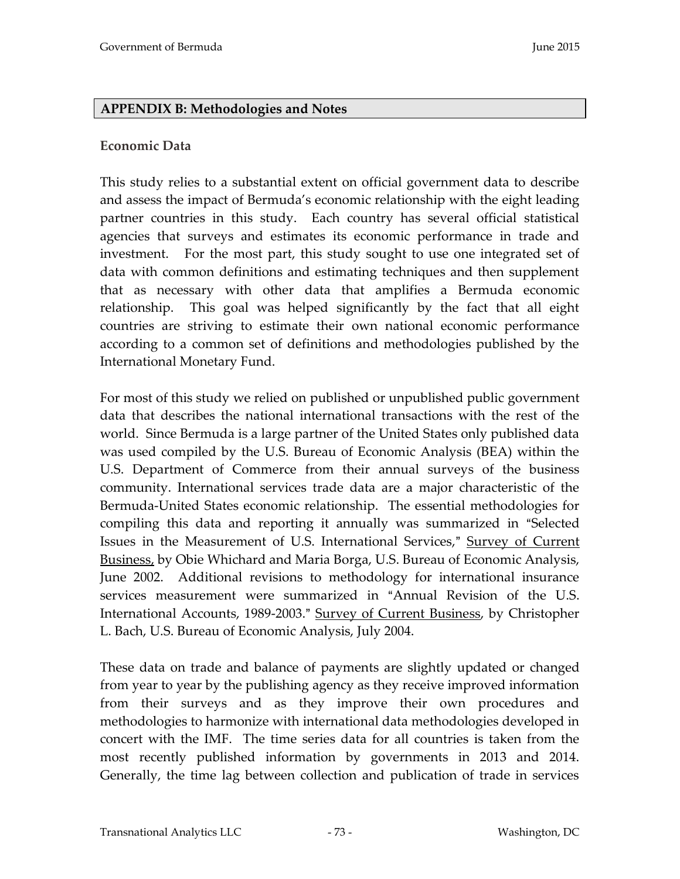## APPENDIX B: Methodologies and Notes

### Economic Data

This study relies to a substantial extent on official government data to describe and assess the impact of Bermuda's economic relationship with the eight leading partner countries in this study. Each country has several official statistical agencies that surveys and estimates its economic performance in trade and investment. For the most part, this study sought to use one integrated set of data with common definitions and estimating techniques and then supplement that as necessary with other data that amplifies a Bermuda economic relationship. This goal was helped significantly by the fact that all eight countries are striving to estimate their own national economic performance according to a common set of definitions and methodologies published by the International Monetary Fund.

For most of this study we relied on published or unpublished public government data that describes the national international transactions with the rest of the world. Since Bermuda is a large partner of the United States only published data was used compiled by the U.S. Bureau of Economic Analysis (BEA) within the U.S. Department of Commerce from their annual surveys of the business community. International services trade data are a major characteristic of the Bermuda-United States economic relationship. The essential methodologies for compiling this data and reporting it annually was summarized in "Selected Issues in the Measurement of U.S. International Services," Survey of Current Business, by Obie Whichard and Maria Borga, U.S. Bureau of Economic Analysis, June 2002. Additional revisions to methodology for international insurance services measurement were summarized in "Annual Revision of the U.S. International Accounts, 1989-2003." Survey of Current Business, by Christopher L. Bach, U.S. Bureau of Economic Analysis, July 2004.

These data on trade and balance of payments are slightly updated or changed from year to year by the publishing agency as they receive improved information from their surveys and as they improve their own procedures and methodologies to harmonize with international data methodologies developed in concert with the IMF. The time series data for all countries is taken from the most recently published information by governments in 2013 and 2014. Generally, the time lag between collection and publication of trade in services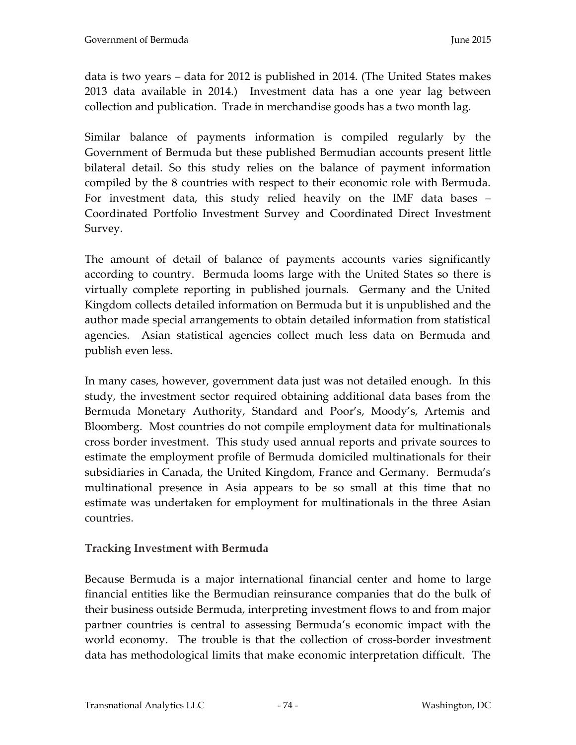data is two years – data for 2012 is published in 2014. (The United States makes 2013 data available in 2014.) Investment data has a one year lag between collection and publication. Trade in merchandise goods has a two month lag.

Similar balance of payments information is compiled regularly by the Government of Bermuda but these published Bermudian accounts present little bilateral detail. So this study relies on the balance of payment information compiled by the 8 countries with respect to their economic role with Bermuda. For investment data, this study relied heavily on the IMF data bases – Coordinated Portfolio Investment Survey and Coordinated Direct Investment Survey.

The amount of detail of balance of payments accounts varies significantly according to country. Bermuda looms large with the United States so there is virtually complete reporting in published journals. Germany and the United Kingdom collects detailed information on Bermuda but it is unpublished and the author made special arrangements to obtain detailed information from statistical agencies. Asian statistical agencies collect much less data on Bermuda and publish even less.

In many cases, however, government data just was not detailed enough. In this study, the investment sector required obtaining additional data bases from the Bermuda Monetary Authority, Standard and Poor's, Moody's, Artemis and Bloomberg. Most countries do not compile employment data for multinationals cross border investment. This study used annual reports and private sources to estimate the employment profile of Bermuda domiciled multinationals for their subsidiaries in Canada, the United Kingdom, France and Germany. Bermuda's multinational presence in Asia appears to be so small at this time that no estimate was undertaken for employment for multinationals in the three Asian countries.

### Tracking Investment with Bermuda

Because Bermuda is a major international financial center and home to large financial entities like the Bermudian reinsurance companies that do the bulk of their business outside Bermuda, interpreting investment flows to and from major partner countries is central to assessing Bermuda's economic impact with the world economy. The trouble is that the collection of cross-border investment data has methodological limits that make economic interpretation difficult. The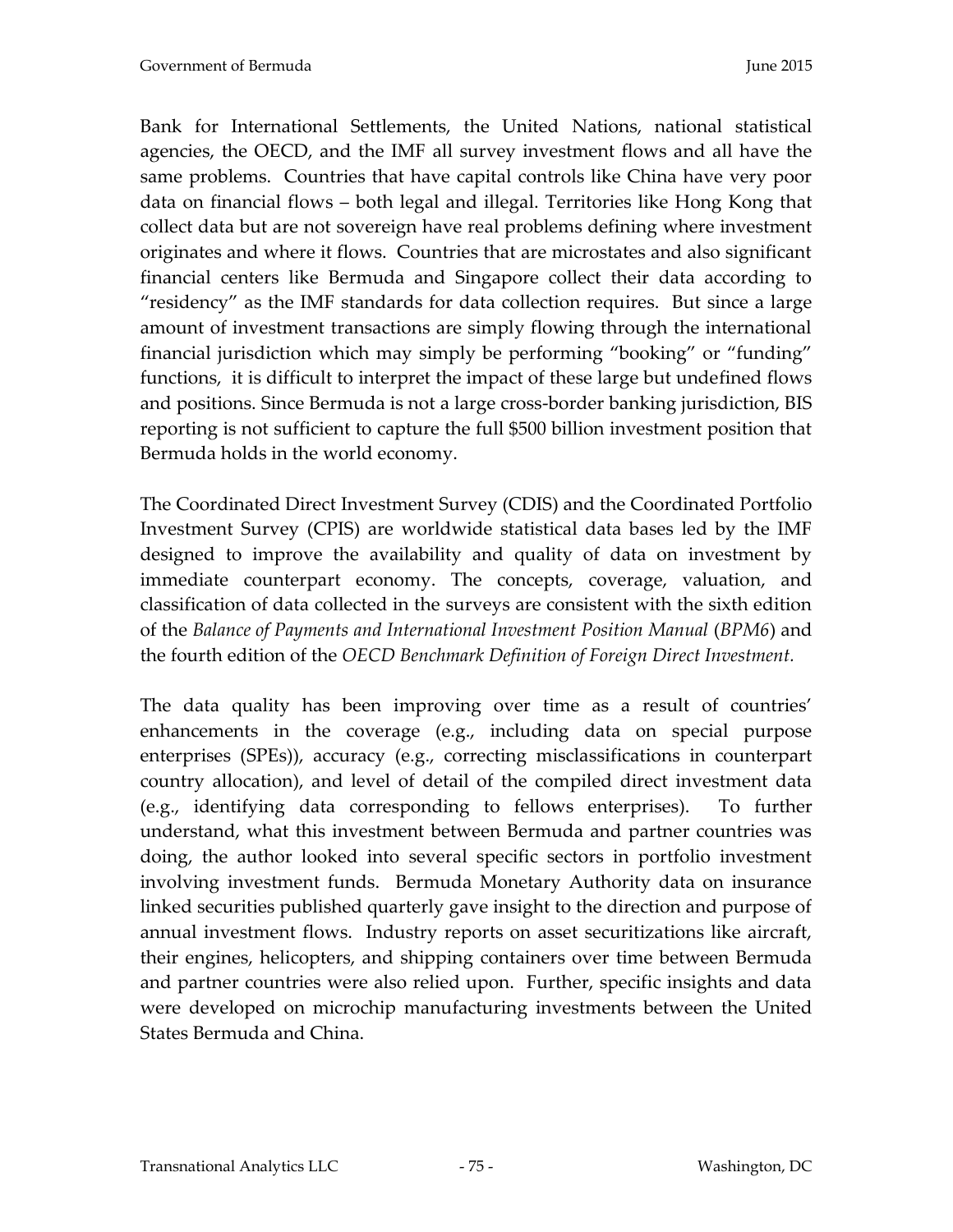Bank for International Settlements, the United Nations, national statistical agencies, the OECD, and the IMF all survey investment flows and all have the same problems. Countries that have capital controls like China have very poor data on financial flows – both legal and illegal. Territories like Hong Kong that collect data but are not sovereign have real problems defining where investment originates and where it flows. Countries that are microstates and also significant financial centers like Bermuda and Singapore collect their data according to "residency" as the IMF standards for data collection requires. But since a large amount of investment transactions are simply flowing through the international financial jurisdiction which may simply be performing "booking" or "funding" functions, it is difficult to interpret the impact of these large but undefined flows and positions. Since Bermuda is not a large cross-border banking jurisdiction, BIS reporting is not sufficient to capture the full $500 billion investment position that Bermuda holds in the world economy.

The Coordinated Direct Investment Survey (CDIS) and the Coordinated Portfolio Investment Survey (CPIS) are worldwide statistical data bases led by the IMF designed to improve the availability and quality of data on investment by immediate counterpart economy. The concepts, coverage, valuation, and classification of data collected in the surveys are consistent with the sixth edition of the *Balance of Payments and International Investment Position Manual* (*BPM6*) and the fourth edition of the *OECD Benchmark Definition of Foreign Direct Investment*.

The data quality has been improving over time as a result of countries' enhancements in the coverage (e.g., including data on special purpose enterprises (SPEs)), accuracy (e.g., correcting misclassifications in counterpart country allocation), and level of detail of the compiled direct investment data (e.g., identifying data corresponding to fellows enterprises). To further understand, what this investment between Bermuda and partner countries was doing, the author looked into several specific sectors in portfolio investment involving investment funds. Bermuda Monetary Authority data on insurance linked securities published quarterly gave insight to the direction and purpose of annual investment flows. Industry reports on asset securitizations like aircraft, their engines, helicopters, and shipping containers over time between Bermuda and partner countries were also relied upon. Further, specific insights and data were developed on microchip manufacturing investments between the United States Bermuda and China.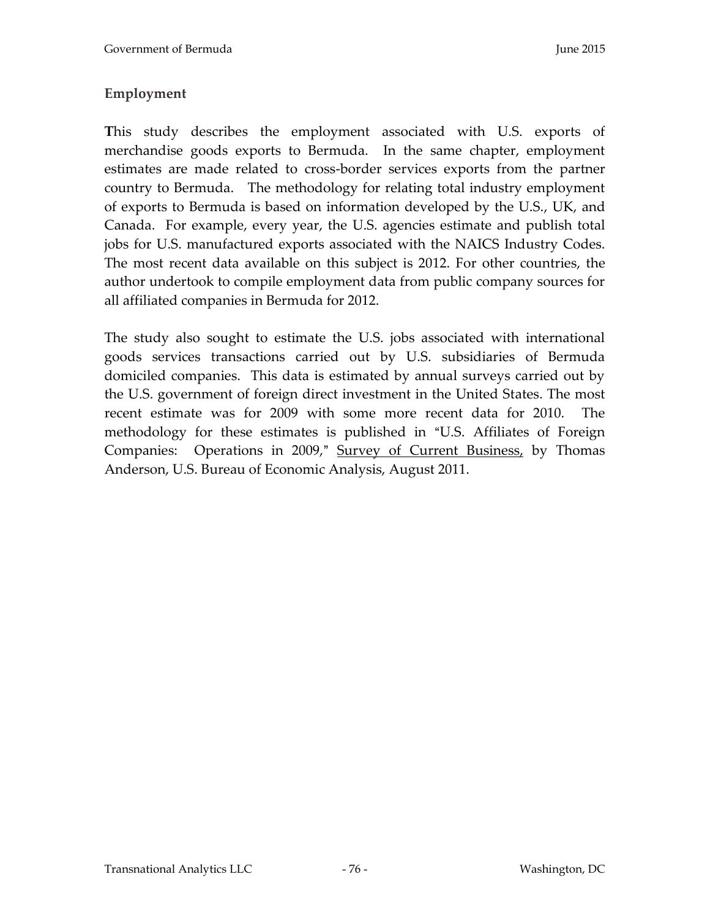## Employment

**T**his study describes the employment associated with U.S. exports of merchandise goods exports to Bermuda. In the same chapter, employment estimates are made related to cross-border services exports from the partner country to Bermuda. The methodology for relating total industry employment of exports to Bermuda is based on information developed by the U.S., UK, and Canada. For example, every year, the U.S. agencies estimate and publish total jobs for U.S. manufactured exports associated with the NAICS Industry Codes. The most recent data available on this subject is 2012. For other countries, the author undertook to compile employment data from public company sources for all affiliated companies in Bermuda for 2012.

The study also sought to estimate the U.S. jobs associated with international goods services transactions carried out by U.S. subsidiaries of Bermuda domiciled companies. This data is estimated by annual surveys carried out by the U.S. government of foreign direct investment in the United States. The most recent estimate was for 2009 with some more recent data for 2010. The methodology for these estimates is published in "U.S. Affiliates of Foreign Companies: Operations in 2009," Survey of Current Business, by Thomas Anderson, U.S. Bureau of Economic Analysis, August 2011.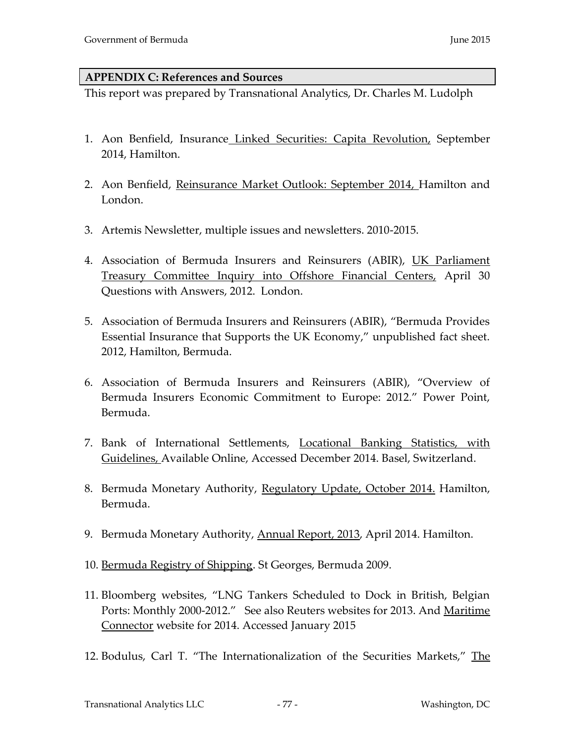## APPENDIX C: References and Sources

This report was prepared by Transnational Analytics, Dr. Charles M. Ludolph

1. Aon Benfield, Insurance Linked Securities: Capita Revolution, September 2014, Hamilton.

2. Aon Benfield, Reinsurance Market Outlook: September 2014, Hamilton and London.

3. Artemis Newsletter, multiple issues and newsletters. 2010-2015.

4. Association of Bermuda Insurers and Reinsurers (ABIR), UK Parliament Treasury Committee Inquiry into Offshore Financial Centers, April 30 Questions with Answers, 2012. London.

5. Association of Bermuda Insurers and Reinsurers (ABIR), "Bermuda Provides Essential Insurance that Supports the UK Economy," unpublished fact sheet. 2012, Hamilton, Bermuda.

6. Association of Bermuda Insurers and Reinsurers (ABIR), "Overview of Bermuda Insurers Economic Commitment to Europe: 2012." Power Point, Bermuda.

7. Bank of International Settlements, Locational Banking Statistics, with Guidelines, Available Online, Accessed December 2014. Basel, Switzerland.

8. Bermuda Monetary Authority, Regulatory Update, October 2014. Hamilton, Bermuda.

9. Bermuda Monetary Authority, Annual Report, 2013, April 2014. Hamilton.

10. Bermuda Registry of Shipping. St Georges, Bermuda 2009.

11. Bloomberg websites, "LNG Tankers Scheduled to Dock in British, Belgian Ports: Monthly 2000-2012." See also Reuters websites for 2013. And Maritime Connector website for 2014. Accessed January 2015

12. Bodulus, Carl T. "The Internationalization of the Securities Markets," The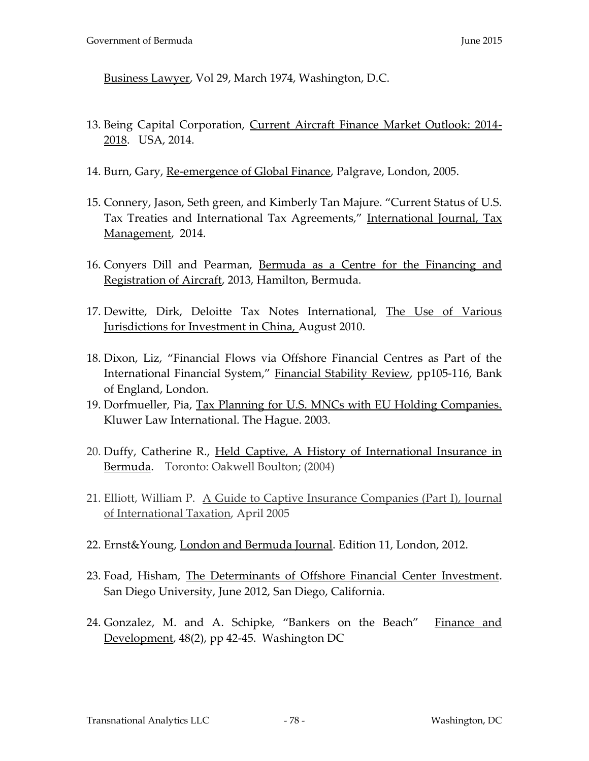Business Lawyer, Vol 29, March 1974, Washington, D.C.

13. Being Capital Corporation, Current Aircraft Finance Market Outlook: 2014-2018. USA, 2014.

14. Burn, Gary, Re-emergence of Global Finance, Palgrave, London, 2005.

15. Connery, Jason, Seth green, and Kimberly Tan Majure. "Current Status of U.S. Tax Treaties and International Tax Agreements," International Journal, Tax Management, 2014.

16. Conyers Dill and Pearman, Bermuda as a Centre for the Financing and Registration of Aircraft, 2013, Hamilton, Bermuda.

17. Dewitte, Dirk, Deloitte Tax Notes International, The Use of Various Jurisdictions for Investment in China, August 2010.

18. Dixon, Liz, "Financial Flows via Offshore Financial Centres as Part of the International Financial System," Financial Stability Review, pp105-116, Bank of England, London.

19. Dorfmueller, Pia, Tax Planning for U.S. MNCs with EU Holding Companies. Kluwer Law International. The Hague. 2003.

20. Duffy, Catherine R., Held Captive, A History of International Insurance in Bermuda. Toronto: Oakwell Boulton; (2004)

21. Elliott, William P. A Guide to Captive Insurance Companies (Part I), Journal of International Taxation, April 2005

22. Ernst&Young, London and Bermuda Journal. Edition 11, London, 2012.

23. Foad, Hisham, The Determinants of Offshore Financial Center Investment. San Diego University, June 2012, San Diego, California.

24. Gonzalez, M. and A. Schipke, "Bankers on the Beach" Finance and Development, 48(2), pp 42-45. Washington DC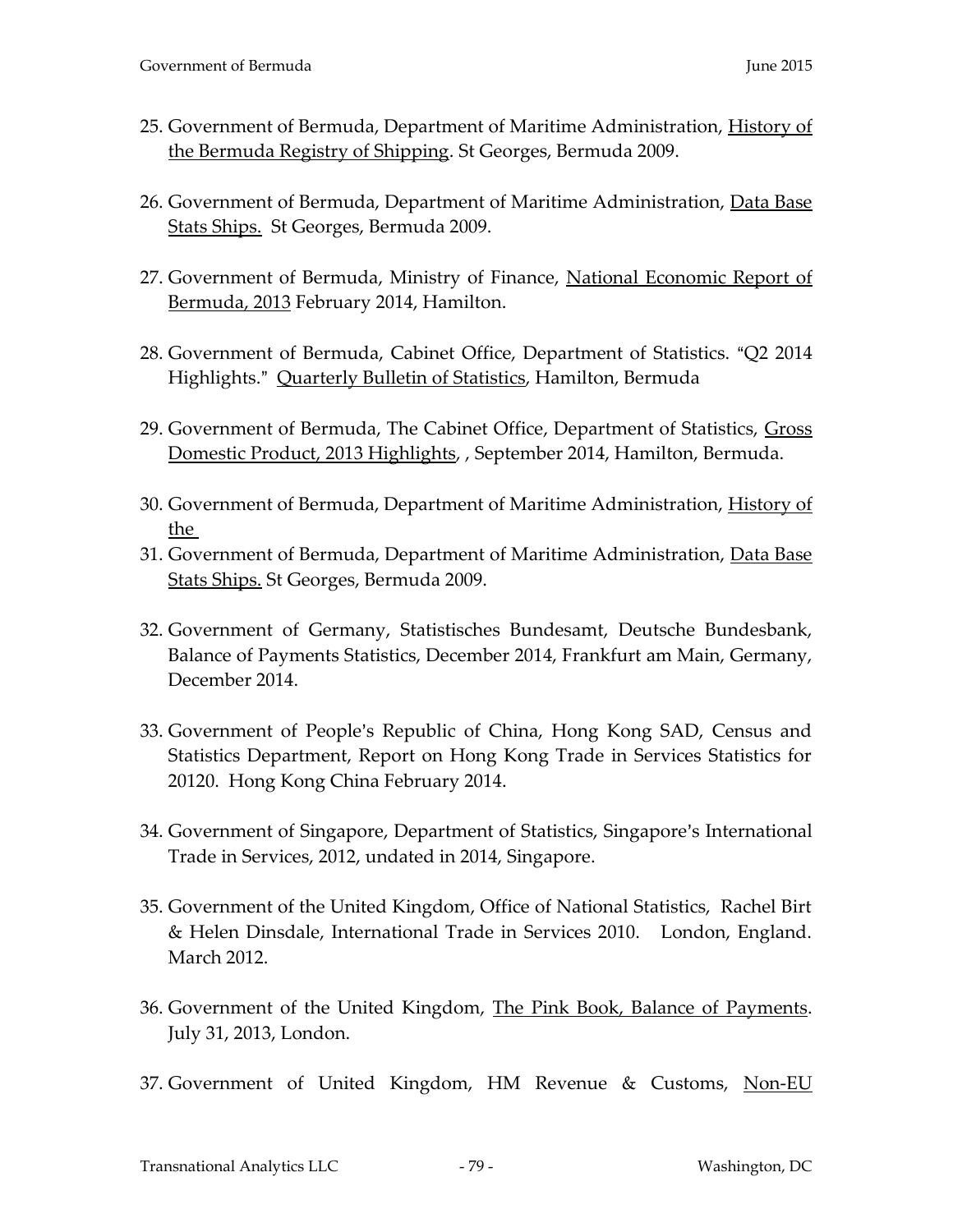25. Government of Bermuda, Department of Maritime Administration, <u>History of the Bermuda Registry of Shipping</u>. St Georges, Bermuda 2009.

26. Government of Bermuda, Department of Maritime Administration, <u>Data Base Stats Ships.</u> St Georges, Bermuda 2009.

27. Government of Bermuda, Ministry of Finance, <u>National Economic Report of Bermuda, 2013</u> February 2014, Hamilton.

28. Government of Bermuda, Cabinet Office, Department of Statistics. "Q2 2014 Highlights." <u>Quarterly Bulletin of Statistics</u>, Hamilton, Bermuda

29. Government of Bermuda, The Cabinet Office, Department of Statistics, <u>Gross Domestic Product, 2013 Highlights</u>, , September 2014, Hamilton, Bermuda.

30. Government of Bermuda, Department of Maritime Administration, <u>History of the</u>

31. Government of Bermuda, Department of Maritime Administration, <u>Data Base Stats Ships.</u> St Georges, Bermuda 2009.

32. Government of Germany, Statistisches Bundesamt, Deutsche Bundesbank, Balance of Payments Statistics, December 2014, Frankfurt am Main, Germany, December 2014.

33. Government of People's Republic of China, Hong Kong SAD, Census and Statistics Department, Report on Hong Kong Trade in Services Statistics for 20120. Hong Kong China February 2014.

34. Government of Singapore, Department of Statistics, Singapore's International Trade in Services, 2012, undated in 2014, Singapore.

35. Government of the United Kingdom, Office of National Statistics, Rachel Birt & Helen Dinsdale, International Trade in Services 2010. London, England. March 2012.

36. Government of the United Kingdom, <u>The Pink Book, Balance of Payments</u>. July 31, 2013, London.

37. Government of United Kingdom, HM Revenue & Customs, <u>Non-EU</u>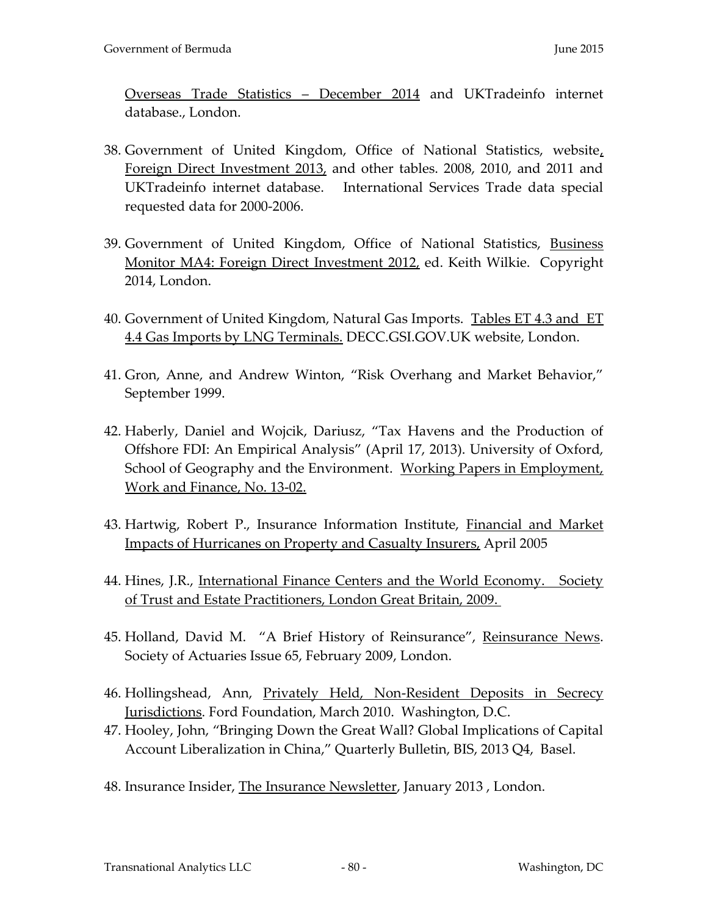Overseas Trade Statistics – December 2014 and UKTradeinfo internet database., London.

38. Government of United Kingdom, Office of National Statistics, website, Foreign Direct Investment 2013, and other tables. 2008, 2010, and 2011 and UKTradeinfo internet database. International Services Trade data special requested data for 2000-2006.

39. Government of United Kingdom, Office of National Statistics, Business Monitor MA4: Foreign Direct Investment 2012, ed. Keith Wilkie. Copyright 2014, London.

40. Government of United Kingdom, Natural Gas Imports. Tables ET 4.3 and ET 4.4 Gas Imports by LNG Terminals. DECC.GSI.GOV.UK website, London.

41. Gron, Anne, and Andrew Winton, "Risk Overhang and Market Behavior," September 1999.

42. Haberly, Daniel and Wojcik, Dariusz, "Tax Havens and the Production of Offshore FDI: An Empirical Analysis" (April 17, 2013). University of Oxford, School of Geography and the Environment. Working Papers in Employment, Work and Finance, No. 13-02.

43. Hartwig, Robert P., Insurance Information Institute, Financial and Market Impacts of Hurricanes on Property and Casualty Insurers, April 2005

44. Hines, J.R., International Finance Centers and the World Economy. Society of Trust and Estate Practitioners, London Great Britain, 2009.

45. Holland, David M. "A Brief History of Reinsurance", Reinsurance News. Society of Actuaries Issue 65, February 2009, London.

46. Hollingshead, Ann, Privately Held, Non-Resident Deposits in Secrecy Jurisdictions. Ford Foundation, March 2010. Washington, D.C.

47. Hooley, John, "Bringing Down the Great Wall? Global Implications of Capital Account Liberalization in China," Quarterly Bulletin, BIS, 2013 Q4, Basel.

48. Insurance Insider, The Insurance Newsletter, January 2013 , London.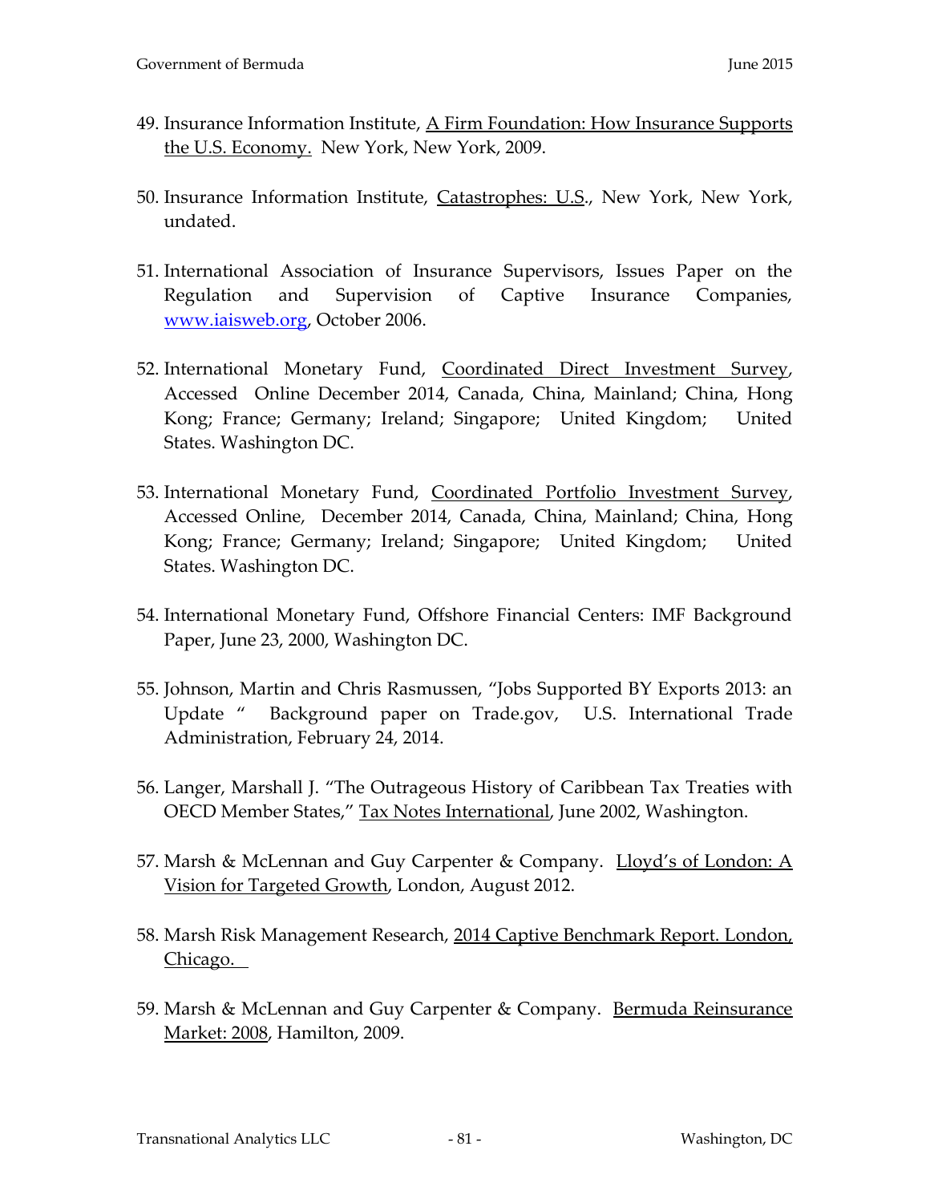49. Insurance Information Institute, A Firm Foundation: How Insurance Supports the U.S. Economy. New York, New York, 2009.

50. Insurance Information Institute, Catastrophes: U.S., New York, New York, undated.

51. International Association of Insurance Supervisors, Issues Paper on the Regulation and Supervision of Captive Insurance Companies, www.iaisweb.org, October 2006.

52. International Monetary Fund, Coordinated Direct Investment Survey, Accessed Online December 2014, Canada, China, Mainland; China, Hong Kong; France; Germany; Ireland; Singapore; United Kingdom; United States. Washington DC.

53. International Monetary Fund, Coordinated Portfolio Investment Survey, Accessed Online, December 2014, Canada, China, Mainland; China, Hong Kong; France; Germany; Ireland; Singapore; United Kingdom; United States. Washington DC.

54. International Monetary Fund, Offshore Financial Centers: IMF Background Paper, June 23, 2000, Washington DC.

55. Johnson, Martin and Chris Rasmussen, "Jobs Supported BY Exports 2013: an Update " Background paper on Trade.gov, U.S. International Trade Administration, February 24, 2014.

56. Langer, Marshall J. "The Outrageous History of Caribbean Tax Treaties with OECD Member States," Tax Notes International, June 2002, Washington.

57. Marsh & McLennan and Guy Carpenter & Company. Lloyd's of London: A Vision for Targeted Growth, London, August 2012.

58. Marsh Risk Management Research, 2014 Captive Benchmark Report. London, Chicago.

59. Marsh & McLennan and Guy Carpenter & Company. Bermuda Reinsurance Market: 2008, Hamilton, 2009.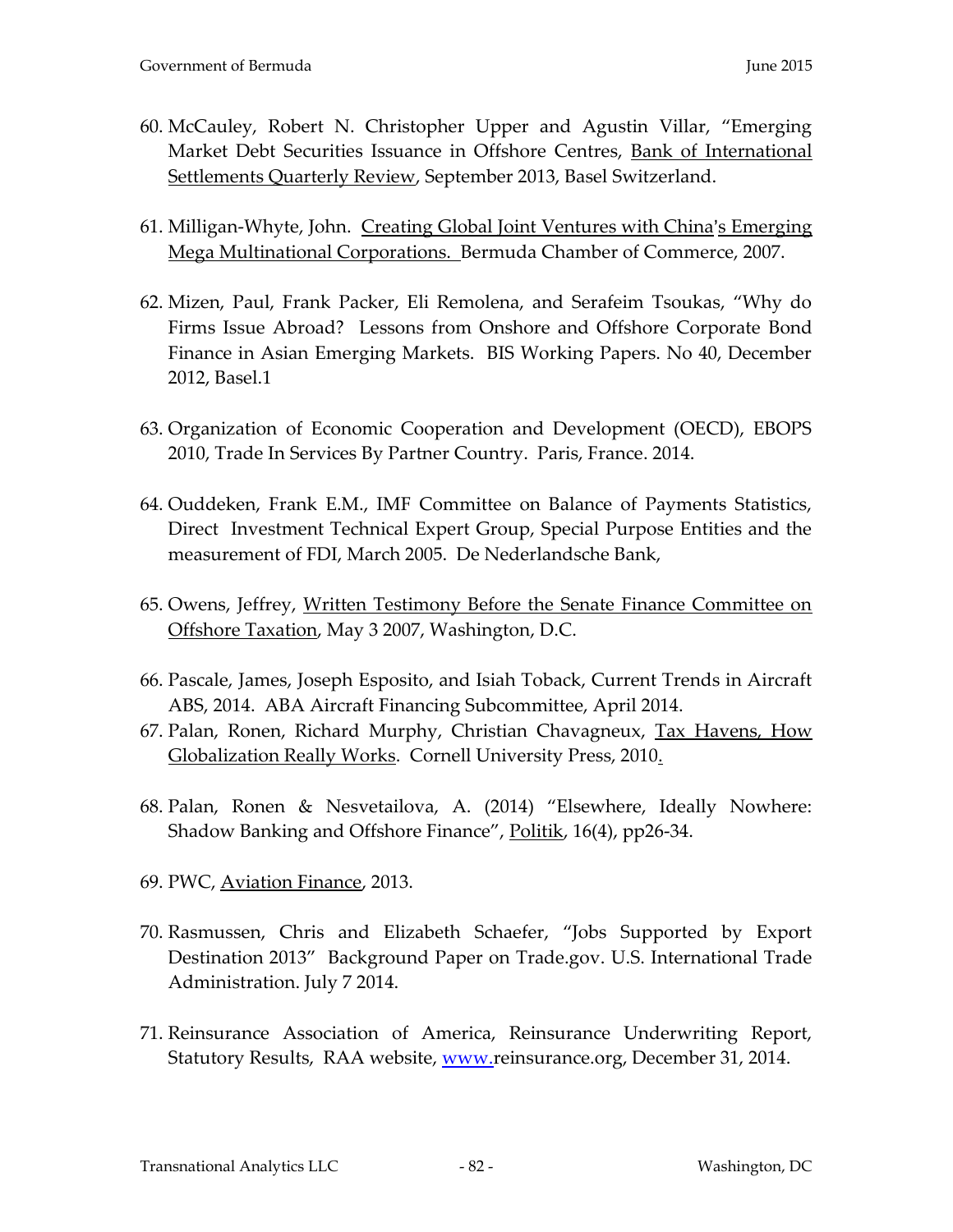60. McCauley, Robert N. Christopher Upper and Agustin Villar, "Emerging Market Debt Securities Issuance in Offshore Centres, Bank of International Settlements Quarterly Review, September 2013, Basel Switzerland.

61. Milligan-Whyte, John. Creating Global Joint Ventures with China's Emerging Mega Multinational Corporations. Bermuda Chamber of Commerce, 2007.

62. Mizen, Paul, Frank Packer, Eli Remolena, and Serafeim Tsoukas, "Why do Firms Issue Abroad? Lessons from Onshore and Offshore Corporate Bond Finance in Asian Emerging Markets. BIS Working Papers. No 40, December 2012, Basel.1

63. Organization of Economic Cooperation and Development (OECD), EBOPS 2010, Trade In Services By Partner Country. Paris, France. 2014.

64. Ouddeken, Frank E.M., IMF Committee on Balance of Payments Statistics, Direct Investment Technical Expert Group, Special Purpose Entities and the measurement of FDI, March 2005. De Nederlandsche Bank,

65. Owens, Jeffrey, Written Testimony Before the Senate Finance Committee on Offshore Taxation, May 3 2007, Washington, D.C.

66. Pascale, James, Joseph Esposito, and Isiah Toback, Current Trends in Aircraft ABS, 2014. ABA Aircraft Financing Subcommittee, April 2014.

67. Palan, Ronen, Richard Murphy, Christian Chavagneux, Tax Havens, How Globalization Really Works. Cornell University Press, 2010.

68. Palan, Ronen & Nesvetailova, A. (2014) "Elsewhere, Ideally Nowhere: Shadow Banking and Offshore Finance", Politik, 16(4), pp26-34.

69. PWC, Aviation Finance, 2013.

70. Rasmussen, Chris and Elizabeth Schaefer, "Jobs Supported by Export Destination 2013" Background Paper on Trade.gov. U.S. International Trade Administration. July 7 2014.

71. Reinsurance Association of America, Reinsurance Underwriting Report, Statutory Results, RAA website, www.reinsurance.org, December 31, 2014.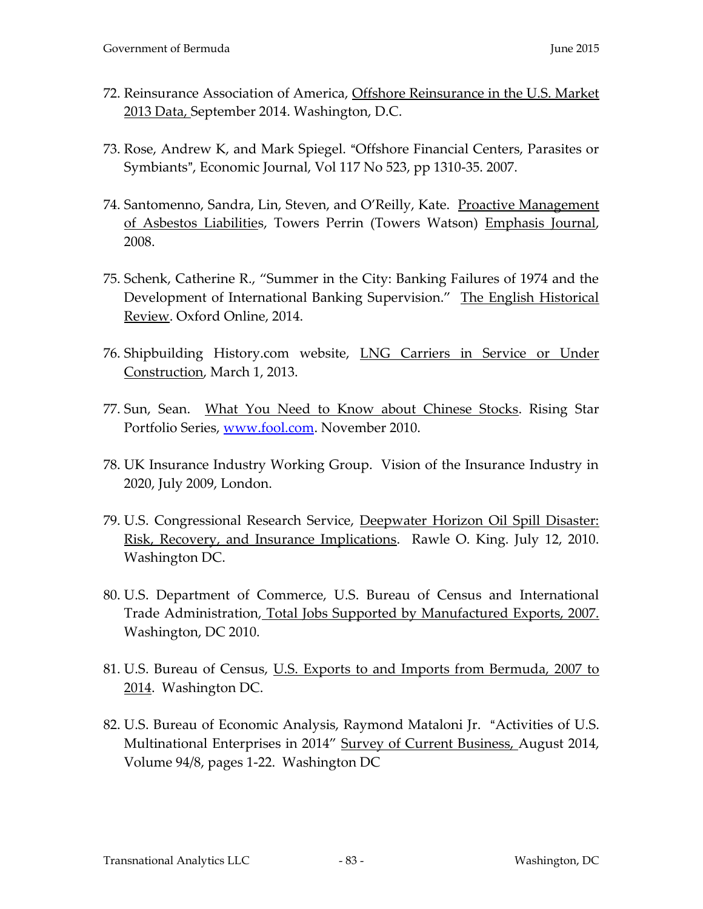72. Reinsurance Association of America, Offshore Reinsurance in the U.S. Market 2013 Data, September 2014. Washington, D.C.

73. Rose, Andrew K, and Mark Spiegel. "Offshore Financial Centers, Parasites or Symbiants", Economic Journal, Vol 117 No 523, pp 1310-35. 2007.

74. Santomenno, Sandra, Lin, Steven, and O'Reilly, Kate. Proactive Management of Asbestos Liabilities, Towers Perrin (Towers Watson) Emphasis Journal, 2008.

75. Schenk, Catherine R., "Summer in the City: Banking Failures of 1974 and the Development of International Banking Supervision." The English Historical Review. Oxford Online, 2014.

76. Shipbuilding History.com website, LNG Carriers in Service or Under Construction, March 1, 2013.

77. Sun, Sean. What You Need to Know about Chinese Stocks. Rising Star Portfolio Series, www.fool.com. November 2010.

78. UK Insurance Industry Working Group. Vision of the Insurance Industry in 2020, July 2009, London.

79. U.S. Congressional Research Service, Deepwater Horizon Oil Spill Disaster: Risk, Recovery, and Insurance Implications. Rawle O. King. July 12, 2010. Washington DC.

80. U.S. Department of Commerce, U.S. Bureau of Census and International Trade Administration, Total Jobs Supported by Manufactured Exports, 2007. Washington, DC 2010.

81. U.S. Bureau of Census, U.S. Exports to and Imports from Bermuda, 2007 to 2014. Washington DC.

82. U.S. Bureau of Economic Analysis, Raymond Mataloni Jr. "Activities of U.S. Multinational Enterprises in 2014" Survey of Current Business, August 2014, Volume 94/8, pages 1-22. Washington DC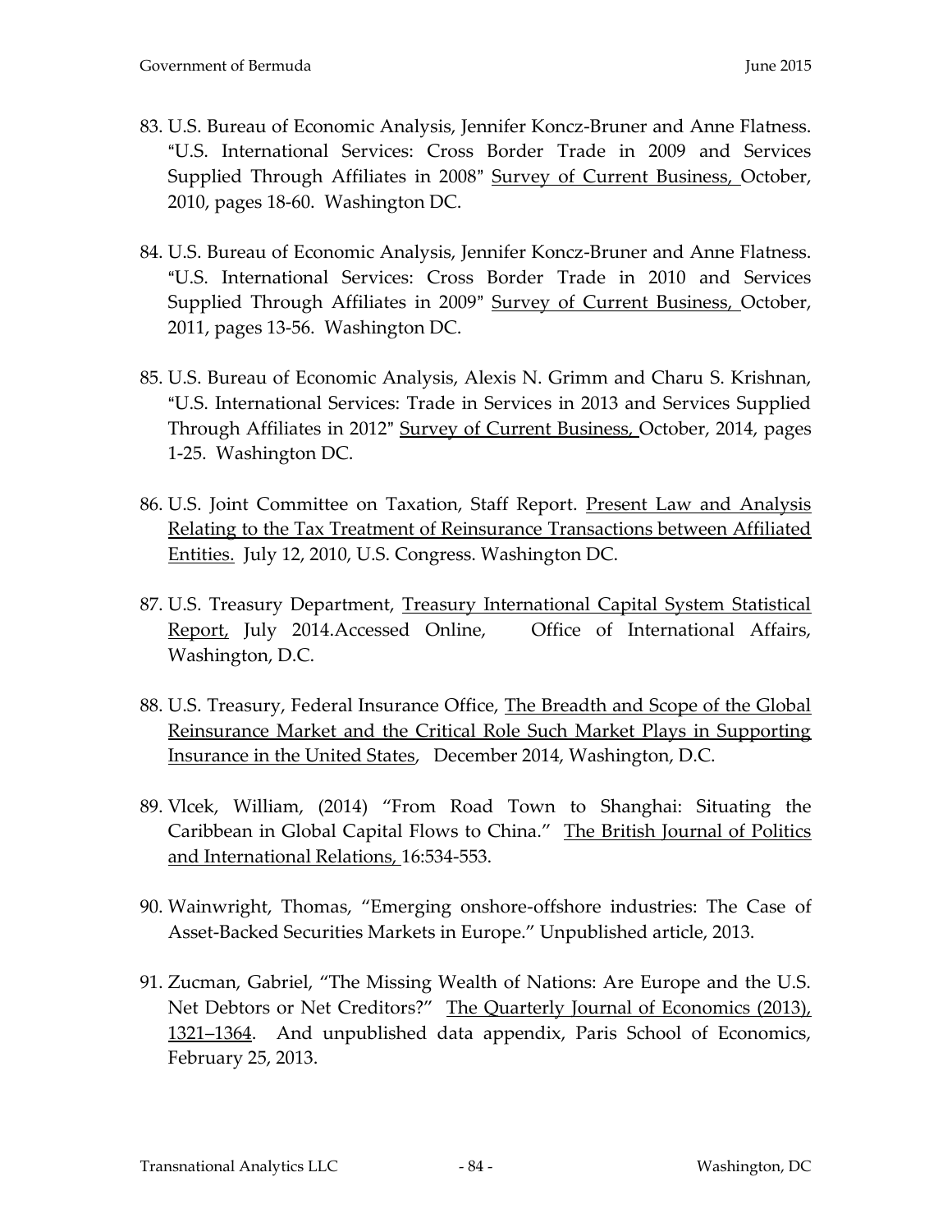83. U.S. Bureau of Economic Analysis, Jennifer Koncz-Bruner and Anne Flatness. "U.S. International Services: Cross Border Trade in 2009 and Services Supplied Through Affiliates in 2008" Survey of Current Business, October, 2010, pages 18-60. Washington DC.

84. U.S. Bureau of Economic Analysis, Jennifer Koncz-Bruner and Anne Flatness. "U.S. International Services: Cross Border Trade in 2010 and Services Supplied Through Affiliates in 2009" Survey of Current Business, October, 2011, pages 13-56. Washington DC.

85. U.S. Bureau of Economic Analysis, Alexis N. Grimm and Charu S. Krishnan, "U.S. International Services: Trade in Services in 2013 and Services Supplied Through Affiliates in 2012" Survey of Current Business, October, 2014, pages 1-25. Washington DC.

86. U.S. Joint Committee on Taxation, Staff Report. Present Law and Analysis Relating to the Tax Treatment of Reinsurance Transactions between Affiliated Entities. July 12, 2010, U.S. Congress. Washington DC.

87. U.S. Treasury Department, Treasury International Capital System Statistical Report, July 2014.Accessed Online, Office of International Affairs, Washington, D.C.

88. U.S. Treasury, Federal Insurance Office, The Breadth and Scope of the Global Reinsurance Market and the Critical Role Such Market Plays in Supporting Insurance in the United States, December 2014, Washington, D.C.

89. Vlcek, William, (2014) "From Road Town to Shanghai: Situating the Caribbean in Global Capital Flows to China." The British Journal of Politics and International Relations, 16:534-553.

90. Wainwright, Thomas, "Emerging onshore-offshore industries: The Case of Asset-Backed Securities Markets in Europe." Unpublished article, 2013.

91. Zucman, Gabriel, "The Missing Wealth of Nations: Are Europe and the U.S. Net Debtors or Net Creditors?" The Quarterly Journal of Economics (2013), 1321–1364. And unpublished data appendix, Paris School of Economics, February 25, 2013.